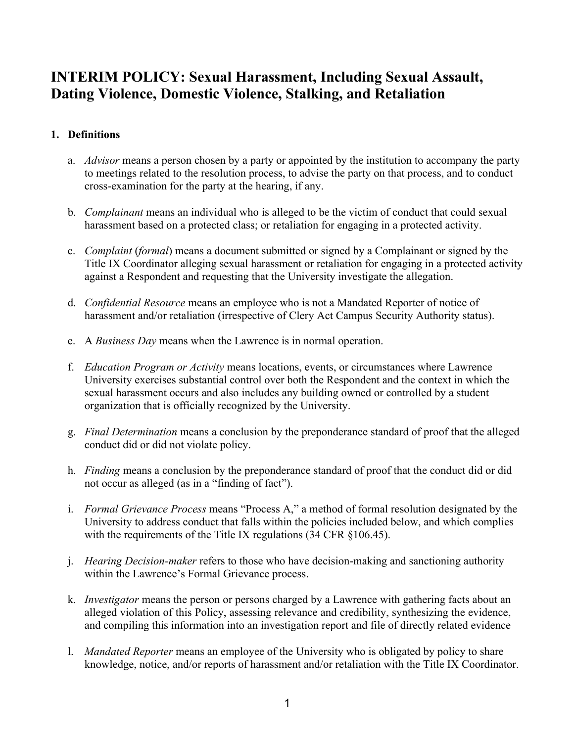# INTERIM POLICY: Sexual Harassment, Including Sexual Assault, Dating Violence, Domestic Violence, Stalking, and Retaliation

## 1. Definitions

a. *Advisor* means a person chosen by a party or appointed by the institution to accompany the party to meetings related to the resolution process, to advise the party on that process, and to conduct cross-examination for the party at the hearing, if any.

b. *Complainant* means an individual who is alleged to be the victim of conduct that could sexual harassment based on a protected class; or retaliation for engaging in a protected activity.

c. *Complaint* (*formal*) means a document submitted or signed by a Complainant or signed by the Title IX Coordinator alleging sexual harassment or retaliation for engaging in a protected activity against a Respondent and requesting that the University investigate the allegation.

d. *Confidential Resource* means an employee who is not a Mandated Reporter of notice of harassment and/or retaliation (irrespective of Clery Act Campus Security Authority status).

e. A *Business Day* means when the Lawrence is in normal operation.

f. *Education Program or Activity* means locations, events, or circumstances where Lawrence University exercises substantial control over both the Respondent and the context in which the sexual harassment occurs and also includes any building owned or controlled by a student organization that is officially recognized by the University.

g. *Final Determination* means a conclusion by the preponderance standard of proof that the alleged conduct did or did not violate policy.

h. *Finding* means a conclusion by the preponderance standard of proof that the conduct did or did not occur as alleged (as in a "finding of fact").

i. *Formal Grievance Process* means "Process A," a method of formal resolution designated by the University to address conduct that falls within the policies included below, and which complies with the requirements of the Title IX regulations (34 CFR §106.45).

j. *Hearing Decision-maker* refers to those who have decision-making and sanctioning authority within the Lawrence's Formal Grievance process.

k. *Investigator* means the person or persons charged by a Lawrence with gathering facts about an alleged violation of this Policy, assessing relevance and credibility, synthesizing the evidence, and compiling this information into an investigation report and file of directly related evidence

l. *Mandated Reporter* means an employee of the University who is obligated by policy to share knowledge, notice, and/or reports of harassment and/or retaliation with the Title IX Coordinator.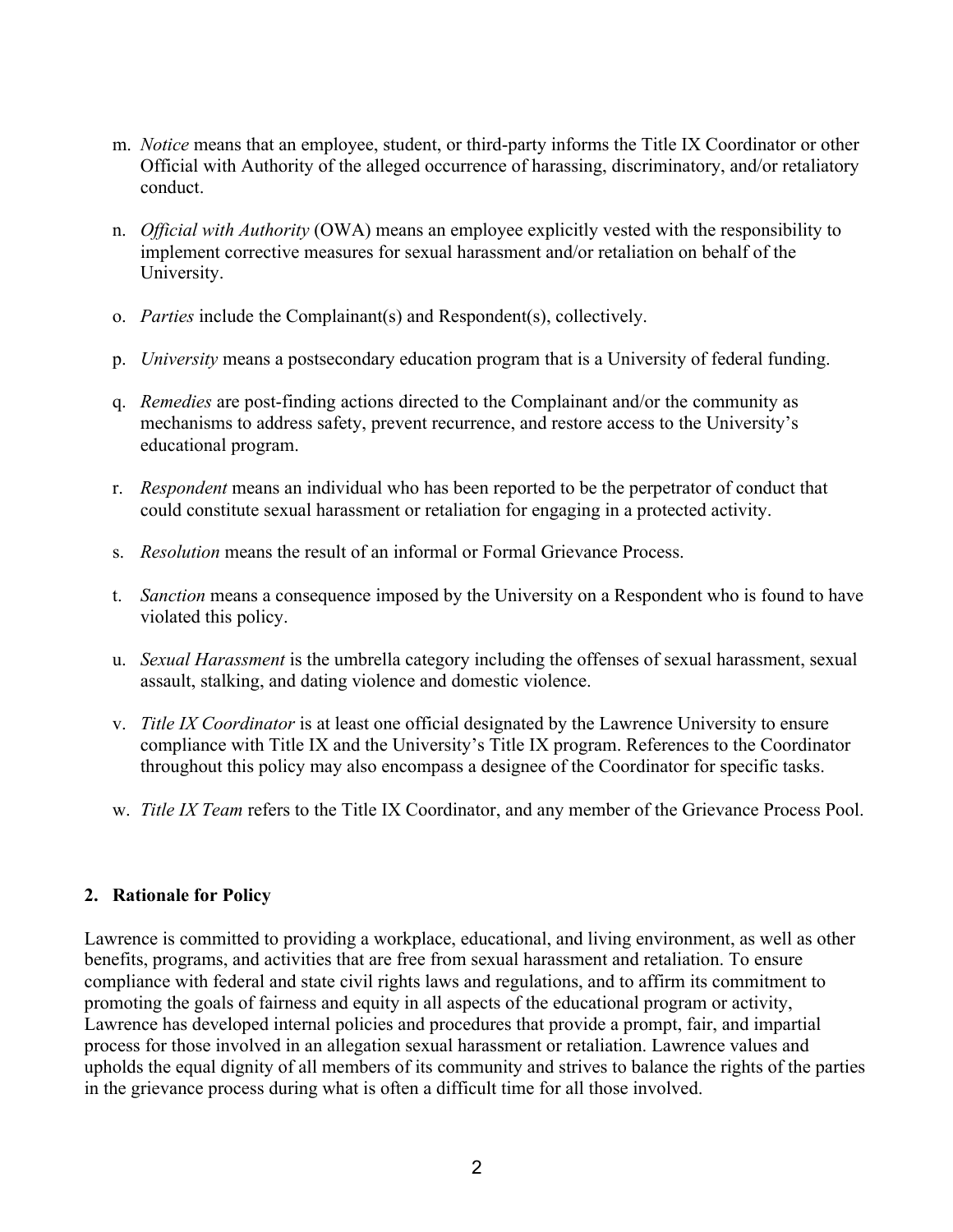m. *Notice* means that an employee, student, or third-party informs the Title IX Coordinator or other Official with Authority of the alleged occurrence of harassing, discriminatory, and/or retaliatory conduct.

n. *Official with Authority* (OWA) means an employee explicitly vested with the responsibility to implement corrective measures for sexual harassment and/or retaliation on behalf of the University.

o. *Parties* include the Complainant(s) and Respondent(s), collectively.

p. *University* means a postsecondary education program that is a University of federal funding.

q. *Remedies* are post-finding actions directed to the Complainant and/or the community as mechanisms to address safety, prevent recurrence, and restore access to the University's educational program.

r. *Respondent* means an individual who has been reported to be the perpetrator of conduct that could constitute sexual harassment or retaliation for engaging in a protected activity.

s. *Resolution* means the result of an informal or Formal Grievance Process.

t. *Sanction* means a consequence imposed by the University on a Respondent who is found to have violated this policy.

u. *Sexual Harassment* is the umbrella category including the offenses of sexual harassment, sexual assault, stalking, and dating violence and domestic violence.

v. *Title IX Coordinator* is at least one official designated by the Lawrence University to ensure compliance with Title IX and the University's Title IX program. References to the Coordinator throughout this policy may also encompass a designee of the Coordinator for specific tasks.

w. *Title IX Team* refers to the Title IX Coordinator, and any member of the Grievance Process Pool.

## 2. Rationale for Policy

Lawrence is committed to providing a workplace, educational, and living environment, as well as other benefits, programs, and activities that are free from sexual harassment and retaliation. To ensure compliance with federal and state civil rights laws and regulations, and to affirm its commitment to promoting the goals of fairness and equity in all aspects of the educational program or activity, Lawrence has developed internal policies and procedures that provide a prompt, fair, and impartial process for those involved in an allegation sexual harassment or retaliation. Lawrence values and upholds the equal dignity of all members of its community and strives to balance the rights of the parties in the grievance process during what is often a difficult time for all those involved.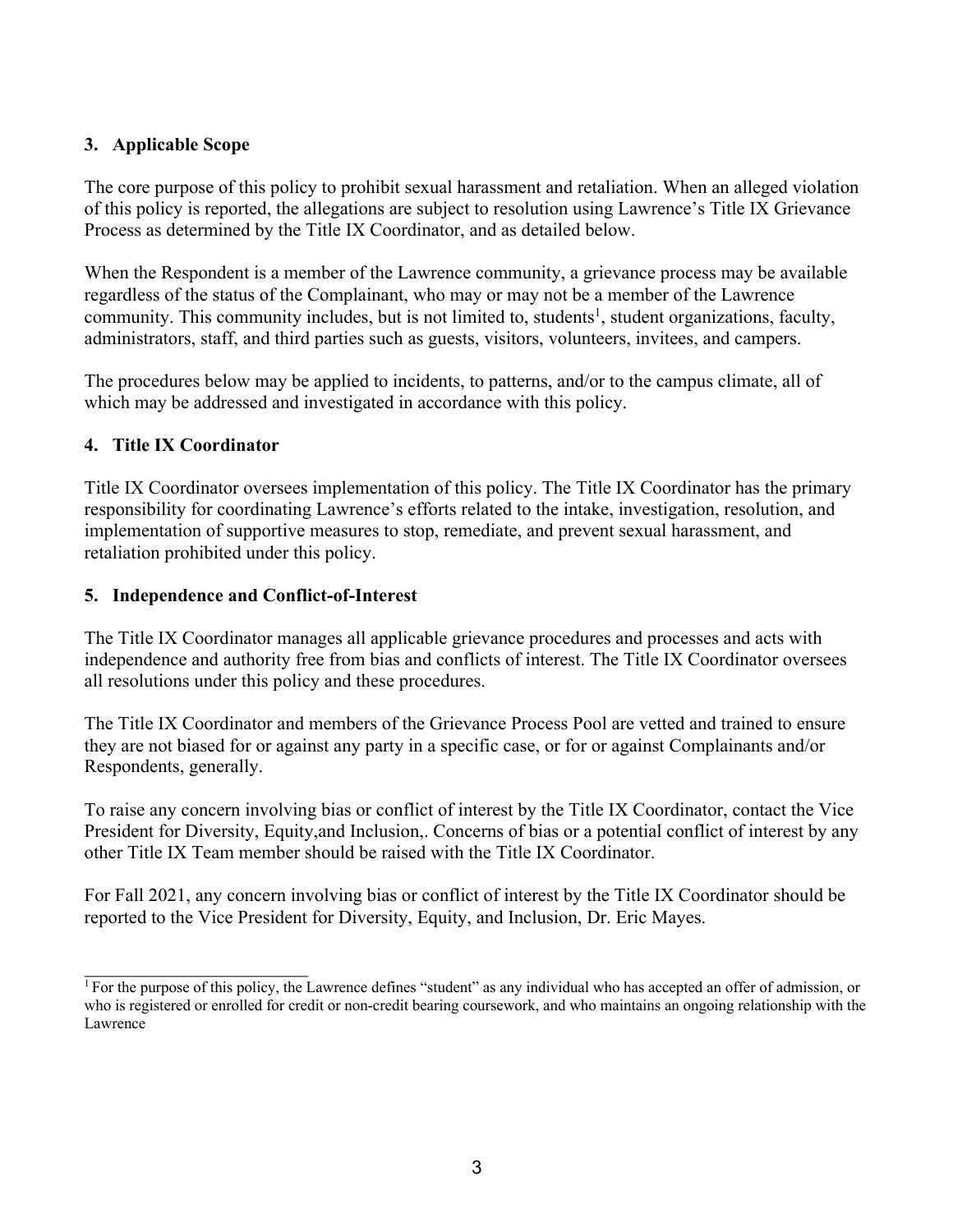## 3. Applicable Scope

The core purpose of this policy to prohibit sexual harassment and retaliation. When an alleged violation of this policy is reported, the allegations are subject to resolution using Lawrence's Title IX Grievance Process as determined by the Title IX Coordinator, and as detailed below.

When the Respondent is a member of the Lawrence community, a grievance process may be available regardless of the status of the Complainant, who may or may not be a member of the Lawrence community. This community includes, but is not limited to, students[1], student organizations, faculty, administrators, staff, and third parties such as guests, visitors, volunteers, invitees, and campers.

The procedures below may be applied to incidents, to patterns, and/or to the campus climate, all of which may be addressed and investigated in accordance with this policy.

## 4. Title IX Coordinator

Title IX Coordinator oversees implementation of this policy. The Title IX Coordinator has the primary responsibility for coordinating Lawrence's efforts related to the intake, investigation, resolution, and implementation of supportive measures to stop, remediate, and prevent sexual harassment, and retaliation prohibited under this policy.

## 5. Independence and Conflict-of-Interest

The Title IX Coordinator manages all applicable grievance procedures and processes and acts with independence and authority free from bias and conflicts of interest. The Title IX Coordinator oversees all resolutions under this policy and these procedures.

The Title IX Coordinator and members of the Grievance Process Pool are vetted and trained to ensure they are not biased for or against any party in a specific case, or for or against Complainants and/or Respondents, generally.

To raise any concern involving bias or conflict of interest by the Title IX Coordinator, contact the Vice President for Diversity, Equity,and Inclusion,. Concerns of bias or a potential conflict of interest by any other Title IX Team member should be raised with the Title IX Coordinator.

For Fall 2021, any concern involving bias or conflict of interest by the Title IX Coordinator should be reported to the Vice President for Diversity, Equity, and Inclusion, Dr. Eric Mayes.

---

[1] For the purpose of this policy, the Lawrence defines "student" as any individual who has accepted an offer of admission, or who is registered or enrolled for credit or non-credit bearing coursework, and who maintains an ongoing relationship with the Lawrence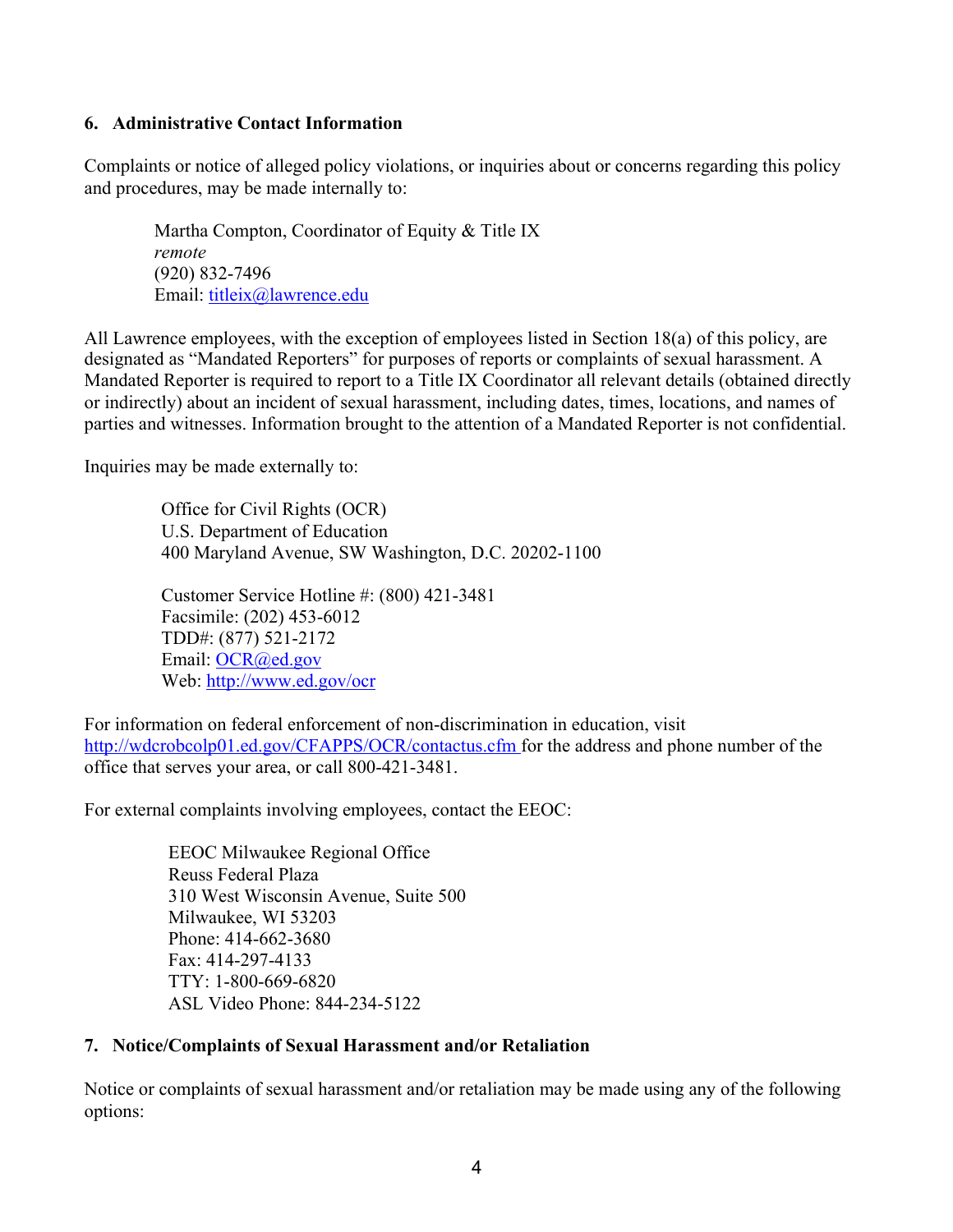## 6. Administrative Contact Information

Complaints or notice of alleged policy violations, or inquiries about or concerns regarding this policy and procedures, may be made internally to:

> Martha Compton, Coordinator of Equity & Title IX  
> *remote*  
> (920) 832-7496  
> Email: [titleix@lawrence.edu](mailto:titleix@lawrence.edu)

All Lawrence employees, with the exception of employees listed in Section 18(a) of this policy, are designated as "Mandated Reporters" for purposes of reports or complaints of sexual harassment. A Mandated Reporter is required to report to a Title IX Coordinator all relevant details (obtained directly or indirectly) about an incident of sexual harassment, including dates, times, locations, and names of parties and witnesses. Information brought to the attention of a Mandated Reporter is not confidential.

Inquiries may be made externally to:

> Office for Civil Rights (OCR)  
> U.S. Department of Education  
> 400 Maryland Avenue, SW Washington, D.C. 20202-1100
>
> Customer Service Hotline #: (800) 421-3481  
> Facsimile: (202) 453-6012  
> TDD#: (877) 521-2172  
> Email: [OCR@ed.gov](mailto:OCR@ed.gov)  
> Web: [http://www.ed.gov/ocr](http://www.ed.gov/ocr)

For information on federal enforcement of non-discrimination in education, visit [http://wdcrobcolp01.ed.gov/CFAPPS/OCR/contactus.cfm](http://wdcrobcolp01.ed.gov/CFAPPS/OCR/contactus.cfm) for the address and phone number of the office that serves your area, or call 800-421-3481.

For external complaints involving employees, contact the EEOC:

> EEOC Milwaukee Regional Office  
> Reuss Federal Plaza  
> 310 West Wisconsin Avenue, Suite 500  
> Milwaukee, WI 53203  
> Phone: 414-662-3680  
> Fax: 414-297-4133  
> TTY: 1-800-669-6820  
> ASL Video Phone: 844-234-5122

## 7. Notice/Complaints of Sexual Harassment and/or Retaliation

Notice or complaints of sexual harassment and/or retaliation may be made using any of the following options: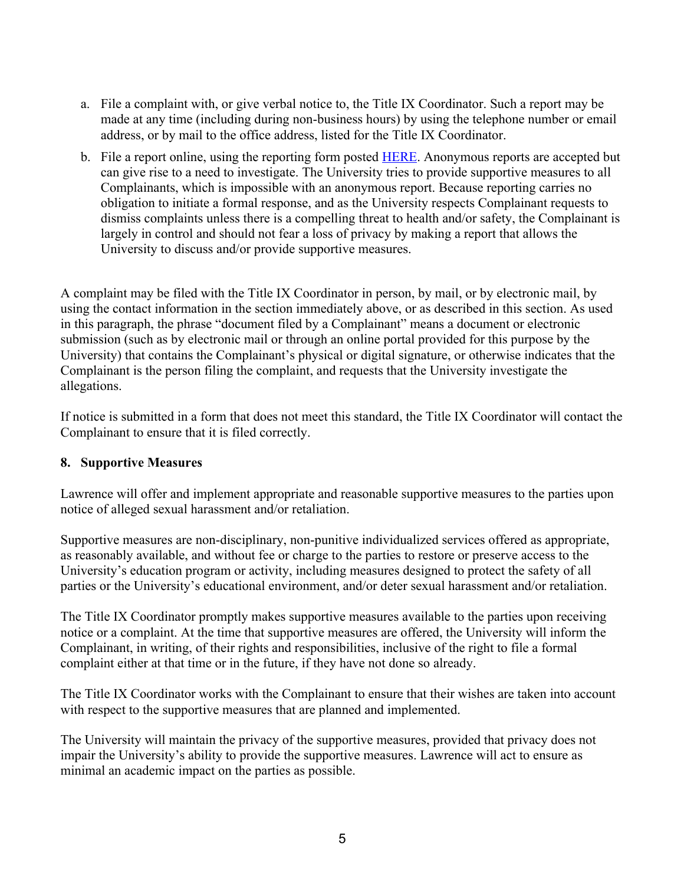a. File a complaint with, or give verbal notice to, the Title IX Coordinator. Such a report may be made at any time (including during non-business hours) by using the telephone number or email address, or by mail to the office address, listed for the Title IX Coordinator.

b. File a report online, using the reporting form posted HERE. Anonymous reports are accepted but can give rise to a need to investigate. The University tries to provide supportive measures to all Complainants, which is impossible with an anonymous report. Because reporting carries no obligation to initiate a formal response, and as the University respects Complainant requests to dismiss complaints unless there is a compelling threat to health and/or safety, the Complainant is largely in control and should not fear a loss of privacy by making a report that allows the University to discuss and/or provide supportive measures.

A complaint may be filed with the Title IX Coordinator in person, by mail, or by electronic mail, by using the contact information in the section immediately above, or as described in this section. As used in this paragraph, the phrase "document filed by a Complainant" means a document or electronic submission (such as by electronic mail or through an online portal provided for this purpose by the University) that contains the Complainant's physical or digital signature, or otherwise indicates that the Complainant is the person filing the complaint, and requests that the University investigate the allegations.

If notice is submitted in a form that does not meet this standard, the Title IX Coordinator will contact the Complainant to ensure that it is filed correctly.

## 8. Supportive Measures

Lawrence will offer and implement appropriate and reasonable supportive measures to the parties upon notice of alleged sexual harassment and/or retaliation.

Supportive measures are non-disciplinary, non-punitive individualized services offered as appropriate, as reasonably available, and without fee or charge to the parties to restore or preserve access to the University's education program or activity, including measures designed to protect the safety of all parties or the University's educational environment, and/or deter sexual harassment and/or retaliation.

The Title IX Coordinator promptly makes supportive measures available to the parties upon receiving notice or a complaint. At the time that supportive measures are offered, the University will inform the Complainant, in writing, of their rights and responsibilities, inclusive of the right to file a formal complaint either at that time or in the future, if they have not done so already.

The Title IX Coordinator works with the Complainant to ensure that their wishes are taken into account with respect to the supportive measures that are planned and implemented.

The University will maintain the privacy of the supportive measures, provided that privacy does not impair the University's ability to provide the supportive measures. Lawrence will act to ensure as minimal an academic impact on the parties as possible.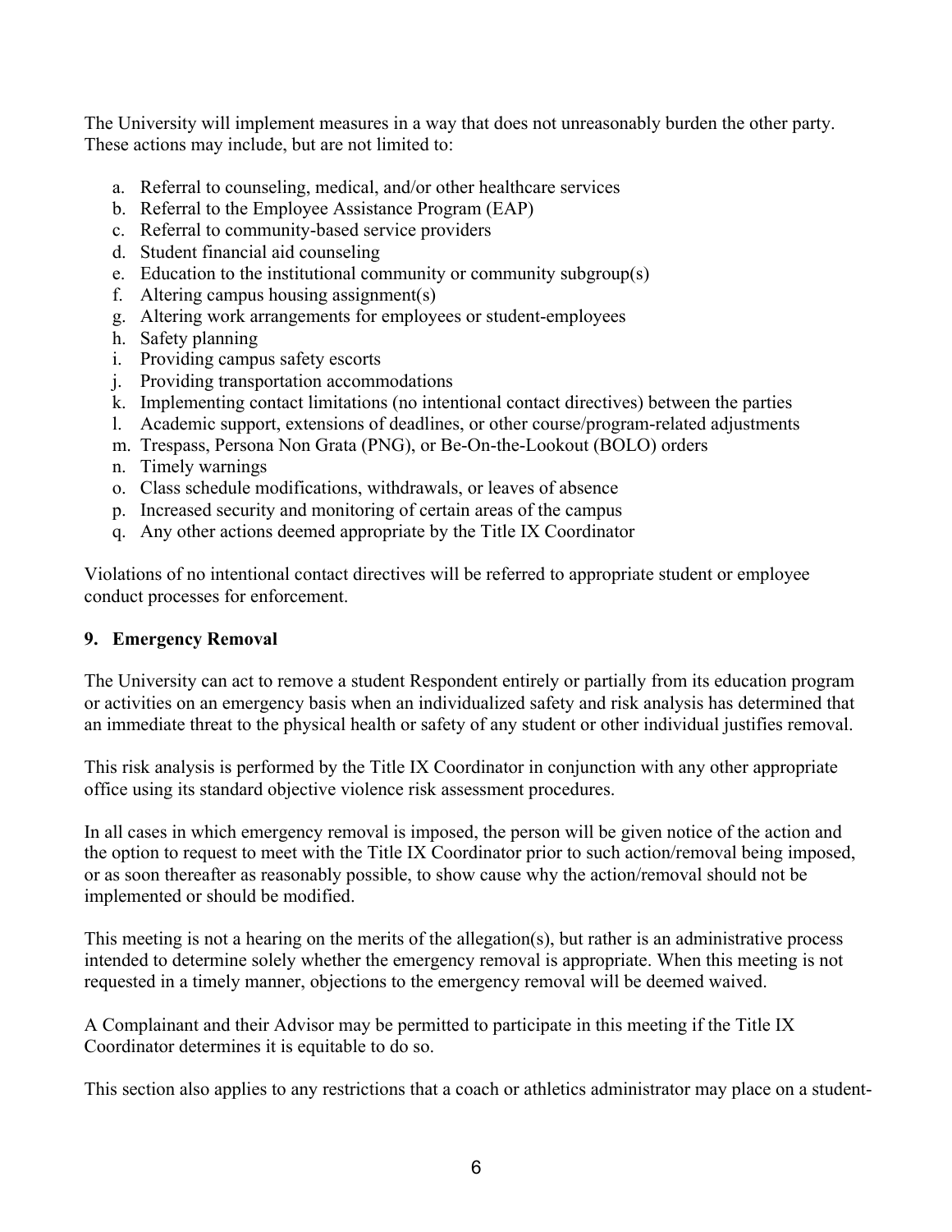The University will implement measures in a way that does not unreasonably burden the other party. These actions may include, but are not limited to:

a. Referral to counseling, medical, and/or other healthcare services
b. Referral to the Employee Assistance Program (EAP)
c. Referral to community-based service providers
d. Student financial aid counseling
e. Education to the institutional community or community subgroup(s)
f. Altering campus housing assignment(s)
g. Altering work arrangements for employees or student-employees
h. Safety planning
i. Providing campus safety escorts
j. Providing transportation accommodations
k. Implementing contact limitations (no intentional contact directives) between the parties
l. Academic support, extensions of deadlines, or other course/program-related adjustments
m. Trespass, Persona Non Grata (PNG), or Be-On-the-Lookout (BOLO) orders
n. Timely warnings
o. Class schedule modifications, withdrawals, or leaves of absence
p. Increased security and monitoring of certain areas of the campus
q. Any other actions deemed appropriate by the Title IX Coordinator

Violations of no intentional contact directives will be referred to appropriate student or employee conduct processes for enforcement.

### 9. Emergency Removal

The University can act to remove a student Respondent entirely or partially from its education program or activities on an emergency basis when an individualized safety and risk analysis has determined that an immediate threat to the physical health or safety of any student or other individual justifies removal.

This risk analysis is performed by the Title IX Coordinator in conjunction with any other appropriate office using its standard objective violence risk assessment procedures.

In all cases in which emergency removal is imposed, the person will be given notice of the action and the option to request to meet with the Title IX Coordinator prior to such action/removal being imposed, or as soon thereafter as reasonably possible, to show cause why the action/removal should not be implemented or should be modified.

This meeting is not a hearing on the merits of the allegation(s), but rather is an administrative process intended to determine solely whether the emergency removal is appropriate. When this meeting is not requested in a timely manner, objections to the emergency removal will be deemed waived.

A Complainant and their Advisor may be permitted to participate in this meeting if the Title IX Coordinator determines it is equitable to do so.

This section also applies to any restrictions that a coach or athletics administrator may place on a student-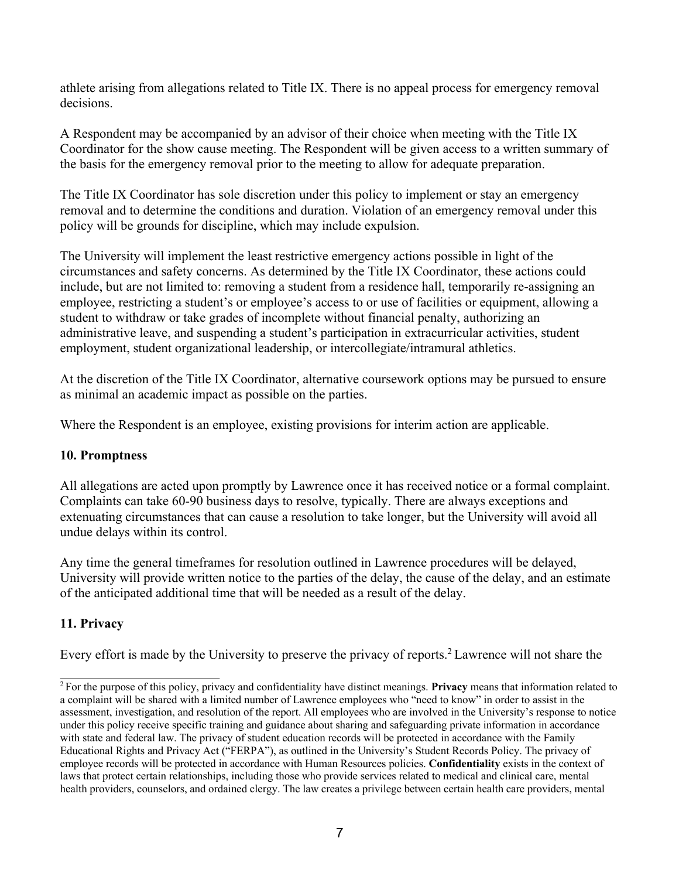athlete arising from allegations related to Title IX. There is no appeal process for emergency removal decisions.

A Respondent may be accompanied by an advisor of their choice when meeting with the Title IX Coordinator for the show cause meeting. The Respondent will be given access to a written summary of the basis for the emergency removal prior to the meeting to allow for adequate preparation.

The Title IX Coordinator has sole discretion under this policy to implement or stay an emergency removal and to determine the conditions and duration. Violation of an emergency removal under this policy will be grounds for discipline, which may include expulsion.

The University will implement the least restrictive emergency actions possible in light of the circumstances and safety concerns. As determined by the Title IX Coordinator, these actions could include, but are not limited to: removing a student from a residence hall, temporarily re-assigning an employee, restricting a student's or employee's access to or use of facilities or equipment, allowing a student to withdraw or take grades of incomplete without financial penalty, authorizing an administrative leave, and suspending a student's participation in extracurricular activities, student employment, student organizational leadership, or intercollegiate/intramural athletics.

At the discretion of the Title IX Coordinator, alternative coursework options may be pursued to ensure as minimal an academic impact as possible on the parties.

Where the Respondent is an employee, existing provisions for interim action are applicable.

## 10. Promptness

All allegations are acted upon promptly by Lawrence once it has received notice or a formal complaint. Complaints can take 60-90 business days to resolve, typically. There are always exceptions and extenuating circumstances that can cause a resolution to take longer, but the University will avoid all undue delays within its control.

Any time the general timeframes for resolution outlined in Lawrence procedures will be delayed, University will provide written notice to the parties of the delay, the cause of the delay, and an estimate of the anticipated additional time that will be needed as a result of the delay.

## 11. Privacy

Every effort is made by the University to preserve the privacy of reports.[2] Lawrence will not share the

[2] For the purpose of this policy, privacy and confidentiality have distinct meanings. **Privacy** means that information related to a complaint will be shared with a limited number of Lawrence employees who "need to know" in order to assist in the assessment, investigation, and resolution of the report. All employees who are involved in the University's response to notice under this policy receive specific training and guidance about sharing and safeguarding private information in accordance with state and federal law. The privacy of student education records will be protected in accordance with the Family Educational Rights and Privacy Act ("FERPA"), as outlined in the University's Student Records Policy. The privacy of employee records will be protected in accordance with Human Resources policies. **Confidentiality** exists in the context of laws that protect certain relationships, including those who provide services related to medical and clinical care, mental health providers, counselors, and ordained clergy. The law creates a privilege between certain health care providers, mental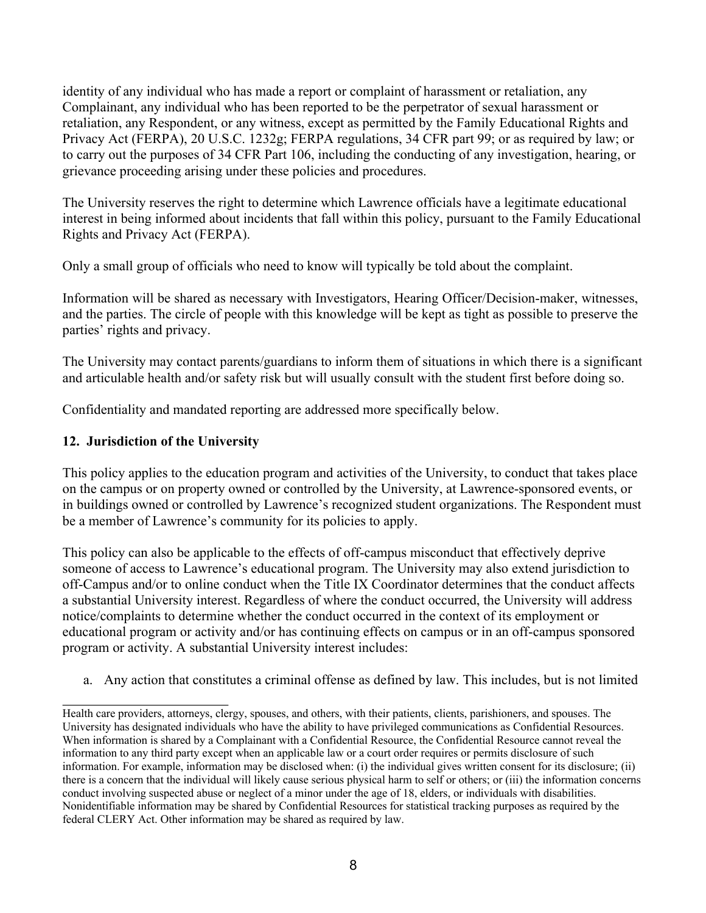identity of any individual who has made a report or complaint of harassment or retaliation, any Complainant, any individual who has been reported to be the perpetrator of sexual harassment or retaliation, any Respondent, or any witness, except as permitted by the Family Educational Rights and Privacy Act (FERPA), 20 U.S.C. 1232g; FERPA regulations, 34 CFR part 99; or as required by law; or to carry out the purposes of 34 CFR Part 106, including the conducting of any investigation, hearing, or grievance proceeding arising under these policies and procedures.

The University reserves the right to determine which Lawrence officials have a legitimate educational interest in being informed about incidents that fall within this policy, pursuant to the Family Educational Rights and Privacy Act (FERPA).

Only a small group of officials who need to know will typically be told about the complaint.

Information will be shared as necessary with Investigators, Hearing Officer/Decision-maker, witnesses, and the parties. The circle of people with this knowledge will be kept as tight as possible to preserve the parties' rights and privacy.

The University may contact parents/guardians to inform them of situations in which there is a significant and articulable health and/or safety risk but will usually consult with the student first before doing so.

Confidentiality and mandated reporting are addressed more specifically below.

## 12. Jurisdiction of the University

This policy applies to the education program and activities of the University, to conduct that takes place on the campus or on property owned or controlled by the University, at Lawrence-sponsored events, or in buildings owned or controlled by Lawrence's recognized student organizations. The Respondent must be a member of Lawrence's community for its policies to apply.

This policy can also be applicable to the effects of off-campus misconduct that effectively deprive someone of access to Lawrence's educational program. The University may also extend jurisdiction to off-Campus and/or to online conduct when the Title IX Coordinator determines that the conduct affects a substantial University interest. Regardless of where the conduct occurred, the University will address notice/complaints to determine whether the conduct occurred in the context of its employment or educational program or activity and/or has continuing effects on campus or in an off-campus sponsored program or activity. A substantial University interest includes:

a. Any action that constitutes a criminal offense as defined by law. This includes, but is not limited

---

Health care providers, attorneys, clergy, spouses, and others, with their patients, clients, parishioners, and spouses. The University has designated individuals who have the ability to have privileged communications as Confidential Resources. When information is shared by a Complainant with a Confidential Resource, the Confidential Resource cannot reveal the information to any third party except when an applicable law or a court order requires or permits disclosure of such information. For example, information may be disclosed when: (i) the individual gives written consent for its disclosure; (ii) there is a concern that the individual will likely cause serious physical harm to self or others; or (iii) the information concerns conduct involving suspected abuse or neglect of a minor under the age of 18, elders, or individuals with disabilities. Nonidentifiable information may be shared by Confidential Resources for statistical tracking purposes as required by the federal CLERY Act. Other information may be shared as required by law.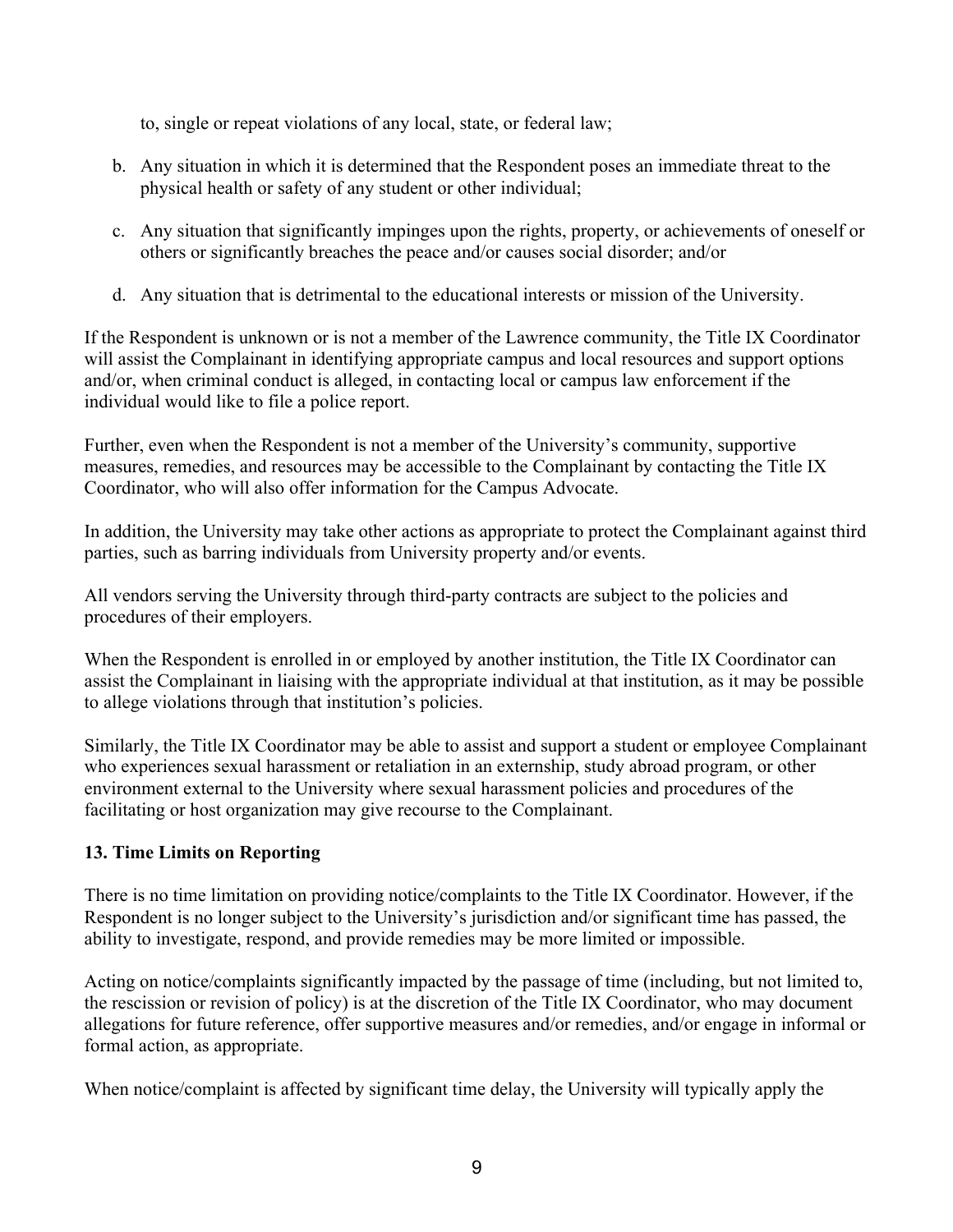to, single or repeat violations of any local, state, or federal law;

b. Any situation in which it is determined that the Respondent poses an immediate threat to the physical health or safety of any student or other individual;

c. Any situation that significantly impinges upon the rights, property, or achievements of oneself or others or significantly breaches the peace and/or causes social disorder; and/or

d. Any situation that is detrimental to the educational interests or mission of the University.

If the Respondent is unknown or is not a member of the Lawrence community, the Title IX Coordinator will assist the Complainant in identifying appropriate campus and local resources and support options and/or, when criminal conduct is alleged, in contacting local or campus law enforcement if the individual would like to file a police report.

Further, even when the Respondent is not a member of the University's community, supportive measures, remedies, and resources may be accessible to the Complainant by contacting the Title IX Coordinator, who will also offer information for the Campus Advocate.

In addition, the University may take other actions as appropriate to protect the Complainant against third parties, such as barring individuals from University property and/or events.

All vendors serving the University through third-party contracts are subject to the policies and procedures of their employers.

When the Respondent is enrolled in or employed by another institution, the Title IX Coordinator can assist the Complainant in liaising with the appropriate individual at that institution, as it may be possible to allege violations through that institution's policies.

Similarly, the Title IX Coordinator may be able to assist and support a student or employee Complainant who experiences sexual harassment or retaliation in an externship, study abroad program, or other environment external to the University where sexual harassment policies and procedures of the facilitating or host organization may give recourse to the Complainant.

**13. Time Limits on Reporting**

There is no time limitation on providing notice/complaints to the Title IX Coordinator. However, if the Respondent is no longer subject to the University's jurisdiction and/or significant time has passed, the ability to investigate, respond, and provide remedies may be more limited or impossible.

Acting on notice/complaints significantly impacted by the passage of time (including, but not limited to, the rescission or revision of policy) is at the discretion of the Title IX Coordinator, who may document allegations for future reference, offer supportive measures and/or remedies, and/or engage in informal or formal action, as appropriate.

When notice/complaint is affected by significant time delay, the University will typically apply the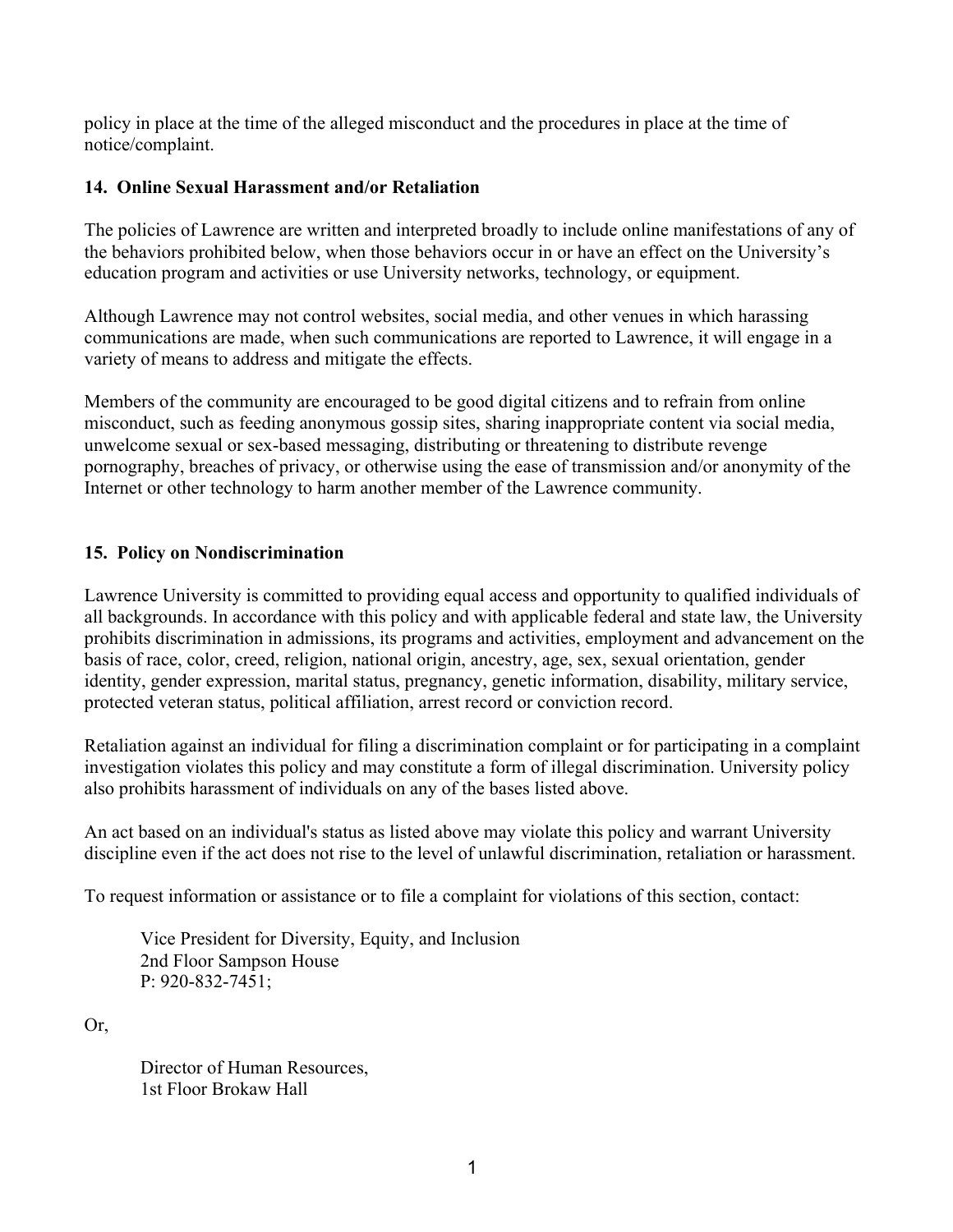policy in place at the time of the alleged misconduct and the procedures in place at the time of notice/complaint.

## 14. Online Sexual Harassment and/or Retaliation

The policies of Lawrence are written and interpreted broadly to include online manifestations of any of the behaviors prohibited below, when those behaviors occur in or have an effect on the University's education program and activities or use University networks, technology, or equipment.

Although Lawrence may not control websites, social media, and other venues in which harassing communications are made, when such communications are reported to Lawrence, it will engage in a variety of means to address and mitigate the effects.

Members of the community are encouraged to be good digital citizens and to refrain from online misconduct, such as feeding anonymous gossip sites, sharing inappropriate content via social media, unwelcome sexual or sex-based messaging, distributing or threatening to distribute revenge pornography, breaches of privacy, or otherwise using the ease of transmission and/or anonymity of the Internet or other technology to harm another member of the Lawrence community.

## 15. Policy on Nondiscrimination

Lawrence University is committed to providing equal access and opportunity to qualified individuals of all backgrounds. In accordance with this policy and with applicable federal and state law, the University prohibits discrimination in admissions, its programs and activities, employment and advancement on the basis of race, color, creed, religion, national origin, ancestry, age, sex, sexual orientation, gender identity, gender expression, marital status, pregnancy, genetic information, disability, military service, protected veteran status, political affiliation, arrest record or conviction record.

Retaliation against an individual for filing a discrimination complaint or for participating in a complaint investigation violates this policy and may constitute a form of illegal discrimination. University policy also prohibits harassment of individuals on any of the bases listed above.

An act based on an individual's status as listed above may violate this policy and warrant University discipline even if the act does not rise to the level of unlawful discrimination, retaliation or harassment.

To request information or assistance or to file a complaint for violations of this section, contact:

> Vice President for Diversity, Equity, and Inclusion
> 2nd Floor Sampson House
> P: 920-832-7451;

Or,

> Director of Human Resources,
> 1st Floor Brokaw Hall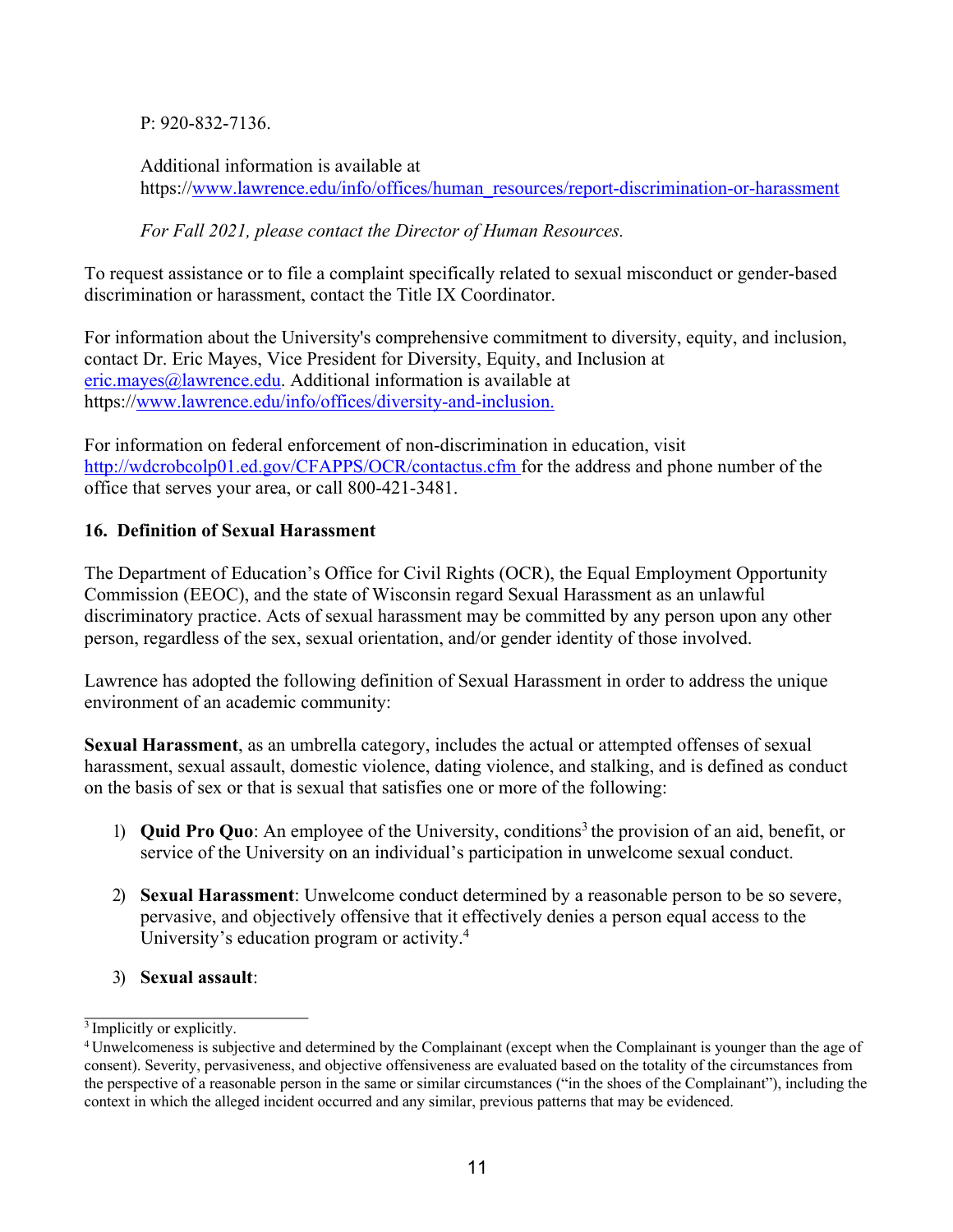P: 920-832-7136.

Additional information is available at https://www.lawrence.edu/info/offices/human_resources/report-discrimination-or-harassment

*For Fall 2021, please contact the Director of Human Resources.*

To request assistance or to file a complaint specifically related to sexual misconduct or gender-based discrimination or harassment, contact the Title IX Coordinator.

For information about the University's comprehensive commitment to diversity, equity, and inclusion, contact Dr. Eric Mayes, Vice President for Diversity, Equity, and Inclusion at eric.mayes@lawrence.edu. Additional information is available at https://www.lawrence.edu/info/offices/diversity-and-inclusion.

For information on federal enforcement of non-discrimination in education, visit http://wdcrobcolp01.ed.gov/CFAPPS/OCR/contactus.cfm for the address and phone number of the office that serves your area, or call 800-421-3481.

## 16. Definition of Sexual Harassment

The Department of Education's Office for Civil Rights (OCR), the Equal Employment Opportunity Commission (EEOC), and the state of Wisconsin regard Sexual Harassment as an unlawful discriminatory practice. Acts of sexual harassment may be committed by any person upon any other person, regardless of the sex, sexual orientation, and/or gender identity of those involved.

Lawrence has adopted the following definition of Sexual Harassment in order to address the unique environment of an academic community:

**Sexual Harassment**, as an umbrella category, includes the actual or attempted offenses of sexual harassment, sexual assault, domestic violence, dating violence, and stalking, and is defined as conduct on the basis of sex or that is sexual that satisfies one or more of the following:

1) **Quid Pro Quo**: An employee of the University, conditions[3] the provision of an aid, benefit, or service of the University on an individual's participation in unwelcome sexual conduct.

2) **Sexual Harassment**: Unwelcome conduct determined by a reasonable person to be so severe, pervasive, and objectively offensive that it effectively denies a person equal access to the University's education program or activity.[4]

3) **Sexual assault**:

---

[3] Implicitly or explicitly.

[4] Unwelcomeness is subjective and determined by the Complainant (except when the Complainant is younger than the age of consent). Severity, pervasiveness, and objective offensiveness are evaluated based on the totality of the circumstances from the perspective of a reasonable person in the same or similar circumstances ("in the shoes of the Complainant"), including the context in which the alleged incident occurred and any similar, previous patterns that may be evidenced.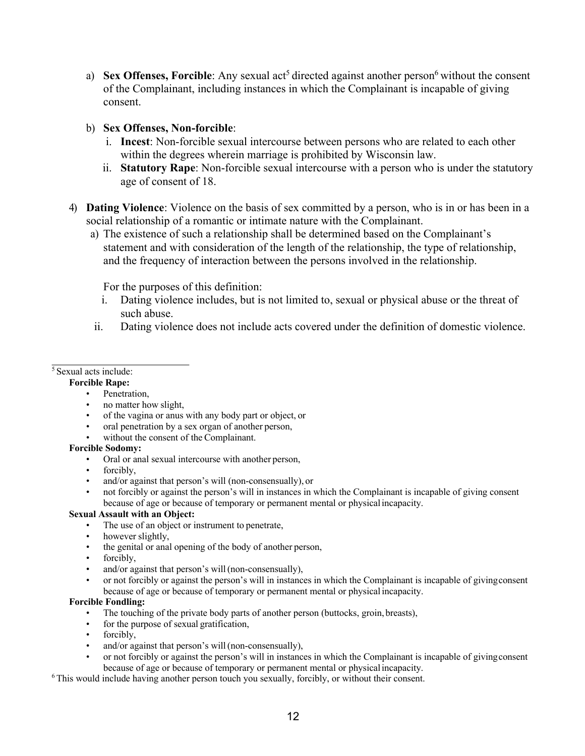a) **Sex Offenses, Forcible**: Any sexual act[5] directed against another person[6] without the consent of the Complainant, including instances in which the Complainant is incapable of giving consent.

b) **Sex Offenses, Non-forcible**:
   i. **Incest**: Non-forcible sexual intercourse between persons who are related to each other within the degrees wherein marriage is prohibited by Wisconsin law.
   ii. **Statutory Rape**: Non-forcible sexual intercourse with a person who is under the statutory age of consent of 18.

4) **Dating Violence**: Violence on the basis of sex committed by a person, who is in or has been in a social relationship of a romantic or intimate nature with the Complainant.
   a) The existence of such a relationship shall be determined based on the Complainant's statement and with consideration of the length of the relationship, the type of relationship, and the frequency of interaction between the persons involved in the relationship.

   For the purposes of this definition:
   i. Dating violence includes, but is not limited to, sexual or physical abuse or the threat of such abuse.
   ii. Dating violence does not include acts covered under the definition of domestic violence.

---

[5] Sexual acts include:

**Forcible Rape:**
- Penetration,
- no matter how slight,
- of the vagina or anus with any body part or object, or
- oral penetration by a sex organ of another person,
- without the consent of the Complainant.

**Forcible Sodomy:**
- Oral or anal sexual intercourse with another person,
- forcibly,
- and/or against that person's will (non-consensually), or
- not forcibly or against the person's will in instances in which the Complainant is incapable of giving consent because of age or because of temporary or permanent mental or physical incapacity.

**Sexual Assault with an Object:**
- The use of an object or instrument to penetrate,
- however slightly,
- the genital or anal opening of the body of another person,
- forcibly,
- and/or against that person's will (non-consensually),
- or not forcibly or against the person's will in instances in which the Complainant is incapable of giving consent because of age or because of temporary or permanent mental or physical incapacity.

**Forcible Fondling:**
- The touching of the private body parts of another person (buttocks, groin, breasts),
- for the purpose of sexual gratification,
- forcibly,
- and/or against that person's will (non-consensually),
- or not forcibly or against the person's will in instances in which the Complainant is incapable of giving consent because of age or because of temporary or permanent mental or physical incapacity.

[6] This would include having another person touch you sexually, forcibly, or without their consent.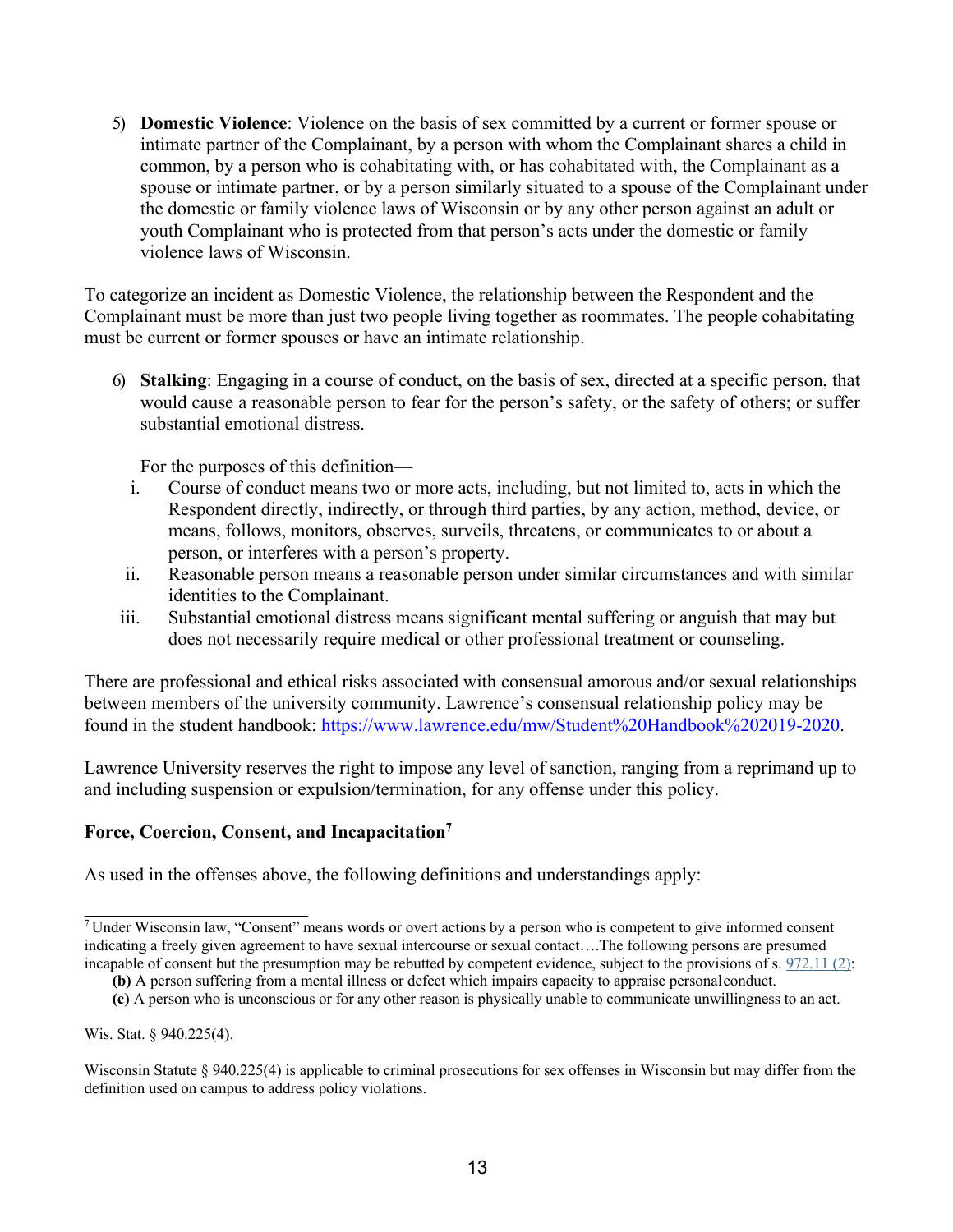5) **Domestic Violence**: Violence on the basis of sex committed by a current or former spouse or intimate partner of the Complainant, by a person with whom the Complainant shares a child in common, by a person who is cohabitating with, or has cohabitated with, the Complainant as a spouse or intimate partner, or by a person similarly situated to a spouse of the Complainant under the domestic or family violence laws of Wisconsin or by any other person against an adult or youth Complainant who is protected from that person's acts under the domestic or family violence laws of Wisconsin.

To categorize an incident as Domestic Violence, the relationship between the Respondent and the Complainant must be more than just two people living together as roommates. The people cohabitating must be current or former spouses or have an intimate relationship.

6) **Stalking**: Engaging in a course of conduct, on the basis of sex, directed at a specific person, that would cause a reasonable person to fear for the person's safety, or the safety of others; or suffer substantial emotional distress.

   For the purposes of this definition—

   i. Course of conduct means two or more acts, including, but not limited to, acts in which the Respondent directly, indirectly, or through third parties, by any action, method, device, or means, follows, monitors, observes, surveils, threatens, or communicates to or about a person, or interferes with a person's property.
   ii. Reasonable person means a reasonable person under similar circumstances and with similar identities to the Complainant.
   iii. Substantial emotional distress means significant mental suffering or anguish that may but does not necessarily require medical or other professional treatment or counseling.

There are professional and ethical risks associated with consensual amorous and/or sexual relationships between members of the university community. Lawrence's consensual relationship policy may be found in the student handbook: https://www.lawrence.edu/mw/Student%20Handbook%202019-2020.

Lawrence University reserves the right to impose any level of sanction, ranging from a reprimand up to and including suspension or expulsion/termination, for any offense under this policy.

### Force, Coercion, Consent, and Incapacitation[7]

As used in the offenses above, the following definitions and understandings apply:

---

[7] Under Wisconsin law, "Consent" means words or overt actions by a person who is competent to give informed consent indicating a freely given agreement to have sexual intercourse or sexual contact….The following persons are presumed incapable of consent but the presumption may be rebutted by competent evidence, subject to the provisions of s. 972.11 (2):

**(b)** A person suffering from a mental illness or defect which impairs capacity to appraise personal conduct.

**(c)** A person who is unconscious or for any other reason is physically unable to communicate unwillingness to an act.

Wis. Stat. § 940.225(4).

Wisconsin Statute § 940.225(4) is applicable to criminal prosecutions for sex offenses in Wisconsin but may differ from the definition used on campus to address policy violations.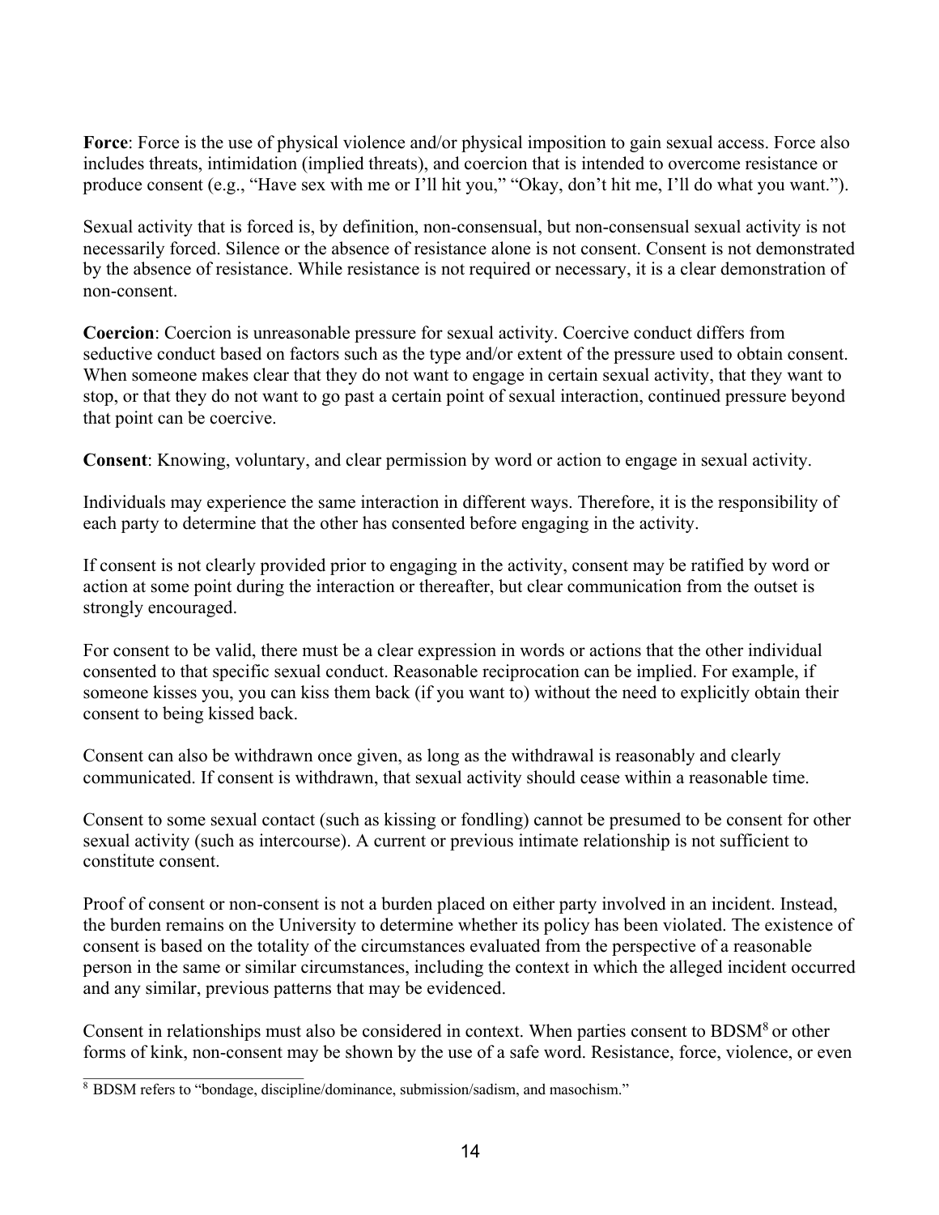**Force**: Force is the use of physical violence and/or physical imposition to gain sexual access. Force also includes threats, intimidation (implied threats), and coercion that is intended to overcome resistance or produce consent (e.g., "Have sex with me or I'll hit you," "Okay, don't hit me, I'll do what you want.").

Sexual activity that is forced is, by definition, non-consensual, but non-consensual sexual activity is not necessarily forced. Silence or the absence of resistance alone is not consent. Consent is not demonstrated by the absence of resistance. While resistance is not required or necessary, it is a clear demonstration of non-consent.

**Coercion**: Coercion is unreasonable pressure for sexual activity. Coercive conduct differs from seductive conduct based on factors such as the type and/or extent of the pressure used to obtain consent. When someone makes clear that they do not want to engage in certain sexual activity, that they want to stop, or that they do not want to go past a certain point of sexual interaction, continued pressure beyond that point can be coercive.

**Consent**: Knowing, voluntary, and clear permission by word or action to engage in sexual activity.

Individuals may experience the same interaction in different ways. Therefore, it is the responsibility of each party to determine that the other has consented before engaging in the activity.

If consent is not clearly provided prior to engaging in the activity, consent may be ratified by word or action at some point during the interaction or thereafter, but clear communication from the outset is strongly encouraged.

For consent to be valid, there must be a clear expression in words or actions that the other individual consented to that specific sexual conduct. Reasonable reciprocation can be implied. For example, if someone kisses you, you can kiss them back (if you want to) without the need to explicitly obtain their consent to being kissed back.

Consent can also be withdrawn once given, as long as the withdrawal is reasonably and clearly communicated. If consent is withdrawn, that sexual activity should cease within a reasonable time.

Consent to some sexual contact (such as kissing or fondling) cannot be presumed to be consent for other sexual activity (such as intercourse). A current or previous intimate relationship is not sufficient to constitute consent.

Proof of consent or non-consent is not a burden placed on either party involved in an incident. Instead, the burden remains on the University to determine whether its policy has been violated. The existence of consent is based on the totality of the circumstances evaluated from the perspective of a reasonable person in the same or similar circumstances, including the context in which the alleged incident occurred and any similar, previous patterns that may be evidenced.

Consent in relationships must also be considered in context. When parties consent to BDSM[8] or other forms of kink, non-consent may be shown by the use of a safe word. Resistance, force, violence, or even

[8] BDSM refers to "bondage, discipline/dominance, submission/sadism, and masochism."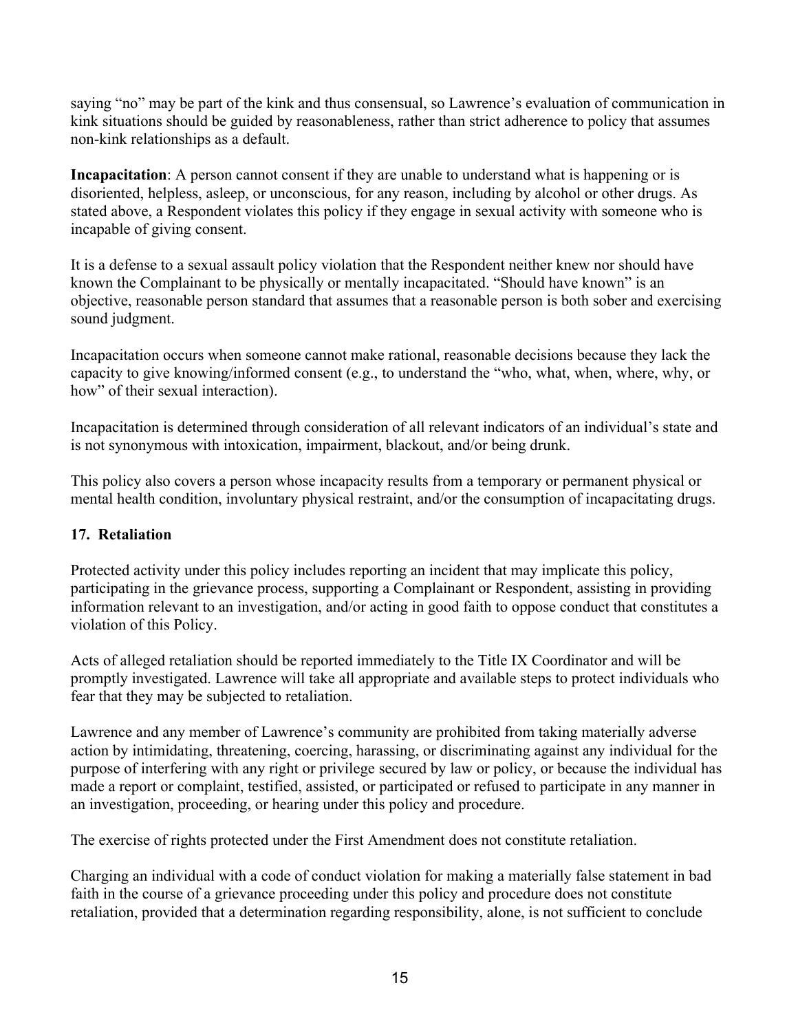saying "no" may be part of the kink and thus consensual, so Lawrence's evaluation of communication in kink situations should be guided by reasonableness, rather than strict adherence to policy that assumes non-kink relationships as a default.

**Incapacitation**: A person cannot consent if they are unable to understand what is happening or is disoriented, helpless, asleep, or unconscious, for any reason, including by alcohol or other drugs. As stated above, a Respondent violates this policy if they engage in sexual activity with someone who is incapable of giving consent.

It is a defense to a sexual assault policy violation that the Respondent neither knew nor should have known the Complainant to be physically or mentally incapacitated. "Should have known" is an objective, reasonable person standard that assumes that a reasonable person is both sober and exercising sound judgment.

Incapacitation occurs when someone cannot make rational, reasonable decisions because they lack the capacity to give knowing/informed consent (e.g., to understand the "who, what, when, where, why, or how" of their sexual interaction).

Incapacitation is determined through consideration of all relevant indicators of an individual's state and is not synonymous with intoxication, impairment, blackout, and/or being drunk.

This policy also covers a person whose incapacity results from a temporary or permanent physical or mental health condition, involuntary physical restraint, and/or the consumption of incapacitating drugs.

### 17. Retaliation

Protected activity under this policy includes reporting an incident that may implicate this policy, participating in the grievance process, supporting a Complainant or Respondent, assisting in providing information relevant to an investigation, and/or acting in good faith to oppose conduct that constitutes a violation of this Policy.

Acts of alleged retaliation should be reported immediately to the Title IX Coordinator and will be promptly investigated. Lawrence will take all appropriate and available steps to protect individuals who fear that they may be subjected to retaliation.

Lawrence and any member of Lawrence's community are prohibited from taking materially adverse action by intimidating, threatening, coercing, harassing, or discriminating against any individual for the purpose of interfering with any right or privilege secured by law or policy, or because the individual has made a report or complaint, testified, assisted, or participated or refused to participate in any manner in an investigation, proceeding, or hearing under this policy and procedure.

The exercise of rights protected under the First Amendment does not constitute retaliation.

Charging an individual with a code of conduct violation for making a materially false statement in bad faith in the course of a grievance proceeding under this policy and procedure does not constitute retaliation, provided that a determination regarding responsibility, alone, is not sufficient to conclude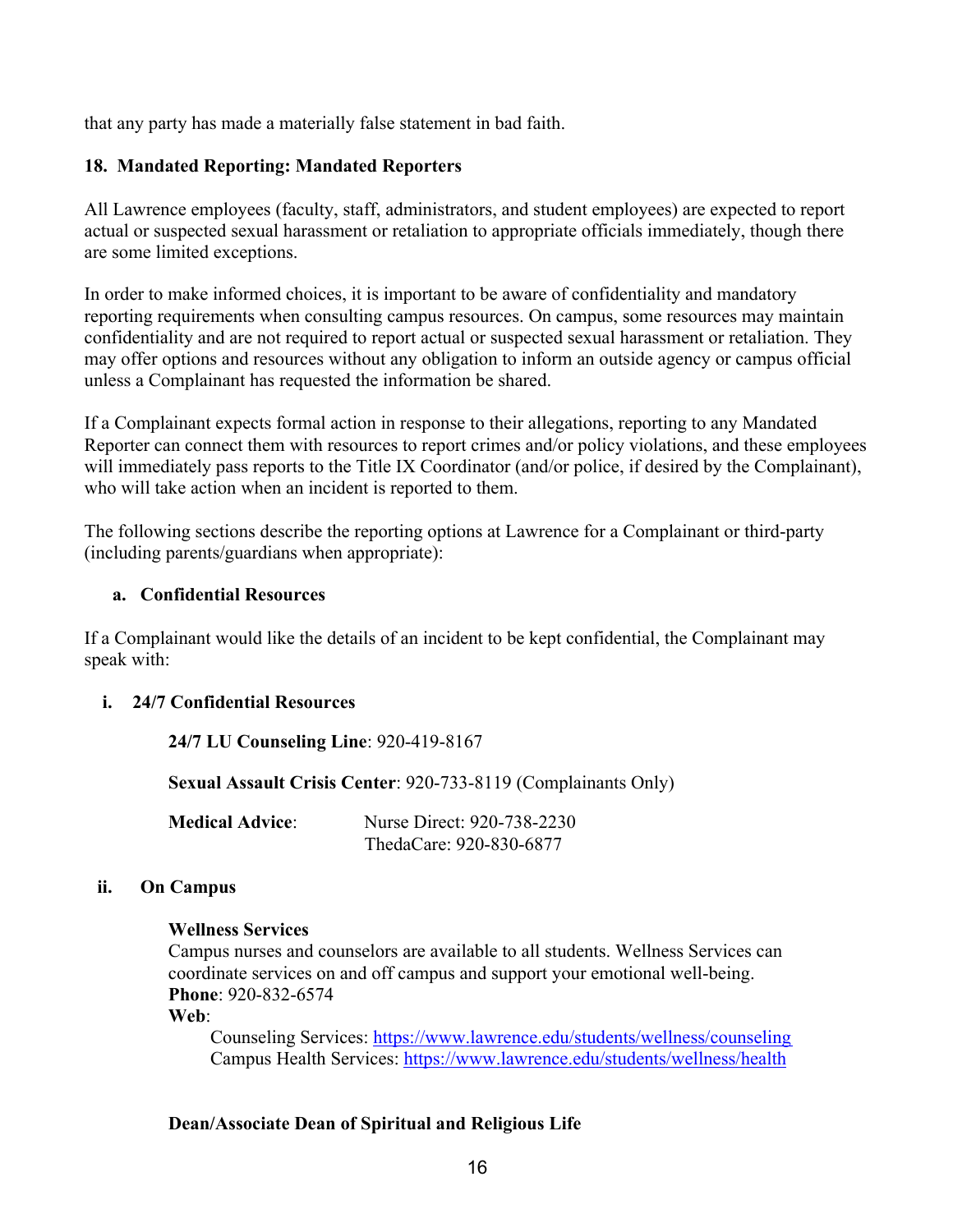that any party has made a materially false statement in bad faith.

### 18. Mandated Reporting: Mandated Reporters

All Lawrence employees (faculty, staff, administrators, and student employees) are expected to report actual or suspected sexual harassment or retaliation to appropriate officials immediately, though there are some limited exceptions.

In order to make informed choices, it is important to be aware of confidentiality and mandatory reporting requirements when consulting campus resources. On campus, some resources may maintain confidentiality and are not required to report actual or suspected sexual harassment or retaliation. They may offer options and resources without any obligation to inform an outside agency or campus official unless a Complainant has requested the information be shared.

If a Complainant expects formal action in response to their allegations, reporting to any Mandated Reporter can connect them with resources to report crimes and/or policy violations, and these employees will immediately pass reports to the Title IX Coordinator (and/or police, if desired by the Complainant), who will take action when an incident is reported to them.

The following sections describe the reporting options at Lawrence for a Complainant or third-party (including parents/guardians when appropriate):

#### a. Confidential Resources

If a Complainant would like the details of an incident to be kept confidential, the Complainant may speak with:

##### i. 24/7 Confidential Resources

**24/7 LU Counseling Line**: 920-419-8167

**Sexual Assault Crisis Center**: 920-733-8119 (Complainants Only)

**Medical Advice**:
Nurse Direct: 920-738-2230
ThedaCare: 920-830-6877

##### ii. On Campus

**Wellness Services**
Campus nurses and counselors are available to all students. Wellness Services can coordinate services on and off campus and support your emotional well-being.
**Phone**: 920-832-6574
**Web**:
Counseling Services: https://www.lawrence.edu/students/wellness/counseling
Campus Health Services: https://www.lawrence.edu/students/wellness/health

**Dean/Associate Dean of Spiritual and Religious Life**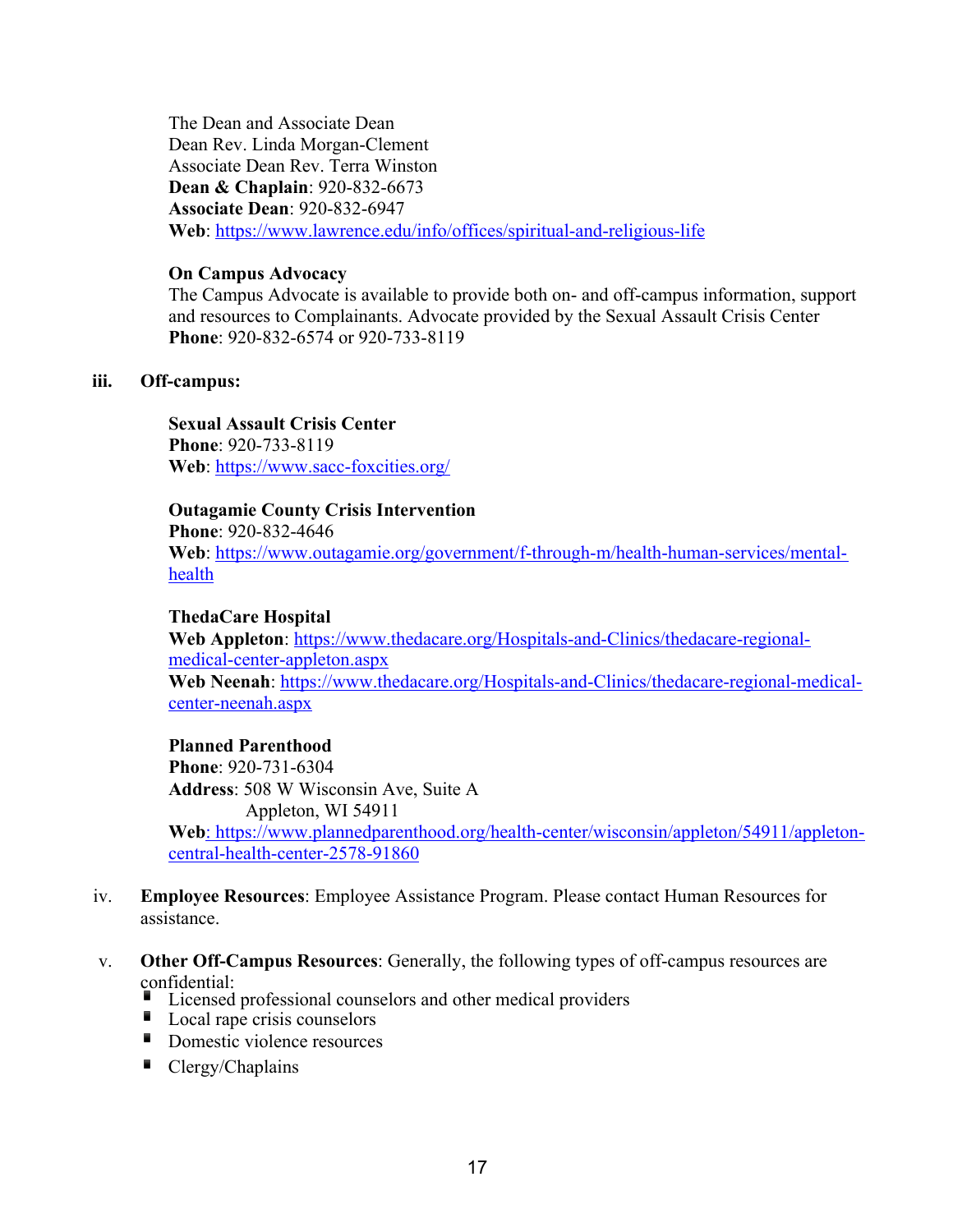The Dean and Associate Dean
Dean Rev. Linda Morgan-Clement
Associate Dean Rev. Terra Winston
**Dean & Chaplain**: 920-832-6673
**Associate Dean**: 920-832-6947
**Web**: https://www.lawrence.edu/info/offices/spiritual-and-religious-life

**On Campus Advocacy**
The Campus Advocate is available to provide both on- and off-campus information, support and resources to Complainants. Advocate provided by the Sexual Assault Crisis Center
**Phone**: 920-832-6574 or 920-733-8119

iii. **Off-campus:**

**Sexual Assault Crisis Center**
**Phone**: 920-733-8119
**Web**: https://www.sacc-foxcities.org/

**Outagamie County Crisis Intervention**
**Phone**: 920-832-4646
**Web**: https://www.outagamie.org/government/f-through-m/health-human-services/mental-health

**ThedaCare Hospital**
**Web Appleton**: https://www.thedacare.org/Hospitals-and-Clinics/thedacare-regional-medical-center-appleton.aspx
**Web Neenah**: https://www.thedacare.org/Hospitals-and-Clinics/thedacare-regional-medical-center-neenah.aspx

**Planned Parenthood**
**Phone**: 920-731-6304
**Address**: 508 W Wisconsin Ave, Suite A
Appleton, WI 54911
**Web**: https://www.plannedparenthood.org/health-center/wisconsin/appleton/54911/appleton-central-health-center-2578-91860

iv. **Employee Resources**: Employee Assistance Program. Please contact Human Resources for assistance.

v. **Other Off-Campus Resources**: Generally, the following types of off-campus resources are confidential:

- Licensed professional counselors and other medical providers
- Local rape crisis counselors
- Domestic violence resources
- Clergy/Chaplains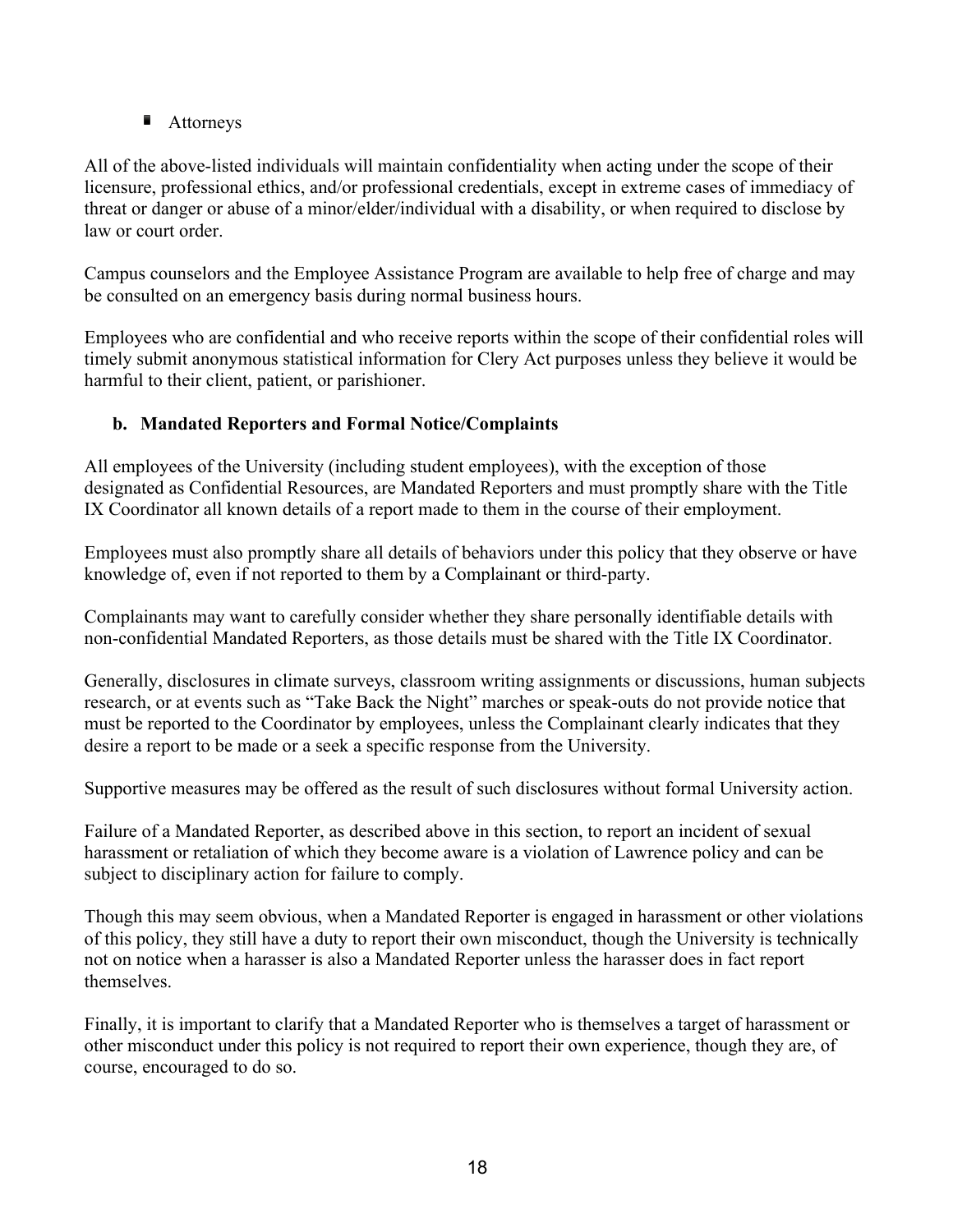- Attorneys

All of the above-listed individuals will maintain confidentiality when acting under the scope of their licensure, professional ethics, and/or professional credentials, except in extreme cases of immediacy of threat or danger or abuse of a minor/elder/individual with a disability, or when required to disclose by law or court order.

Campus counselors and the Employee Assistance Program are available to help free of charge and may be consulted on an emergency basis during normal business hours.

Employees who are confidential and who receive reports within the scope of their confidential roles will timely submit anonymous statistical information for Clery Act purposes unless they believe it would be harmful to their client, patient, or parishioner.

**b. Mandated Reporters and Formal Notice/Complaints**

All employees of the University (including student employees), with the exception of those designated as Confidential Resources, are Mandated Reporters and must promptly share with the Title IX Coordinator all known details of a report made to them in the course of their employment.

Employees must also promptly share all details of behaviors under this policy that they observe or have knowledge of, even if not reported to them by a Complainant or third-party.

Complainants may want to carefully consider whether they share personally identifiable details with non-confidential Mandated Reporters, as those details must be shared with the Title IX Coordinator.

Generally, disclosures in climate surveys, classroom writing assignments or discussions, human subjects research, or at events such as "Take Back the Night" marches or speak-outs do not provide notice that must be reported to the Coordinator by employees, unless the Complainant clearly indicates that they desire a report to be made or a seek a specific response from the University.

Supportive measures may be offered as the result of such disclosures without formal University action.

Failure of a Mandated Reporter, as described above in this section, to report an incident of sexual harassment or retaliation of which they become aware is a violation of Lawrence policy and can be subject to disciplinary action for failure to comply.

Though this may seem obvious, when a Mandated Reporter is engaged in harassment or other violations of this policy, they still have a duty to report their own misconduct, though the University is technically not on notice when a harasser is also a Mandated Reporter unless the harasser does in fact report themselves.

Finally, it is important to clarify that a Mandated Reporter who is themselves a target of harassment or other misconduct under this policy is not required to report their own experience, though they are, of course, encouraged to do so.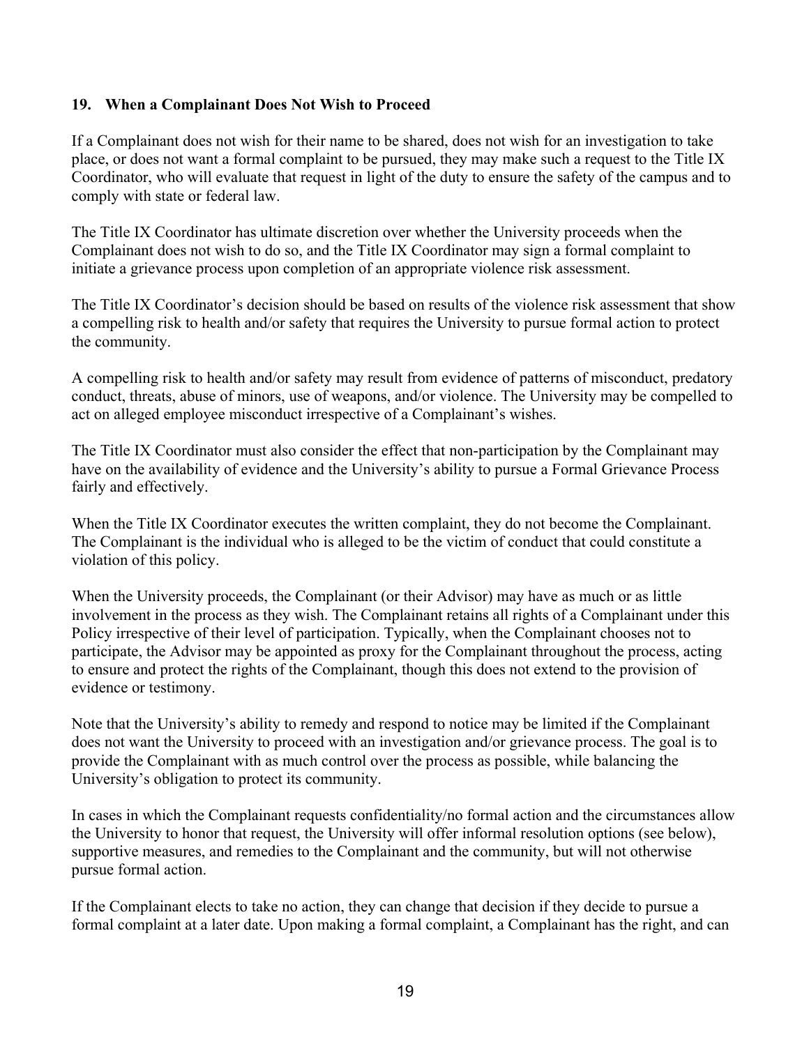### 19. When a Complainant Does Not Wish to Proceed

If a Complainant does not wish for their name to be shared, does not wish for an investigation to take place, or does not want a formal complaint to be pursued, they may make such a request to the Title IX Coordinator, who will evaluate that request in light of the duty to ensure the safety of the campus and to comply with state or federal law.

The Title IX Coordinator has ultimate discretion over whether the University proceeds when the Complainant does not wish to do so, and the Title IX Coordinator may sign a formal complaint to initiate a grievance process upon completion of an appropriate violence risk assessment.

The Title IX Coordinator's decision should be based on results of the violence risk assessment that show a compelling risk to health and/or safety that requires the University to pursue formal action to protect the community.

A compelling risk to health and/or safety may result from evidence of patterns of misconduct, predatory conduct, threats, abuse of minors, use of weapons, and/or violence. The University may be compelled to act on alleged employee misconduct irrespective of a Complainant's wishes.

The Title IX Coordinator must also consider the effect that non-participation by the Complainant may have on the availability of evidence and the University's ability to pursue a Formal Grievance Process fairly and effectively.

When the Title IX Coordinator executes the written complaint, they do not become the Complainant. The Complainant is the individual who is alleged to be the victim of conduct that could constitute a violation of this policy.

When the University proceeds, the Complainant (or their Advisor) may have as much or as little involvement in the process as they wish. The Complainant retains all rights of a Complainant under this Policy irrespective of their level of participation. Typically, when the Complainant chooses not to participate, the Advisor may be appointed as proxy for the Complainant throughout the process, acting to ensure and protect the rights of the Complainant, though this does not extend to the provision of evidence or testimony.

Note that the University's ability to remedy and respond to notice may be limited if the Complainant does not want the University to proceed with an investigation and/or grievance process. The goal is to provide the Complainant with as much control over the process as possible, while balancing the University's obligation to protect its community.

In cases in which the Complainant requests confidentiality/no formal action and the circumstances allow the University to honor that request, the University will offer informal resolution options (see below), supportive measures, and remedies to the Complainant and the community, but will not otherwise pursue formal action.

If the Complainant elects to take no action, they can change that decision if they decide to pursue a formal complaint at a later date. Upon making a formal complaint, a Complainant has the right, and can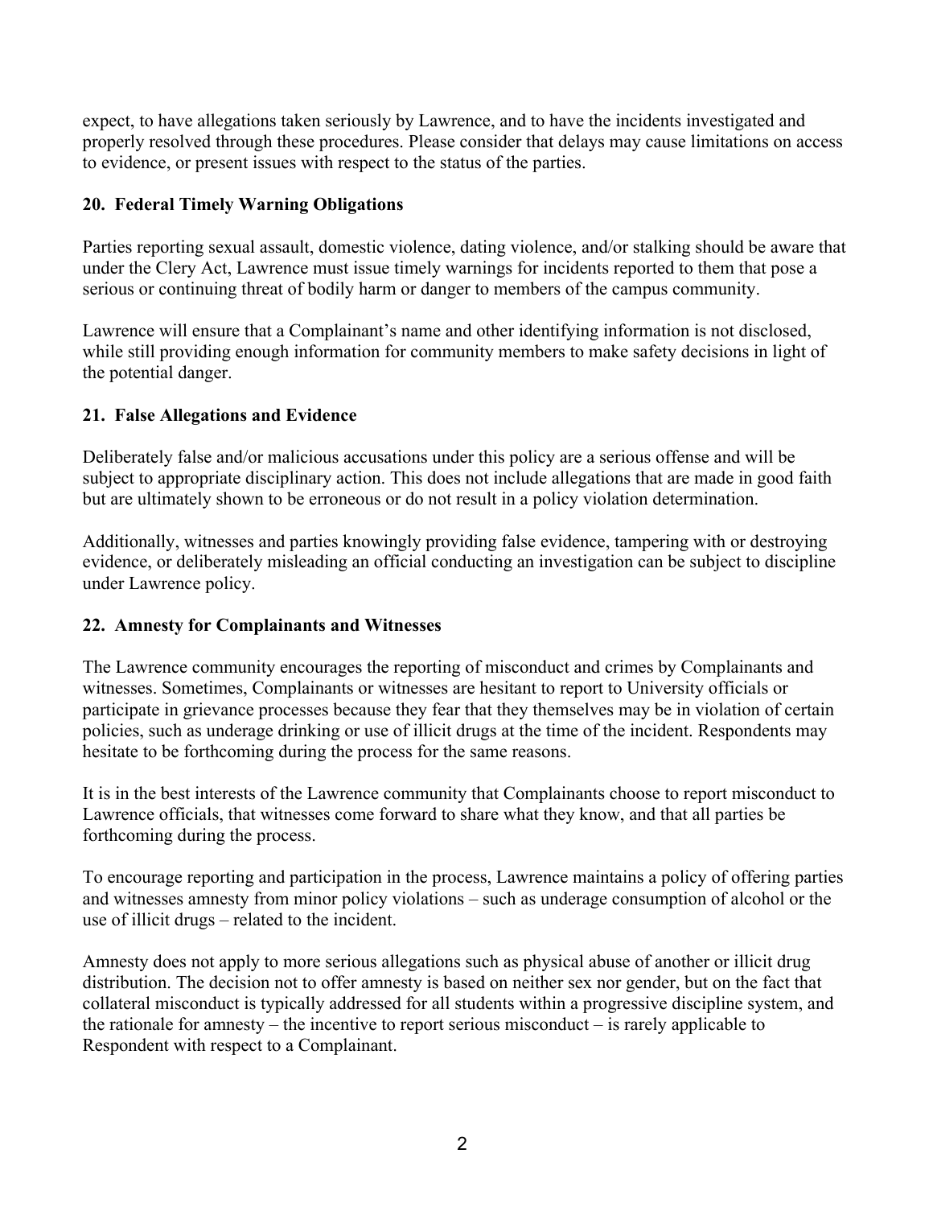expect, to have allegations taken seriously by Lawrence, and to have the incidents investigated and properly resolved through these procedures. Please consider that delays may cause limitations on access to evidence, or present issues with respect to the status of the parties.

## 20. Federal Timely Warning Obligations

Parties reporting sexual assault, domestic violence, dating violence, and/or stalking should be aware that under the Clery Act, Lawrence must issue timely warnings for incidents reported to them that pose a serious or continuing threat of bodily harm or danger to members of the campus community.

Lawrence will ensure that a Complainant's name and other identifying information is not disclosed, while still providing enough information for community members to make safety decisions in light of the potential danger.

## 21. False Allegations and Evidence

Deliberately false and/or malicious accusations under this policy are a serious offense and will be subject to appropriate disciplinary action. This does not include allegations that are made in good faith but are ultimately shown to be erroneous or do not result in a policy violation determination.

Additionally, witnesses and parties knowingly providing false evidence, tampering with or destroying evidence, or deliberately misleading an official conducting an investigation can be subject to discipline under Lawrence policy.

## 22. Amnesty for Complainants and Witnesses

The Lawrence community encourages the reporting of misconduct and crimes by Complainants and witnesses. Sometimes, Complainants or witnesses are hesitant to report to University officials or participate in grievance processes because they fear that they themselves may be in violation of certain policies, such as underage drinking or use of illicit drugs at the time of the incident. Respondents may hesitate to be forthcoming during the process for the same reasons.

It is in the best interests of the Lawrence community that Complainants choose to report misconduct to Lawrence officials, that witnesses come forward to share what they know, and that all parties be forthcoming during the process.

To encourage reporting and participation in the process, Lawrence maintains a policy of offering parties and witnesses amnesty from minor policy violations – such as underage consumption of alcohol or the use of illicit drugs – related to the incident.

Amnesty does not apply to more serious allegations such as physical abuse of another or illicit drug distribution. The decision not to offer amnesty is based on neither sex nor gender, but on the fact that collateral misconduct is typically addressed for all students within a progressive discipline system, and the rationale for amnesty – the incentive to report serious misconduct – is rarely applicable to Respondent with respect to a Complainant.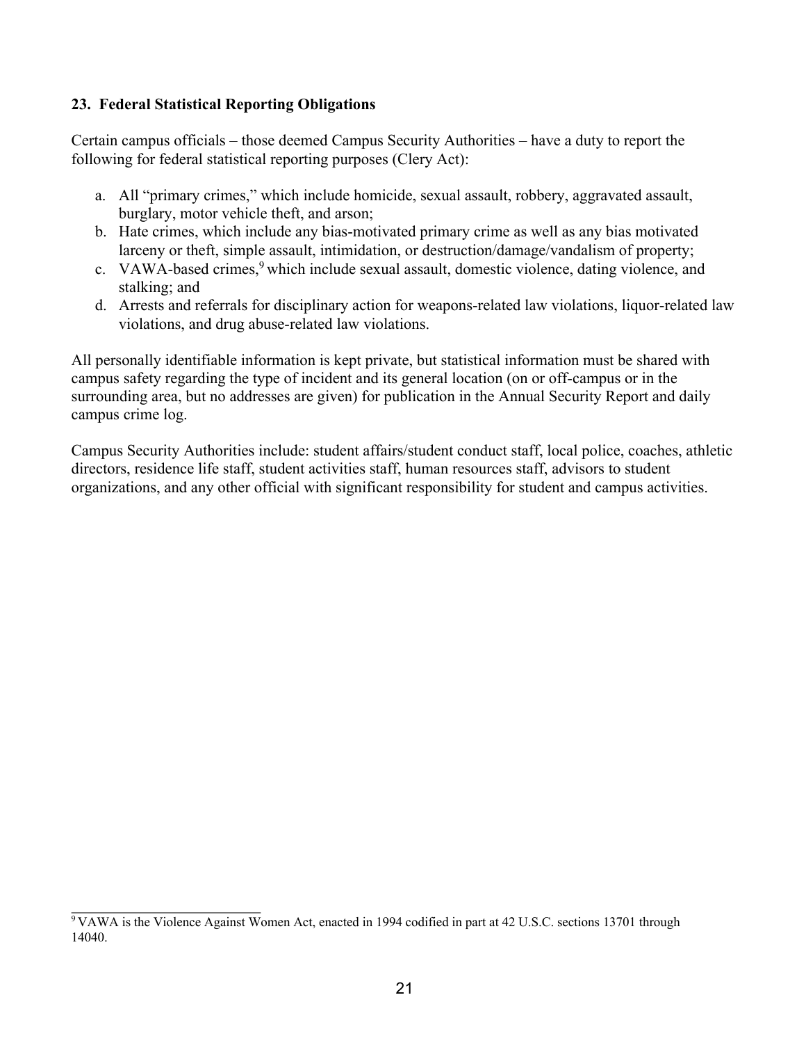### 23. Federal Statistical Reporting Obligations

Certain campus officials – those deemed Campus Security Authorities – have a duty to report the following for federal statistical reporting purposes (Clery Act):

a. All "primary crimes," which include homicide, sexual assault, robbery, aggravated assault, burglary, motor vehicle theft, and arson;
b. Hate crimes, which include any bias-motivated primary crime as well as any bias motivated larceny or theft, simple assault, intimidation, or destruction/damage/vandalism of property;
c. VAWA-based crimes,[9] which include sexual assault, domestic violence, dating violence, and stalking; and
d. Arrests and referrals for disciplinary action for weapons-related law violations, liquor-related law violations, and drug abuse-related law violations.

All personally identifiable information is kept private, but statistical information must be shared with campus safety regarding the type of incident and its general location (on or off-campus or in the surrounding area, but no addresses are given) for publication in the Annual Security Report and daily campus crime log.

Campus Security Authorities include: student affairs/student conduct staff, local police, coaches, athletic directors, residence life staff, student activities staff, human resources staff, advisors to student organizations, and any other official with significant responsibility for student and campus activities.

---

[9] VAWA is the Violence Against Women Act, enacted in 1994 codified in part at 42 U.S.C. sections 13701 through 14040.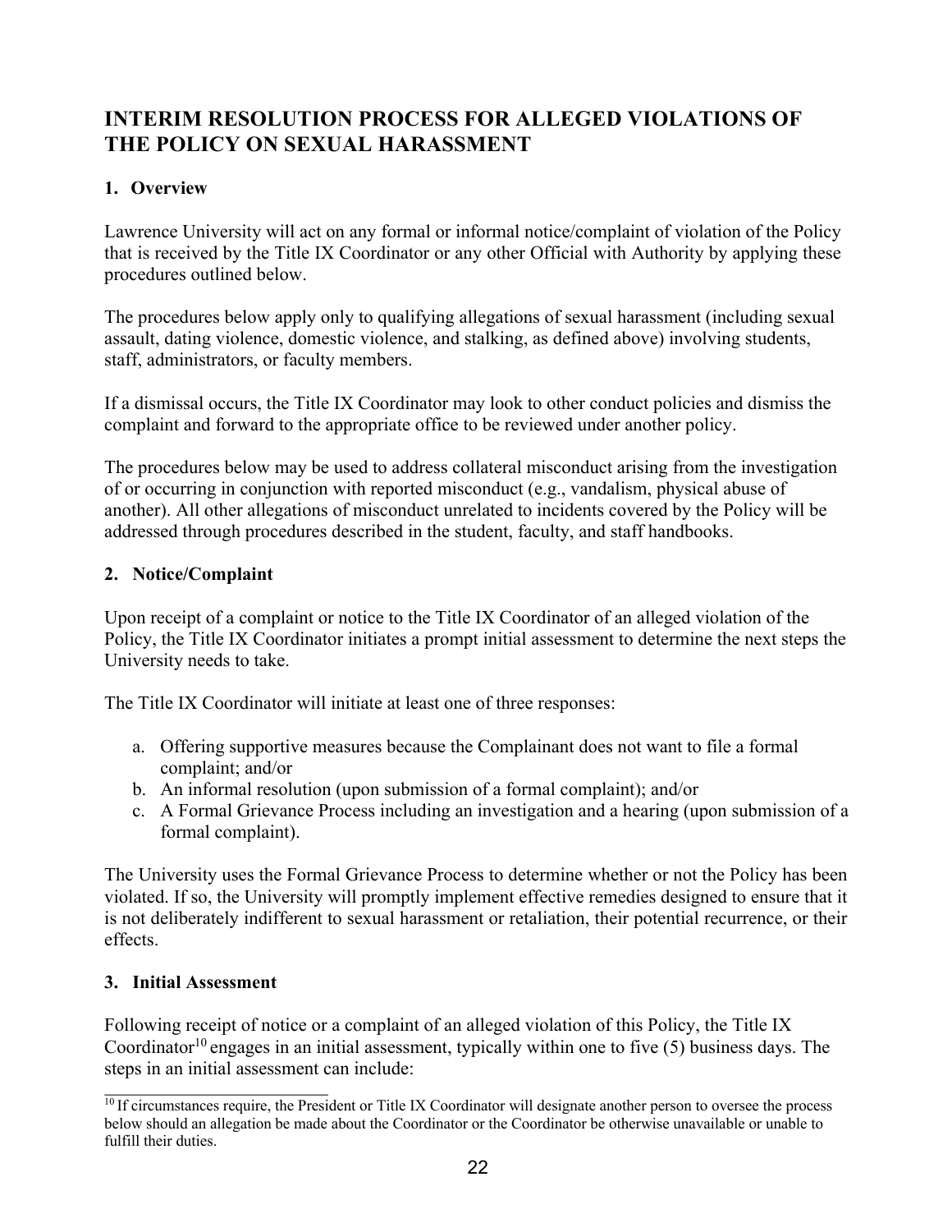## INTERIM RESOLUTION PROCESS FOR ALLEGED VIOLATIONS OF THE POLICY ON SEXUAL HARASSMENT

### 1. Overview

Lawrence University will act on any formal or informal notice/complaint of violation of the Policy that is received by the Title IX Coordinator or any other Official with Authority by applying these procedures outlined below.

The procedures below apply only to qualifying allegations of sexual harassment (including sexual assault, dating violence, domestic violence, and stalking, as defined above) involving students, staff, administrators, or faculty members.

If a dismissal occurs, the Title IX Coordinator may look to other conduct policies and dismiss the complaint and forward to the appropriate office to be reviewed under another policy.

The procedures below may be used to address collateral misconduct arising from the investigation of or occurring in conjunction with reported misconduct (e.g., vandalism, physical abuse of another). All other allegations of misconduct unrelated to incidents covered by the Policy will be addressed through procedures described in the student, faculty, and staff handbooks.

### 2. Notice/Complaint

Upon receipt of a complaint or notice to the Title IX Coordinator of an alleged violation of the Policy, the Title IX Coordinator initiates a prompt initial assessment to determine the next steps the University needs to take.

The Title IX Coordinator will initiate at least one of three responses:

a. Offering supportive measures because the Complainant does not want to file a formal complaint; and/or
b. An informal resolution (upon submission of a formal complaint); and/or
c. A Formal Grievance Process including an investigation and a hearing (upon submission of a formal complaint).

The University uses the Formal Grievance Process to determine whether or not the Policy has been violated. If so, the University will promptly implement effective remedies designed to ensure that it is not deliberately indifferent to sexual harassment or retaliation, their potential recurrence, or their effects.

### 3. Initial Assessment

Following receipt of notice or a complaint of an alleged violation of this Policy, the Title IX Coordinator[10] engages in an initial assessment, typically within one to five (5) business days. The steps in an initial assessment can include:

[10] If circumstances require, the President or Title IX Coordinator will designate another person to oversee the process below should an allegation be made about the Coordinator or the Coordinator be otherwise unavailable or unable to fulfill their duties.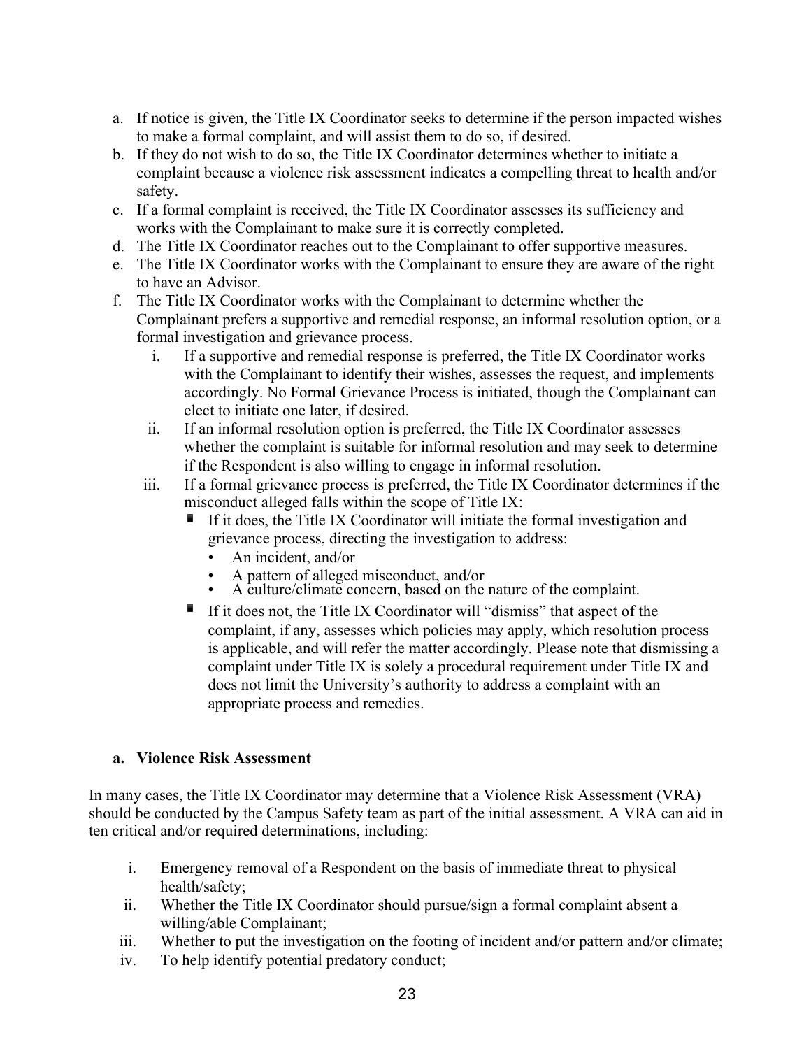a. If notice is given, the Title IX Coordinator seeks to determine if the person impacted wishes to make a formal complaint, and will assist them to do so, if desired.
b. If they do not wish to do so, the Title IX Coordinator determines whether to initiate a complaint because a violence risk assessment indicates a compelling threat to health and/or safety.
c. If a formal complaint is received, the Title IX Coordinator assesses its sufficiency and works with the Complainant to make sure it is correctly completed.
d. The Title IX Coordinator reaches out to the Complainant to offer supportive measures.
e. The Title IX Coordinator works with the Complainant to ensure they are aware of the right to have an Advisor.
f. The Title IX Coordinator works with the Complainant to determine whether the Complainant prefers a supportive and remedial response, an informal resolution option, or a formal investigation and grievance process.
   i. If a supportive and remedial response is preferred, the Title IX Coordinator works with the Complainant to identify their wishes, assesses the request, and implements accordingly. No Formal Grievance Process is initiated, though the Complainant can elect to initiate one later, if desired.
   ii. If an informal resolution option is preferred, the Title IX Coordinator assesses whether the complaint is suitable for informal resolution and may seek to determine if the Respondent is also willing to engage in informal resolution.
   iii. If a formal grievance process is preferred, the Title IX Coordinator determines if the misconduct alleged falls within the scope of Title IX:
      - If it does, the Title IX Coordinator will initiate the formal investigation and grievance process, directing the investigation to address:
         - An incident, and/or
         - A pattern of alleged misconduct, and/or
         - A culture/climate concern, based on the nature of the complaint.
      - If it does not, the Title IX Coordinator will "dismiss" that aspect of the complaint, if any, assesses which policies may apply, which resolution process is applicable, and will refer the matter accordingly. Please note that dismissing a complaint under Title IX is solely a procedural requirement under Title IX and does not limit the University's authority to address a complaint with an appropriate process and remedies.

### a. Violence Risk Assessment

In many cases, the Title IX Coordinator may determine that a Violence Risk Assessment (VRA) should be conducted by the Campus Safety team as part of the initial assessment. A VRA can aid in ten critical and/or required determinations, including:

i. Emergency removal of a Respondent on the basis of immediate threat to physical health/safety;
ii. Whether the Title IX Coordinator should pursue/sign a formal complaint absent a willing/able Complainant;
iii. Whether to put the investigation on the footing of incident and/or pattern and/or climate;
iv. To help identify potential predatory conduct;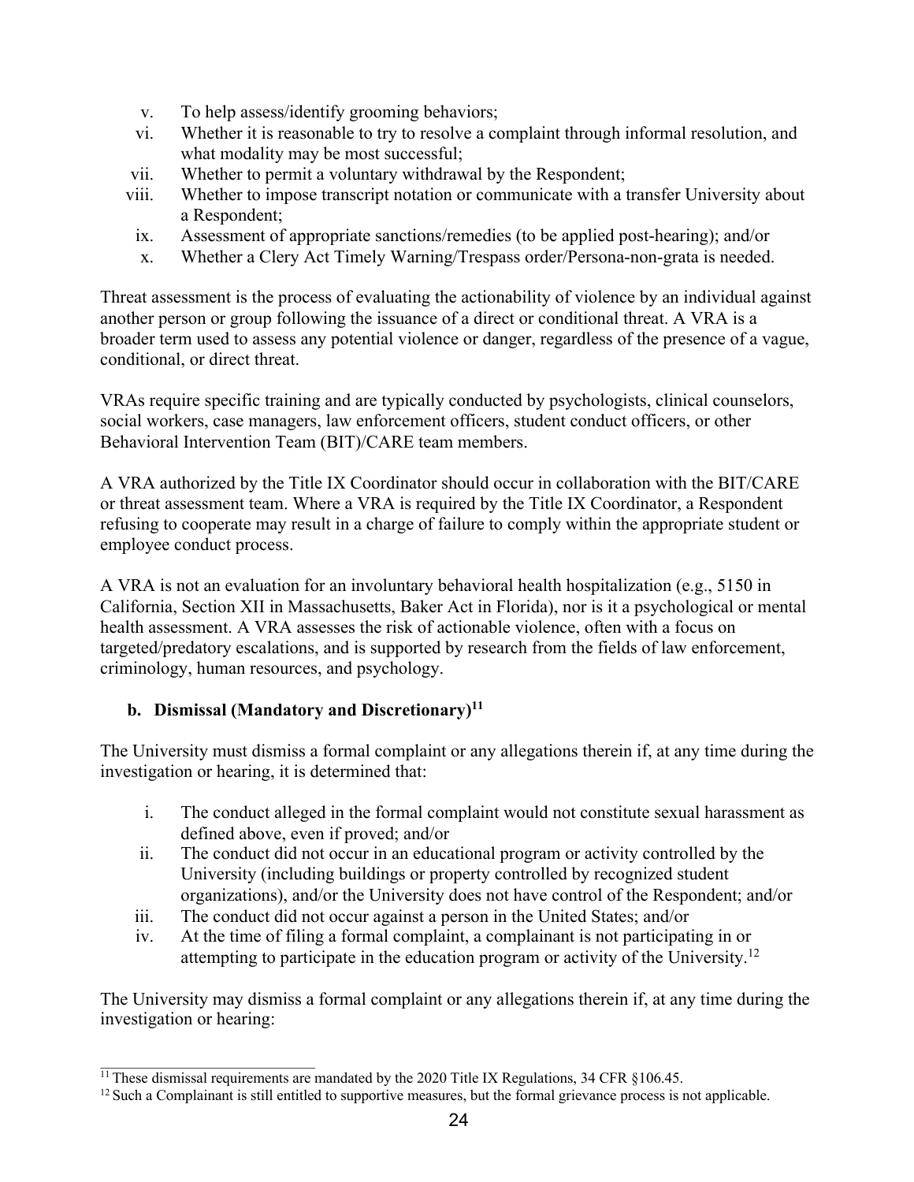v. To help assess/identify grooming behaviors;
vi. Whether it is reasonable to try to resolve a complaint through informal resolution, and what modality may be most successful;
vii. Whether to permit a voluntary withdrawal by the Respondent;
viii. Whether to impose transcript notation or communicate with a transfer University about a Respondent;
ix. Assessment of appropriate sanctions/remedies (to be applied post-hearing); and/or
x. Whether a Clery Act Timely Warning/Trespass order/Persona-non-grata is needed.

Threat assessment is the process of evaluating the actionability of violence by an individual against another person or group following the issuance of a direct or conditional threat. A VRA is a broader term used to assess any potential violence or danger, regardless of the presence of a vague, conditional, or direct threat.

VRAs require specific training and are typically conducted by psychologists, clinical counselors, social workers, case managers, law enforcement officers, student conduct officers, or other Behavioral Intervention Team (BIT)/CARE team members.

A VRA authorized by the Title IX Coordinator should occur in collaboration with the BIT/CARE or threat assessment team. Where a VRA is required by the Title IX Coordinator, a Respondent refusing to cooperate may result in a charge of failure to comply within the appropriate student or employee conduct process.

A VRA is not an evaluation for an involuntary behavioral health hospitalization (e.g., 5150 in California, Section XII in Massachusetts, Baker Act in Florida), nor is it a psychological or mental health assessment. A VRA assesses the risk of actionable violence, often with a focus on targeted/predatory escalations, and is supported by research from the fields of law enforcement, criminology, human resources, and psychology.

### b. Dismissal (Mandatory and Discretionary)[11]

The University must dismiss a formal complaint or any allegations therein if, at any time during the investigation or hearing, it is determined that:

i. The conduct alleged in the formal complaint would not constitute sexual harassment as defined above, even if proved; and/or
ii. The conduct did not occur in an educational program or activity controlled by the University (including buildings or property controlled by recognized student organizations), and/or the University does not have control of the Respondent; and/or
iii. The conduct did not occur against a person in the United States; and/or
iv. At the time of filing a formal complaint, a complainant is not participating in or attempting to participate in the education program or activity of the University.[12]

The University may dismiss a formal complaint or any allegations therein if, at any time during the investigation or hearing:

[11] These dismissal requirements are mandated by the 2020 Title IX Regulations, 34 CFR §106.45.

[12] Such a Complainant is still entitled to supportive measures, but the formal grievance process is not applicable.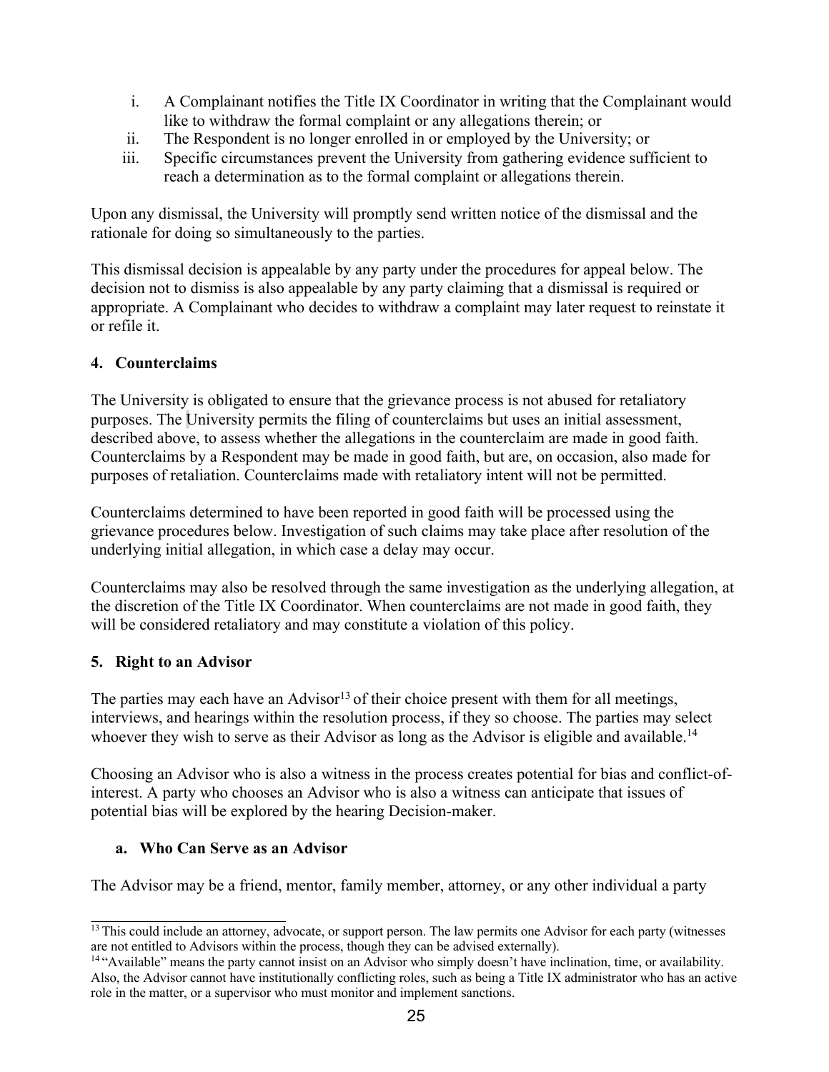i. A Complainant notifies the Title IX Coordinator in writing that the Complainant would like to withdraw the formal complaint or any allegations therein; or
ii. The Respondent is no longer enrolled in or employed by the University; or
iii. Specific circumstances prevent the University from gathering evidence sufficient to reach a determination as to the formal complaint or allegations therein.

Upon any dismissal, the University will promptly send written notice of the dismissal and the rationale for doing so simultaneously to the parties.

This dismissal decision is appealable by any party under the procedures for appeal below. The decision not to dismiss is also appealable by any party claiming that a dismissal is required or appropriate. A Complainant who decides to withdraw a complaint may later request to reinstate it or refile it.

### 4. Counterclaims

The University is obligated to ensure that the grievance process is not abused for retaliatory purposes. The University permits the filing of counterclaims but uses an initial assessment, described above, to assess whether the allegations in the counterclaim are made in good faith. Counterclaims by a Respondent may be made in good faith, but are, on occasion, also made for purposes of retaliation. Counterclaims made with retaliatory intent will not be permitted.

Counterclaims determined to have been reported in good faith will be processed using the grievance procedures below. Investigation of such claims may take place after resolution of the underlying initial allegation, in which case a delay may occur.

Counterclaims may also be resolved through the same investigation as the underlying allegation, at the discretion of the Title IX Coordinator. When counterclaims are not made in good faith, they will be considered retaliatory and may constitute a violation of this policy.

### 5. Right to an Advisor

The parties may each have an Advisor[13] of their choice present with them for all meetings, interviews, and hearings within the resolution process, if they so choose. The parties may select whoever they wish to serve as their Advisor as long as the Advisor is eligible and available.[14]

Choosing an Advisor who is also a witness in the process creates potential for bias and conflict-of-interest. A party who chooses an Advisor who is also a witness can anticipate that issues of potential bias will be explored by the hearing Decision-maker.

#### a. Who Can Serve as an Advisor

The Advisor may be a friend, mentor, family member, attorney, or any other individual a party

---

[13] This could include an attorney, advocate, or support person. The law permits one Advisor for each party (witnesses are not entitled to Advisors within the process, though they can be advised externally).

[14] "Available" means the party cannot insist on an Advisor who simply doesn't have inclination, time, or availability. Also, the Advisor cannot have institutionally conflicting roles, such as being a Title IX administrator who has an active role in the matter, or a supervisor who must monitor and implement sanctions.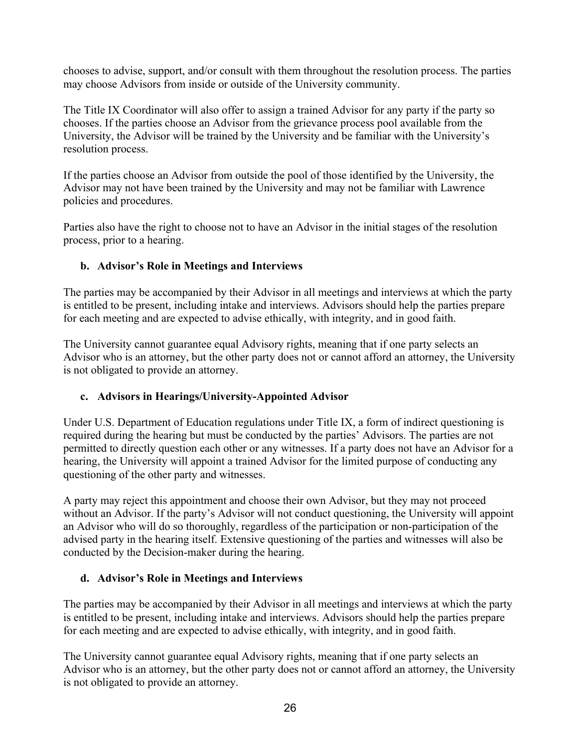chooses to advise, support, and/or consult with them throughout the resolution process. The parties may choose Advisors from inside or outside of the University community.

The Title IX Coordinator will also offer to assign a trained Advisor for any party if the party so chooses. If the parties choose an Advisor from the grievance process pool available from the University, the Advisor will be trained by the University and be familiar with the University's resolution process.

If the parties choose an Advisor from outside the pool of those identified by the University, the Advisor may not have been trained by the University and may not be familiar with Lawrence policies and procedures.

Parties also have the right to choose not to have an Advisor in the initial stages of the resolution process, prior to a hearing.

### b. Advisor's Role in Meetings and Interviews

The parties may be accompanied by their Advisor in all meetings and interviews at which the party is entitled to be present, including intake and interviews. Advisors should help the parties prepare for each meeting and are expected to advise ethically, with integrity, and in good faith.

The University cannot guarantee equal Advisory rights, meaning that if one party selects an Advisor who is an attorney, but the other party does not or cannot afford an attorney, the University is not obligated to provide an attorney.

### c. Advisors in Hearings/University-Appointed Advisor

Under U.S. Department of Education regulations under Title IX, a form of indirect questioning is required during the hearing but must be conducted by the parties' Advisors. The parties are not permitted to directly question each other or any witnesses. If a party does not have an Advisor for a hearing, the University will appoint a trained Advisor for the limited purpose of conducting any questioning of the other party and witnesses.

A party may reject this appointment and choose their own Advisor, but they may not proceed without an Advisor. If the party's Advisor will not conduct questioning, the University will appoint an Advisor who will do so thoroughly, regardless of the participation or non-participation of the advised party in the hearing itself. Extensive questioning of the parties and witnesses will also be conducted by the Decision-maker during the hearing.

### d. Advisor's Role in Meetings and Interviews

The parties may be accompanied by their Advisor in all meetings and interviews at which the party is entitled to be present, including intake and interviews. Advisors should help the parties prepare for each meeting and are expected to advise ethically, with integrity, and in good faith.

The University cannot guarantee equal Advisory rights, meaning that if one party selects an Advisor who is an attorney, but the other party does not or cannot afford an attorney, the University is not obligated to provide an attorney.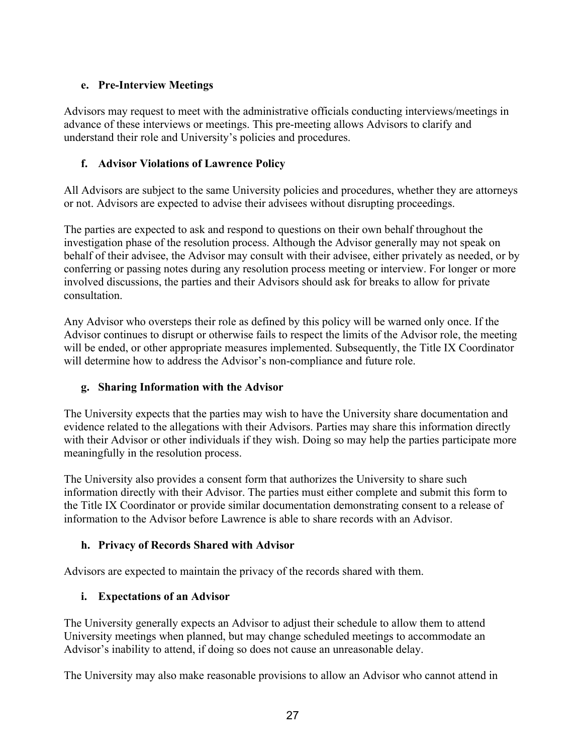### e. Pre-Interview Meetings

Advisors may request to meet with the administrative officials conducting interviews/meetings in advance of these interviews or meetings. This pre-meeting allows Advisors to clarify and understand their role and University's policies and procedures.

### f. Advisor Violations of Lawrence Policy

All Advisors are subject to the same University policies and procedures, whether they are attorneys or not. Advisors are expected to advise their advisees without disrupting proceedings.

The parties are expected to ask and respond to questions on their own behalf throughout the investigation phase of the resolution process. Although the Advisor generally may not speak on behalf of their advisee, the Advisor may consult with their advisee, either privately as needed, or by conferring or passing notes during any resolution process meeting or interview. For longer or more involved discussions, the parties and their Advisors should ask for breaks to allow for private consultation.

Any Advisor who oversteps their role as defined by this policy will be warned only once. If the Advisor continues to disrupt or otherwise fails to respect the limits of the Advisor role, the meeting will be ended, or other appropriate measures implemented. Subsequently, the Title IX Coordinator will determine how to address the Advisor's non-compliance and future role.

### g. Sharing Information with the Advisor

The University expects that the parties may wish to have the University share documentation and evidence related to the allegations with their Advisors. Parties may share this information directly with their Advisor or other individuals if they wish. Doing so may help the parties participate more meaningfully in the resolution process.

The University also provides a consent form that authorizes the University to share such information directly with their Advisor. The parties must either complete and submit this form to the Title IX Coordinator or provide similar documentation demonstrating consent to a release of information to the Advisor before Lawrence is able to share records with an Advisor.

### h. Privacy of Records Shared with Advisor

Advisors are expected to maintain the privacy of the records shared with them.

### i. Expectations of an Advisor

The University generally expects an Advisor to adjust their schedule to allow them to attend University meetings when planned, but may change scheduled meetings to accommodate an Advisor's inability to attend, if doing so does not cause an unreasonable delay.

The University may also make reasonable provisions to allow an Advisor who cannot attend in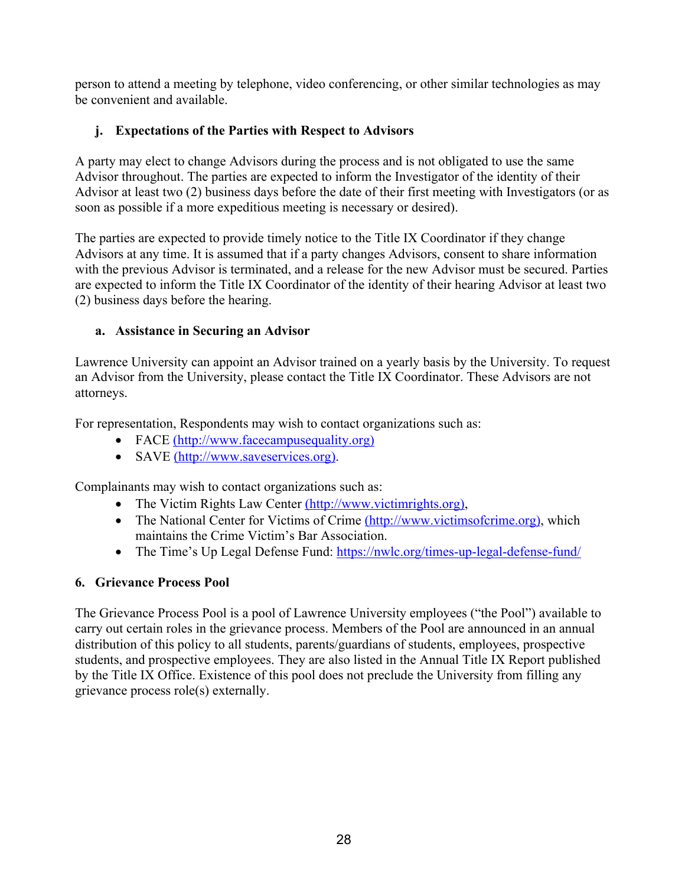person to attend a meeting by telephone, video conferencing, or other similar technologies as may be convenient and available.

### j. Expectations of the Parties with Respect to Advisors

A party may elect to change Advisors during the process and is not obligated to use the same Advisor throughout. The parties are expected to inform the Investigator of the identity of their Advisor at least two (2) business days before the date of their first meeting with Investigators (or as soon as possible if a more expeditious meeting is necessary or desired).

The parties are expected to provide timely notice to the Title IX Coordinator if they change Advisors at any time. It is assumed that if a party changes Advisors, consent to share information with the previous Advisor is terminated, and a release for the new Advisor must be secured. Parties are expected to inform the Title IX Coordinator of the identity of their hearing Advisor at least two (2) business days before the hearing.

### a. Assistance in Securing an Advisor

Lawrence University can appoint an Advisor trained on a yearly basis by the University. To request an Advisor from the University, please contact the Title IX Coordinator. These Advisors are not attorneys.

For representation, Respondents may wish to contact organizations such as:

- FACE (http://www.facecampusequality.org)
- SAVE (http://www.saveservices.org).

Complainants may wish to contact organizations such as:

- The Victim Rights Law Center (http://www.victimrights.org),
- The National Center for Victims of Crime (http://www.victimsofcrime.org), which maintains the Crime Victim's Bar Association.
- The Time's Up Legal Defense Fund: https://nwlc.org/times-up-legal-defense-fund/

## 6. Grievance Process Pool

The Grievance Process Pool is a pool of Lawrence University employees ("the Pool") available to carry out certain roles in the grievance process. Members of the Pool are announced in an annual distribution of this policy to all students, parents/guardians of students, employees, prospective students, and prospective employees. They are also listed in the Annual Title IX Report published by the Title IX Office. Existence of this pool does not preclude the University from filling any grievance process role(s) externally.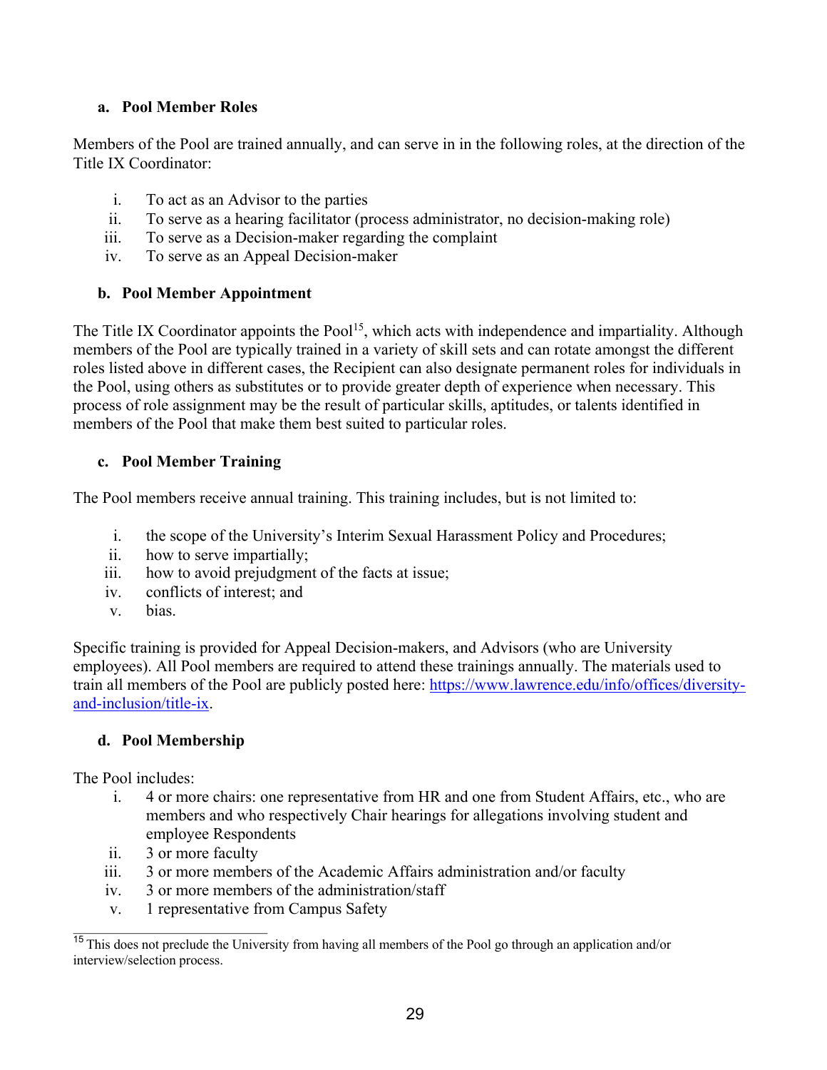#### a. Pool Member Roles

Members of the Pool are trained annually, and can serve in in the following roles, at the direction of the Title IX Coordinator:

i. To act as an Advisor to the parties
ii. To serve as a hearing facilitator (process administrator, no decision-making role)
iii. To serve as a Decision-maker regarding the complaint
iv. To serve as an Appeal Decision-maker

#### b. Pool Member Appointment

The Title IX Coordinator appoints the Pool[15], which acts with independence and impartiality. Although members of the Pool are typically trained in a variety of skill sets and can rotate amongst the different roles listed above in different cases, the Recipient can also designate permanent roles for individuals in the Pool, using others as substitutes or to provide greater depth of experience when necessary. This process of role assignment may be the result of particular skills, aptitudes, or talents identified in members of the Pool that make them best suited to particular roles.

#### c. Pool Member Training

The Pool members receive annual training. This training includes, but is not limited to:

i. the scope of the University's Interim Sexual Harassment Policy and Procedures;
ii. how to serve impartially;
iii. how to avoid prejudgment of the facts at issue;
iv. conflicts of interest; and
v. bias.

Specific training is provided for Appeal Decision-makers, and Advisors (who are University employees). All Pool members are required to attend these trainings annually. The materials used to train all members of the Pool are publicly posted here: https://www.lawrence.edu/info/offices/diversity-and-inclusion/title-ix.

#### d. Pool Membership

The Pool includes:

i. 4 or more chairs: one representative from HR and one from Student Affairs, etc., who are members and who respectively Chair hearings for allegations involving student and employee Respondents
ii. 3 or more faculty
iii. 3 or more members of the Academic Affairs administration and/or faculty
iv. 3 or more members of the administration/staff
v. 1 representative from Campus Safety

[15] This does not preclude the University from having all members of the Pool go through an application and/or interview/selection process.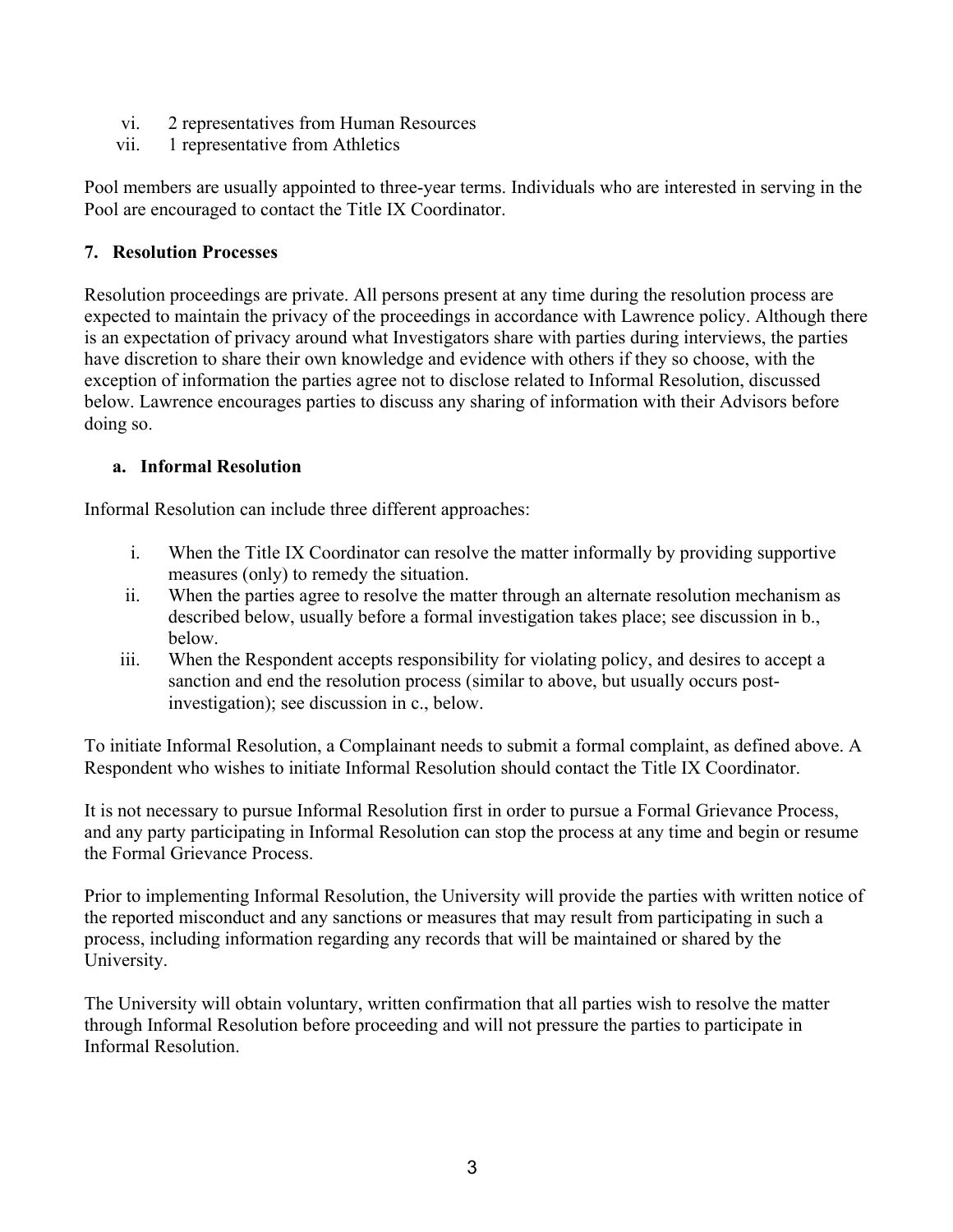vi. 2 representatives from Human Resources
vii. 1 representative from Athletics

Pool members are usually appointed to three-year terms. Individuals who are interested in serving in the Pool are encouraged to contact the Title IX Coordinator.

### 7. Resolution Processes

Resolution proceedings are private. All persons present at any time during the resolution process are expected to maintain the privacy of the proceedings in accordance with Lawrence policy. Although there is an expectation of privacy around what Investigators share with parties during interviews, the parties have discretion to share their own knowledge and evidence with others if they so choose, with the exception of information the parties agree not to disclose related to Informal Resolution, discussed below. Lawrence encourages parties to discuss any sharing of information with their Advisors before doing so.

#### a. Informal Resolution

Informal Resolution can include three different approaches:

i. When the Title IX Coordinator can resolve the matter informally by providing supportive measures (only) to remedy the situation.
ii. When the parties agree to resolve the matter through an alternate resolution mechanism as described below, usually before a formal investigation takes place; see discussion in b., below.
iii. When the Respondent accepts responsibility for violating policy, and desires to accept a sanction and end the resolution process (similar to above, but usually occurs post-investigation); see discussion in c., below.

To initiate Informal Resolution, a Complainant needs to submit a formal complaint, as defined above. A Respondent who wishes to initiate Informal Resolution should contact the Title IX Coordinator.

It is not necessary to pursue Informal Resolution first in order to pursue a Formal Grievance Process, and any party participating in Informal Resolution can stop the process at any time and begin or resume the Formal Grievance Process.

Prior to implementing Informal Resolution, the University will provide the parties with written notice of the reported misconduct and any sanctions or measures that may result from participating in such a process, including information regarding any records that will be maintained or shared by the University.

The University will obtain voluntary, written confirmation that all parties wish to resolve the matter through Informal Resolution before proceeding and will not pressure the parties to participate in Informal Resolution.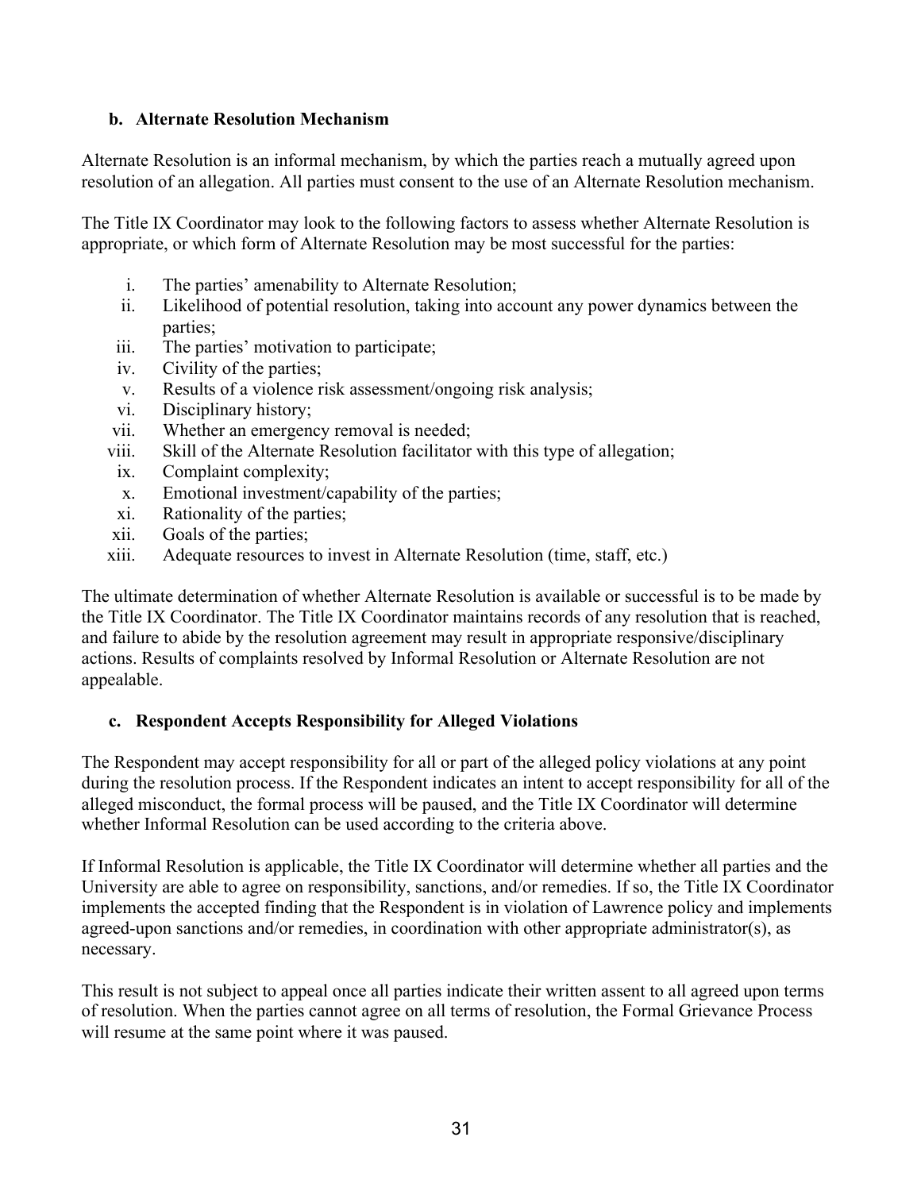#### b. Alternate Resolution Mechanism

Alternate Resolution is an informal mechanism, by which the parties reach a mutually agreed upon resolution of an allegation. All parties must consent to the use of an Alternate Resolution mechanism.

The Title IX Coordinator may look to the following factors to assess whether Alternate Resolution is appropriate, or which form of Alternate Resolution may be most successful for the parties:

- i. The parties' amenability to Alternate Resolution;
- ii. Likelihood of potential resolution, taking into account any power dynamics between the parties;
- iii. The parties' motivation to participate;
- iv. Civility of the parties;
- v. Results of a violence risk assessment/ongoing risk analysis;
- vi. Disciplinary history;
- vii. Whether an emergency removal is needed;
- viii. Skill of the Alternate Resolution facilitator with this type of allegation;
- ix. Complaint complexity;
- x. Emotional investment/capability of the parties;
- xi. Rationality of the parties;
- xii. Goals of the parties;
- xiii. Adequate resources to invest in Alternate Resolution (time, staff, etc.)

The ultimate determination of whether Alternate Resolution is available or successful is to be made by the Title IX Coordinator. The Title IX Coordinator maintains records of any resolution that is reached, and failure to abide by the resolution agreement may result in appropriate responsive/disciplinary actions. Results of complaints resolved by Informal Resolution or Alternate Resolution are not appealable.

#### c. Respondent Accepts Responsibility for Alleged Violations

The Respondent may accept responsibility for all or part of the alleged policy violations at any point during the resolution process. If the Respondent indicates an intent to accept responsibility for all of the alleged misconduct, the formal process will be paused, and the Title IX Coordinator will determine whether Informal Resolution can be used according to the criteria above.

If Informal Resolution is applicable, the Title IX Coordinator will determine whether all parties and the University are able to agree on responsibility, sanctions, and/or remedies. If so, the Title IX Coordinator implements the accepted finding that the Respondent is in violation of Lawrence policy and implements agreed-upon sanctions and/or remedies, in coordination with other appropriate administrator(s), as necessary.

This result is not subject to appeal once all parties indicate their written assent to all agreed upon terms of resolution. When the parties cannot agree on all terms of resolution, the Formal Grievance Process will resume at the same point where it was paused.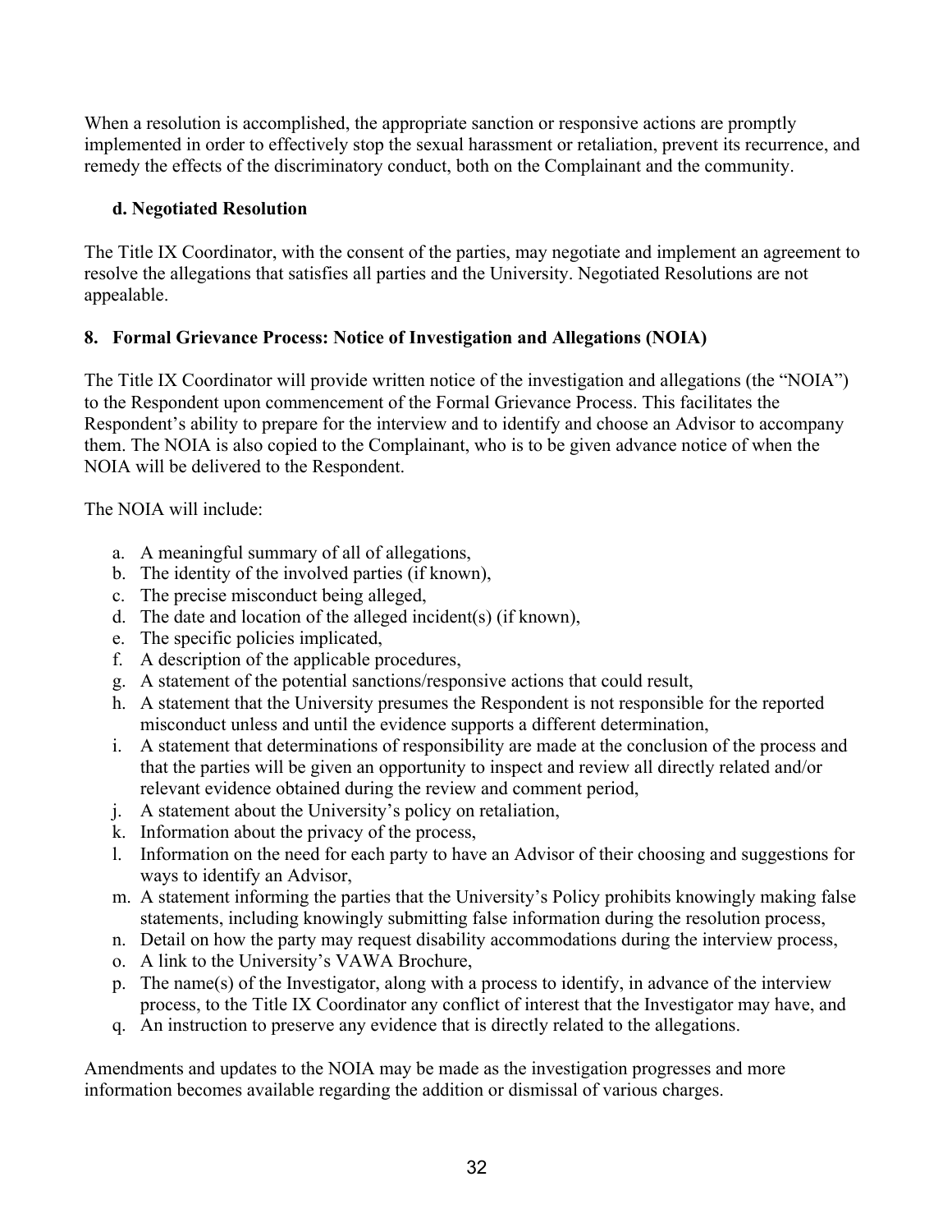When a resolution is accomplished, the appropriate sanction or responsive actions are promptly implemented in order to effectively stop the sexual harassment or retaliation, prevent its recurrence, and remedy the effects of the discriminatory conduct, both on the Complainant and the community.

#### d. Negotiated Resolution

The Title IX Coordinator, with the consent of the parties, may negotiate and implement an agreement to resolve the allegations that satisfies all parties and the University. Negotiated Resolutions are not appealable.

### 8. Formal Grievance Process: Notice of Investigation and Allegations (NOIA)

The Title IX Coordinator will provide written notice of the investigation and allegations (the "NOIA") to the Respondent upon commencement of the Formal Grievance Process. This facilitates the Respondent's ability to prepare for the interview and to identify and choose an Advisor to accompany them. The NOIA is also copied to the Complainant, who is to be given advance notice of when the NOIA will be delivered to the Respondent.

The NOIA will include:

a. A meaningful summary of all of allegations,
b. The identity of the involved parties (if known),
c. The precise misconduct being alleged,
d. The date and location of the alleged incident(s) (if known),
e. The specific policies implicated,
f. A description of the applicable procedures,
g. A statement of the potential sanctions/responsive actions that could result,
h. A statement that the University presumes the Respondent is not responsible for the reported misconduct unless and until the evidence supports a different determination,
i. A statement that determinations of responsibility are made at the conclusion of the process and that the parties will be given an opportunity to inspect and review all directly related and/or relevant evidence obtained during the review and comment period,
j. A statement about the University's policy on retaliation,
k. Information about the privacy of the process,
l. Information on the need for each party to have an Advisor of their choosing and suggestions for ways to identify an Advisor,
m. A statement informing the parties that the University's Policy prohibits knowingly making false statements, including knowingly submitting false information during the resolution process,
n. Detail on how the party may request disability accommodations during the interview process,
o. A link to the University's VAWA Brochure,
p. The name(s) of the Investigator, along with a process to identify, in advance of the interview process, to the Title IX Coordinator any conflict of interest that the Investigator may have, and
q. An instruction to preserve any evidence that is directly related to the allegations.

Amendments and updates to the NOIA may be made as the investigation progresses and more information becomes available regarding the addition or dismissal of various charges.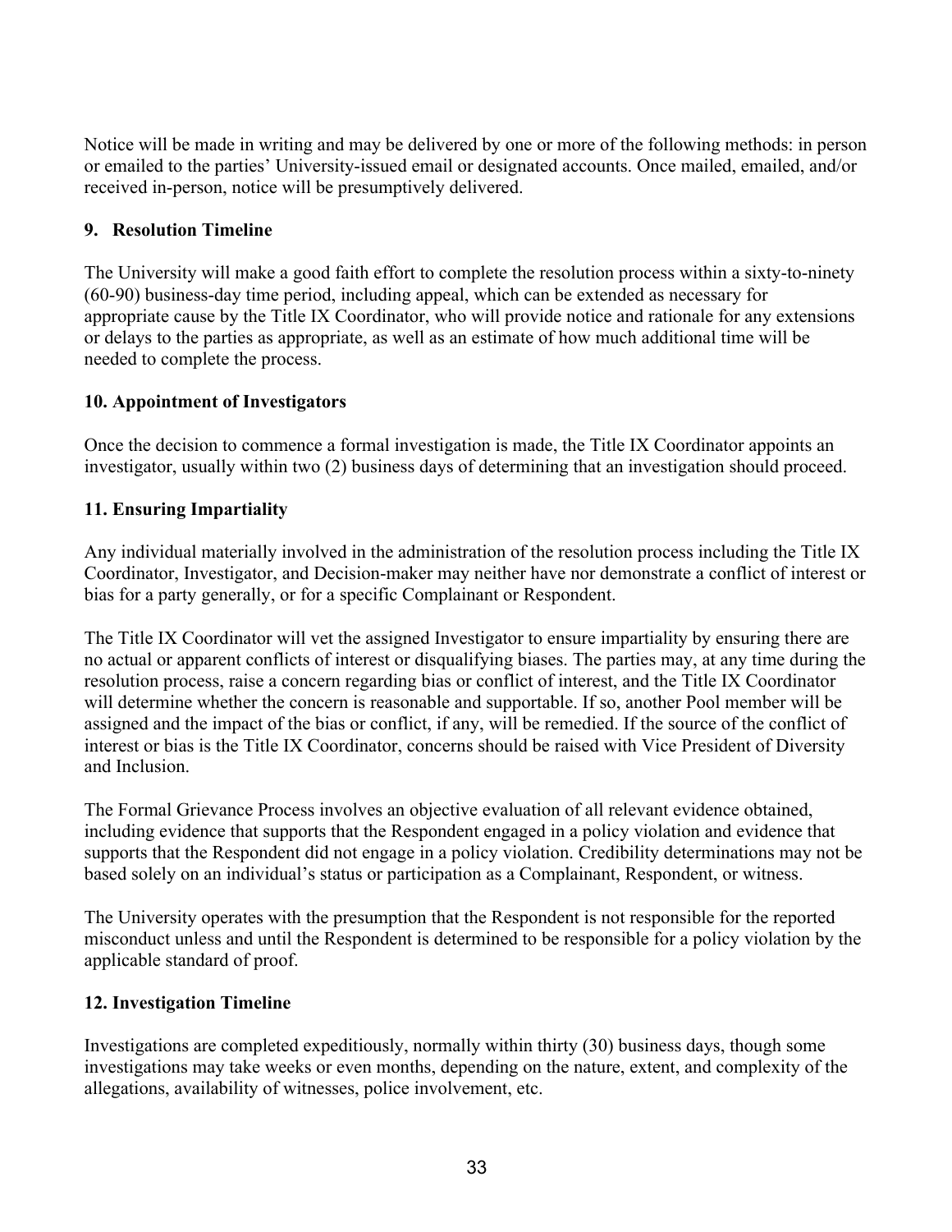Notice will be made in writing and may be delivered by one or more of the following methods: in person or emailed to the parties' University-issued email or designated accounts. Once mailed, emailed, and/or received in-person, notice will be presumptively delivered.

### 9. Resolution Timeline

The University will make a good faith effort to complete the resolution process within a sixty-to-ninety (60-90) business-day time period, including appeal, which can be extended as necessary for appropriate cause by the Title IX Coordinator, who will provide notice and rationale for any extensions or delays to the parties as appropriate, as well as an estimate of how much additional time will be needed to complete the process.

### 10. Appointment of Investigators

Once the decision to commence a formal investigation is made, the Title IX Coordinator appoints an investigator, usually within two (2) business days of determining that an investigation should proceed.

### 11. Ensuring Impartiality

Any individual materially involved in the administration of the resolution process including the Title IX Coordinator, Investigator, and Decision-maker may neither have nor demonstrate a conflict of interest or bias for a party generally, or for a specific Complainant or Respondent.

The Title IX Coordinator will vet the assigned Investigator to ensure impartiality by ensuring there are no actual or apparent conflicts of interest or disqualifying biases. The parties may, at any time during the resolution process, raise a concern regarding bias or conflict of interest, and the Title IX Coordinator will determine whether the concern is reasonable and supportable. If so, another Pool member will be assigned and the impact of the bias or conflict, if any, will be remedied. If the source of the conflict of interest or bias is the Title IX Coordinator, concerns should be raised with Vice President of Diversity and Inclusion.

The Formal Grievance Process involves an objective evaluation of all relevant evidence obtained, including evidence that supports that the Respondent engaged in a policy violation and evidence that supports that the Respondent did not engage in a policy violation. Credibility determinations may not be based solely on an individual's status or participation as a Complainant, Respondent, or witness.

The University operates with the presumption that the Respondent is not responsible for the reported misconduct unless and until the Respondent is determined to be responsible for a policy violation by the applicable standard of proof.

### 12. Investigation Timeline

Investigations are completed expeditiously, normally within thirty (30) business days, though some investigations may take weeks or even months, depending on the nature, extent, and complexity of the allegations, availability of witnesses, police involvement, etc.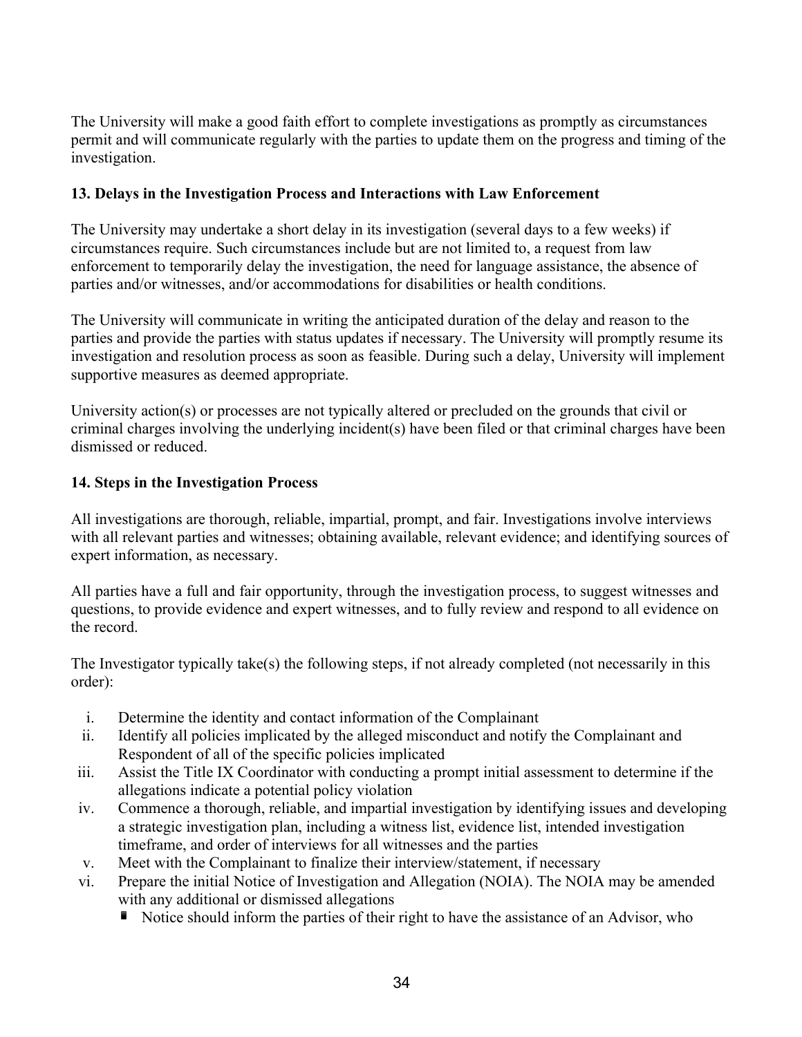The University will make a good faith effort to complete investigations as promptly as circumstances permit and will communicate regularly with the parties to update them on the progress and timing of the investigation.

**13. Delays in the Investigation Process and Interactions with Law Enforcement**

The University may undertake a short delay in its investigation (several days to a few weeks) if circumstances require. Such circumstances include but are not limited to, a request from law enforcement to temporarily delay the investigation, the need for language assistance, the absence of parties and/or witnesses, and/or accommodations for disabilities or health conditions.

The University will communicate in writing the anticipated duration of the delay and reason to the parties and provide the parties with status updates if necessary. The University will promptly resume its investigation and resolution process as soon as feasible. During such a delay, University will implement supportive measures as deemed appropriate.

University action(s) or processes are not typically altered or precluded on the grounds that civil or criminal charges involving the underlying incident(s) have been filed or that criminal charges have been dismissed or reduced.

**14. Steps in the Investigation Process**

All investigations are thorough, reliable, impartial, prompt, and fair. Investigations involve interviews with all relevant parties and witnesses; obtaining available, relevant evidence; and identifying sources of expert information, as necessary.

All parties have a full and fair opportunity, through the investigation process, to suggest witnesses and questions, to provide evidence and expert witnesses, and to fully review and respond to all evidence on the record.

The Investigator typically take(s) the following steps, if not already completed (not necessarily in this order):

i. Determine the identity and contact information of the Complainant
ii. Identify all policies implicated by the alleged misconduct and notify the Complainant and Respondent of all of the specific policies implicated
iii. Assist the Title IX Coordinator with conducting a prompt initial assessment to determine if the allegations indicate a potential policy violation
iv. Commence a thorough, reliable, and impartial investigation by identifying issues and developing a strategic investigation plan, including a witness list, evidence list, intended investigation timeframe, and order of interviews for all witnesses and the parties
v. Meet with the Complainant to finalize their interview/statement, if necessary
vi. Prepare the initial Notice of Investigation and Allegation (NOIA). The NOIA may be amended with any additional or dismissed allegations
   - Notice should inform the parties of their right to have the assistance of an Advisor, who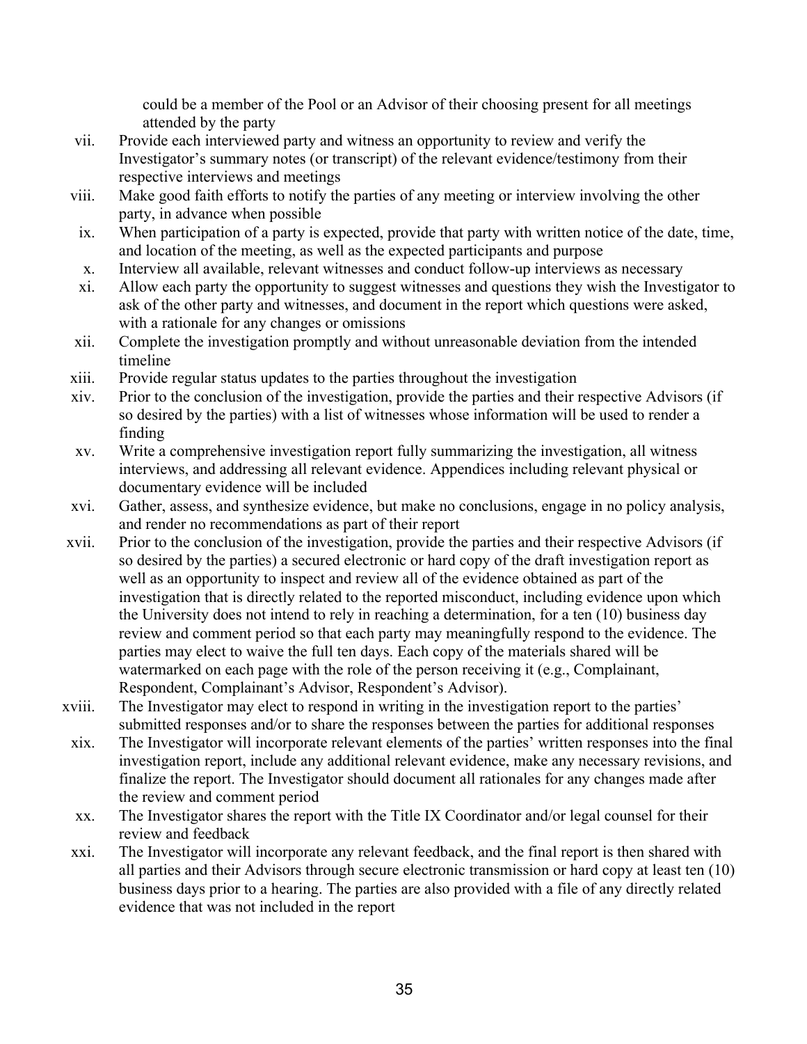could be a member of the Pool or an Advisor of their choosing present for all meetings attended by the party

vii. Provide each interviewed party and witness an opportunity to review and verify the Investigator's summary notes (or transcript) of the relevant evidence/testimony from their respective interviews and meetings

viii. Make good faith efforts to notify the parties of any meeting or interview involving the other party, in advance when possible

ix. When participation of a party is expected, provide that party with written notice of the date, time, and location of the meeting, as well as the expected participants and purpose

x. Interview all available, relevant witnesses and conduct follow-up interviews as necessary

xi. Allow each party the opportunity to suggest witnesses and questions they wish the Investigator to ask of the other party and witnesses, and document in the report which questions were asked, with a rationale for any changes or omissions

xii. Complete the investigation promptly and without unreasonable deviation from the intended timeline

xiii. Provide regular status updates to the parties throughout the investigation

xiv. Prior to the conclusion of the investigation, provide the parties and their respective Advisors (if so desired by the parties) with a list of witnesses whose information will be used to render a finding

xv. Write a comprehensive investigation report fully summarizing the investigation, all witness interviews, and addressing all relevant evidence. Appendices including relevant physical or documentary evidence will be included

xvi. Gather, assess, and synthesize evidence, but make no conclusions, engage in no policy analysis, and render no recommendations as part of their report

xvii. Prior to the conclusion of the investigation, provide the parties and their respective Advisors (if so desired by the parties) a secured electronic or hard copy of the draft investigation report as well as an opportunity to inspect and review all of the evidence obtained as part of the investigation that is directly related to the reported misconduct, including evidence upon which the University does not intend to rely in reaching a determination, for a ten (10) business day review and comment period so that each party may meaningfully respond to the evidence. The parties may elect to waive the full ten days. Each copy of the materials shared will be watermarked on each page with the role of the person receiving it (e.g., Complainant, Respondent, Complainant's Advisor, Respondent's Advisor).

xviii. The Investigator may elect to respond in writing in the investigation report to the parties' submitted responses and/or to share the responses between the parties for additional responses

xix. The Investigator will incorporate relevant elements of the parties' written responses into the final investigation report, include any additional relevant evidence, make any necessary revisions, and finalize the report. The Investigator should document all rationales for any changes made after the review and comment period

xx. The Investigator shares the report with the Title IX Coordinator and/or legal counsel for their review and feedback

xxi. The Investigator will incorporate any relevant feedback, and the final report is then shared with all parties and their Advisors through secure electronic transmission or hard copy at least ten (10) business days prior to a hearing. The parties are also provided with a file of any directly related evidence that was not included in the report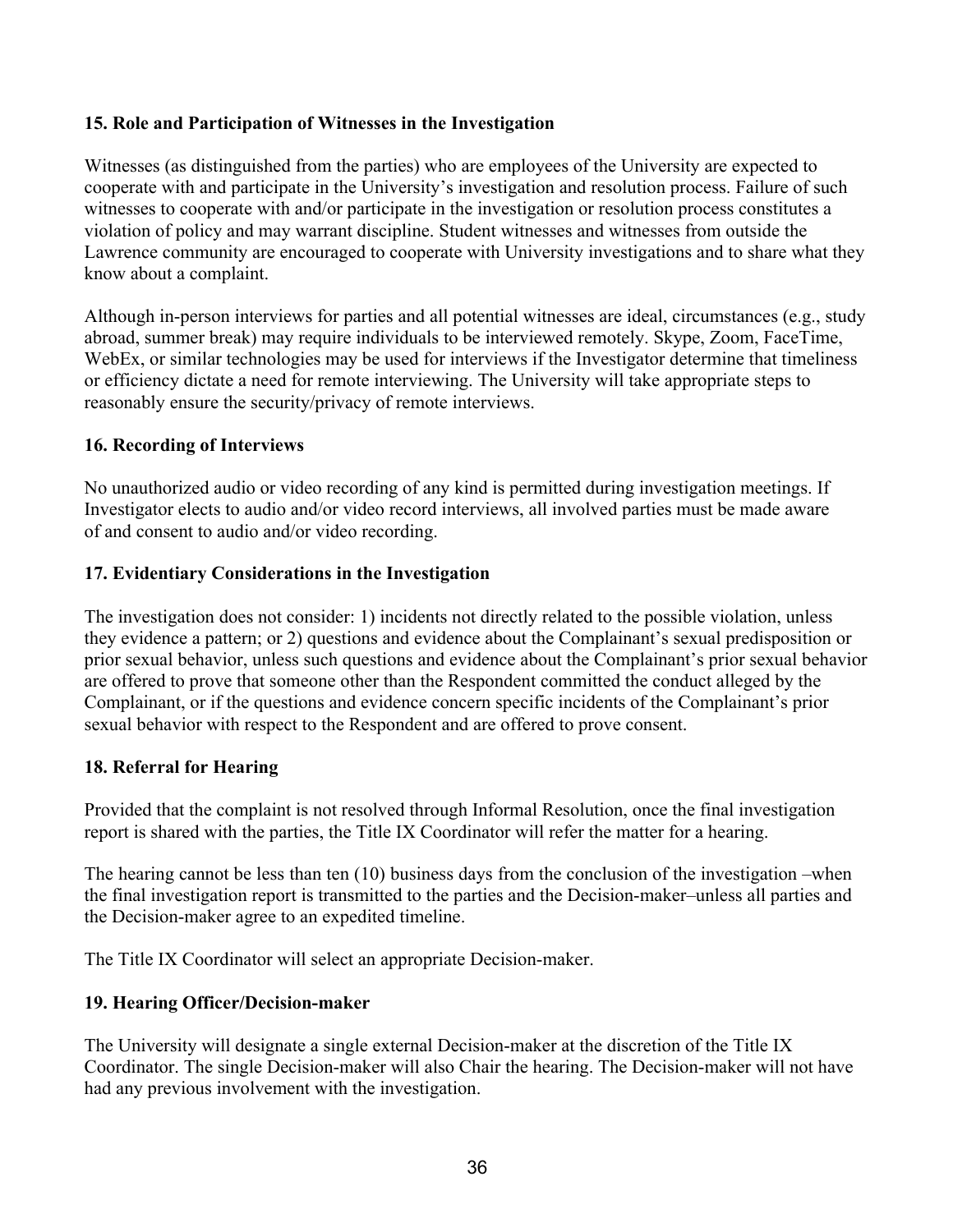**15. Role and Participation of Witnesses in the Investigation**

Witnesses (as distinguished from the parties) who are employees of the University are expected to cooperate with and participate in the University's investigation and resolution process. Failure of such witnesses to cooperate with and/or participate in the investigation or resolution process constitutes a violation of policy and may warrant discipline. Student witnesses and witnesses from outside the Lawrence community are encouraged to cooperate with University investigations and to share what they know about a complaint.

Although in-person interviews for parties and all potential witnesses are ideal, circumstances (e.g., study abroad, summer break) may require individuals to be interviewed remotely. Skype, Zoom, FaceTime, WebEx, or similar technologies may be used for interviews if the Investigator determine that timeliness or efficiency dictate a need for remote interviewing. The University will take appropriate steps to reasonably ensure the security/privacy of remote interviews.

**16. Recording of Interviews**

No unauthorized audio or video recording of any kind is permitted during investigation meetings. If Investigator elects to audio and/or video record interviews, all involved parties must be made aware of and consent to audio and/or video recording.

**17. Evidentiary Considerations in the Investigation**

The investigation does not consider: 1) incidents not directly related to the possible violation, unless they evidence a pattern; or 2) questions and evidence about the Complainant's sexual predisposition or prior sexual behavior, unless such questions and evidence about the Complainant's prior sexual behavior are offered to prove that someone other than the Respondent committed the conduct alleged by the Complainant, or if the questions and evidence concern specific incidents of the Complainant's prior sexual behavior with respect to the Respondent and are offered to prove consent.

**18. Referral for Hearing**

Provided that the complaint is not resolved through Informal Resolution, once the final investigation report is shared with the parties, the Title IX Coordinator will refer the matter for a hearing.

The hearing cannot be less than ten (10) business days from the conclusion of the investigation –when the final investigation report is transmitted to the parties and the Decision-maker–unless all parties and the Decision-maker agree to an expedited timeline.

The Title IX Coordinator will select an appropriate Decision-maker.

**19. Hearing Officer/Decision-maker**

The University will designate a single external Decision-maker at the discretion of the Title IX Coordinator. The single Decision-maker will also Chair the hearing. The Decision-maker will not have had any previous involvement with the investigation.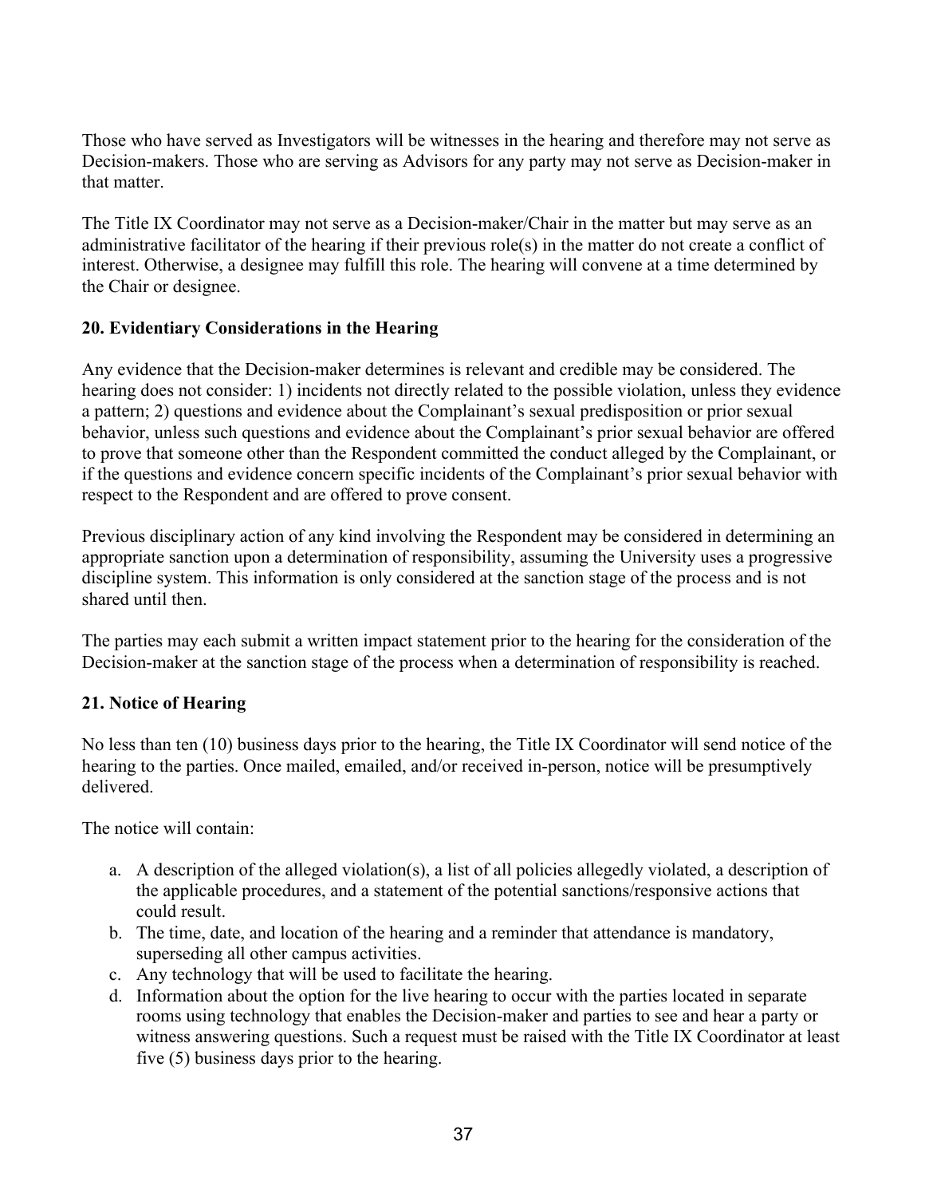Those who have served as Investigators will be witnesses in the hearing and therefore may not serve as Decision-makers. Those who are serving as Advisors for any party may not serve as Decision-maker in that matter.

The Title IX Coordinator may not serve as a Decision-maker/Chair in the matter but may serve as an administrative facilitator of the hearing if their previous role(s) in the matter do not create a conflict of interest. Otherwise, a designee may fulfill this role. The hearing will convene at a time determined by the Chair or designee.

### 20. Evidentiary Considerations in the Hearing

Any evidence that the Decision-maker determines is relevant and credible may be considered. The hearing does not consider: 1) incidents not directly related to the possible violation, unless they evidence a pattern; 2) questions and evidence about the Complainant's sexual predisposition or prior sexual behavior, unless such questions and evidence about the Complainant's prior sexual behavior are offered to prove that someone other than the Respondent committed the conduct alleged by the Complainant, or if the questions and evidence concern specific incidents of the Complainant's prior sexual behavior with respect to the Respondent and are offered to prove consent.

Previous disciplinary action of any kind involving the Respondent may be considered in determining an appropriate sanction upon a determination of responsibility, assuming the University uses a progressive discipline system. This information is only considered at the sanction stage of the process and is not shared until then.

The parties may each submit a written impact statement prior to the hearing for the consideration of the Decision-maker at the sanction stage of the process when a determination of responsibility is reached.

### 21. Notice of Hearing

No less than ten (10) business days prior to the hearing, the Title IX Coordinator will send notice of the hearing to the parties. Once mailed, emailed, and/or received in-person, notice will be presumptively delivered.

The notice will contain:

a. A description of the alleged violation(s), a list of all policies allegedly violated, a description of the applicable procedures, and a statement of the potential sanctions/responsive actions that could result.
b. The time, date, and location of the hearing and a reminder that attendance is mandatory, superseding all other campus activities.
c. Any technology that will be used to facilitate the hearing.
d. Information about the option for the live hearing to occur with the parties located in separate rooms using technology that enables the Decision-maker and parties to see and hear a party or witness answering questions. Such a request must be raised with the Title IX Coordinator at least five (5) business days prior to the hearing.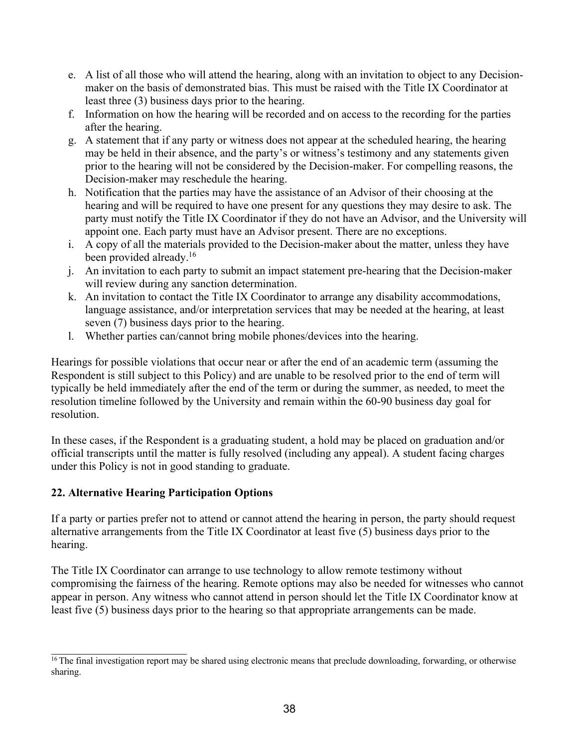e. A list of all those who will attend the hearing, along with an invitation to object to any Decision-maker on the basis of demonstrated bias. This must be raised with the Title IX Coordinator at least three (3) business days prior to the hearing.
f. Information on how the hearing will be recorded and on access to the recording for the parties after the hearing.
g. A statement that if any party or witness does not appear at the scheduled hearing, the hearing may be held in their absence, and the party's or witness's testimony and any statements given prior to the hearing will not be considered by the Decision-maker. For compelling reasons, the Decision-maker may reschedule the hearing.
h. Notification that the parties may have the assistance of an Advisor of their choosing at the hearing and will be required to have one present for any questions they may desire to ask. The party must notify the Title IX Coordinator if they do not have an Advisor, and the University will appoint one. Each party must have an Advisor present. There are no exceptions.
i. A copy of all the materials provided to the Decision-maker about the matter, unless they have been provided already.[16]
j. An invitation to each party to submit an impact statement pre-hearing that the Decision-maker will review during any sanction determination.
k. An invitation to contact the Title IX Coordinator to arrange any disability accommodations, language assistance, and/or interpretation services that may be needed at the hearing, at least seven (7) business days prior to the hearing.
l. Whether parties can/cannot bring mobile phones/devices into the hearing.

Hearings for possible violations that occur near or after the end of an academic term (assuming the Respondent is still subject to this Policy) and are unable to be resolved prior to the end of term will typically be held immediately after the end of the term or during the summer, as needed, to meet the resolution timeline followed by the University and remain within the 60-90 business day goal for resolution.

In these cases, if the Respondent is a graduating student, a hold may be placed on graduation and/or official transcripts until the matter is fully resolved (including any appeal). A student facing charges under this Policy is not in good standing to graduate.

## 22. Alternative Hearing Participation Options

If a party or parties prefer not to attend or cannot attend the hearing in person, the party should request alternative arrangements from the Title IX Coordinator at least five (5) business days prior to the hearing.

The Title IX Coordinator can arrange to use technology to allow remote testimony without compromising the fairness of the hearing. Remote options may also be needed for witnesses who cannot appear in person. Any witness who cannot attend in person should let the Title IX Coordinator know at least five (5) business days prior to the hearing so that appropriate arrangements can be made.

---

[16] The final investigation report may be shared using electronic means that preclude downloading, forwarding, or otherwise sharing.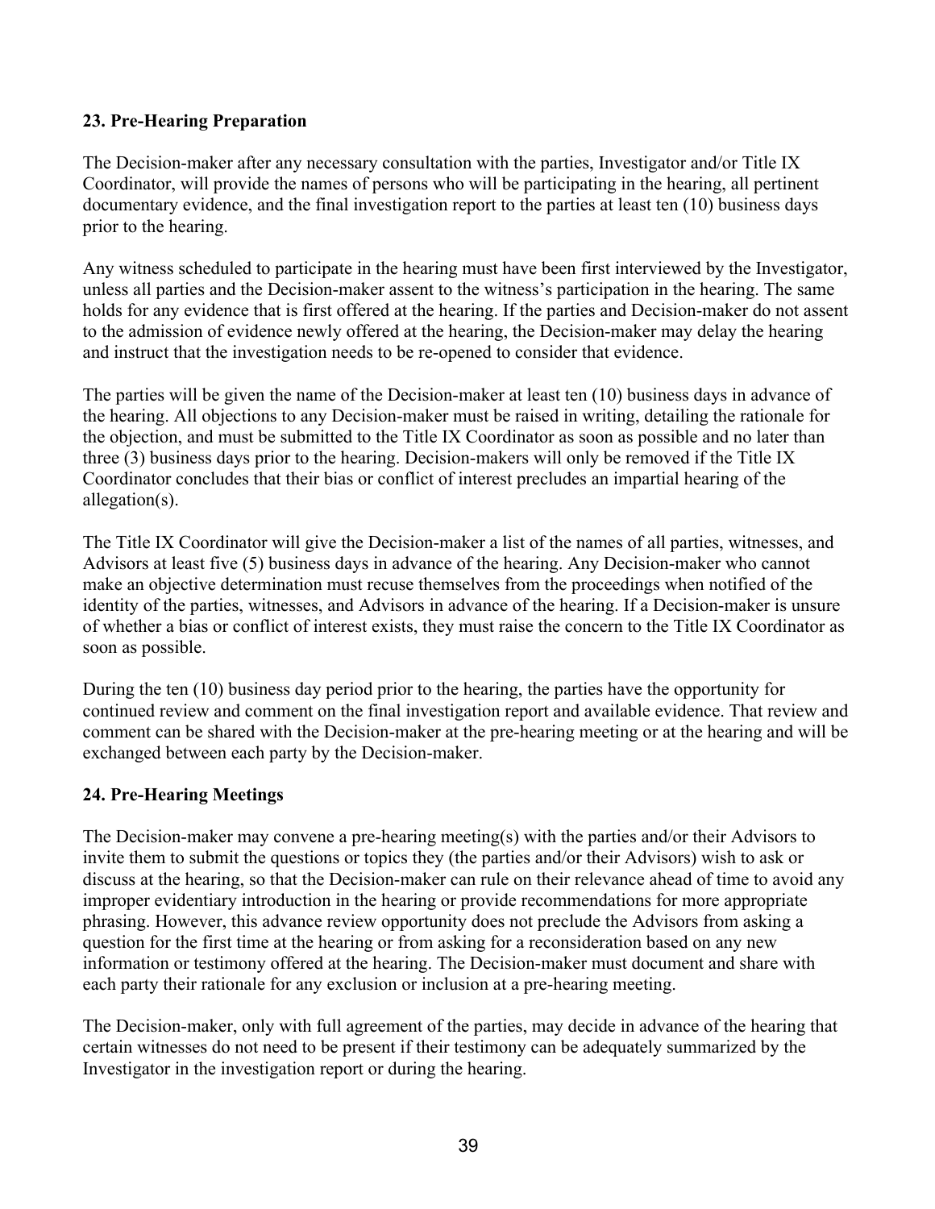### 23. Pre-Hearing Preparation

The Decision-maker after any necessary consultation with the parties, Investigator and/or Title IX Coordinator, will provide the names of persons who will be participating in the hearing, all pertinent documentary evidence, and the final investigation report to the parties at least ten (10) business days prior to the hearing.

Any witness scheduled to participate in the hearing must have been first interviewed by the Investigator, unless all parties and the Decision-maker assent to the witness's participation in the hearing. The same holds for any evidence that is first offered at the hearing. If the parties and Decision-maker do not assent to the admission of evidence newly offered at the hearing, the Decision-maker may delay the hearing and instruct that the investigation needs to be re-opened to consider that evidence.

The parties will be given the name of the Decision-maker at least ten (10) business days in advance of the hearing. All objections to any Decision-maker must be raised in writing, detailing the rationale for the objection, and must be submitted to the Title IX Coordinator as soon as possible and no later than three (3) business days prior to the hearing. Decision-makers will only be removed if the Title IX Coordinator concludes that their bias or conflict of interest precludes an impartial hearing of the allegation(s).

The Title IX Coordinator will give the Decision-maker a list of the names of all parties, witnesses, and Advisors at least five (5) business days in advance of the hearing. Any Decision-maker who cannot make an objective determination must recuse themselves from the proceedings when notified of the identity of the parties, witnesses, and Advisors in advance of the hearing. If a Decision-maker is unsure of whether a bias or conflict of interest exists, they must raise the concern to the Title IX Coordinator as soon as possible.

During the ten (10) business day period prior to the hearing, the parties have the opportunity for continued review and comment on the final investigation report and available evidence. That review and comment can be shared with the Decision-maker at the pre-hearing meeting or at the hearing and will be exchanged between each party by the Decision-maker.

### 24. Pre-Hearing Meetings

The Decision-maker may convene a pre-hearing meeting(s) with the parties and/or their Advisors to invite them to submit the questions or topics they (the parties and/or their Advisors) wish to ask or discuss at the hearing, so that the Decision-maker can rule on their relevance ahead of time to avoid any improper evidentiary introduction in the hearing or provide recommendations for more appropriate phrasing. However, this advance review opportunity does not preclude the Advisors from asking a question for the first time at the hearing or from asking for a reconsideration based on any new information or testimony offered at the hearing. The Decision-maker must document and share with each party their rationale for any exclusion or inclusion at a pre-hearing meeting.

The Decision-maker, only with full agreement of the parties, may decide in advance of the hearing that certain witnesses do not need to be present if their testimony can be adequately summarized by the Investigator in the investigation report or during the hearing.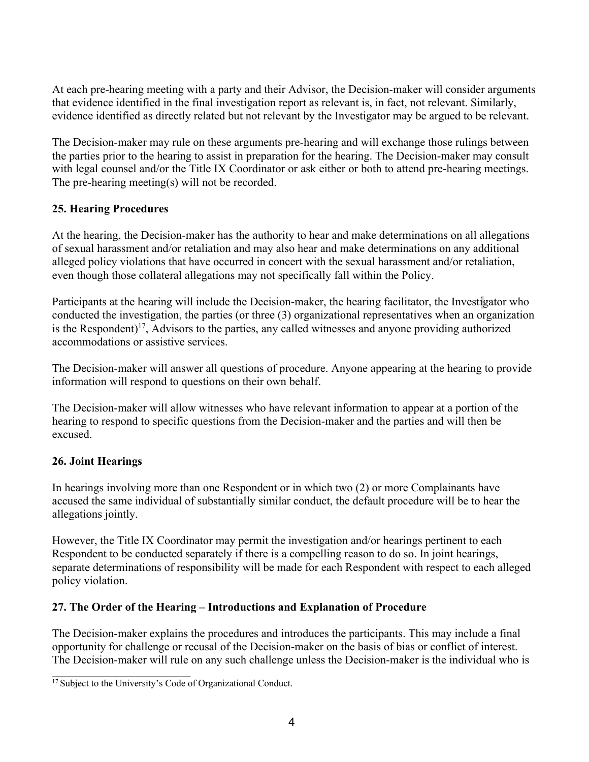At each pre-hearing meeting with a party and their Advisor, the Decision-maker will consider arguments that evidence identified in the final investigation report as relevant is, in fact, not relevant. Similarly, evidence identified as directly related but not relevant by the Investigator may be argued to be relevant.

The Decision-maker may rule on these arguments pre-hearing and will exchange those rulings between the parties prior to the hearing to assist in preparation for the hearing. The Decision-maker may consult with legal counsel and/or the Title IX Coordinator or ask either or both to attend pre-hearing meetings. The pre-hearing meeting(s) will not be recorded.

### 25. Hearing Procedures

At the hearing, the Decision-maker has the authority to hear and make determinations on all allegations of sexual harassment and/or retaliation and may also hear and make determinations on any additional alleged policy violations that have occurred in concert with the sexual harassment and/or retaliation, even though those collateral allegations may not specifically fall within the Policy.

Participants at the hearing will include the Decision-maker, the hearing facilitator, the Investigator who conducted the investigation, the parties (or three (3) organizational representatives when an organization is the Respondent)[17], Advisors to the parties, any called witnesses and anyone providing authorized accommodations or assistive services.

The Decision-maker will answer all questions of procedure. Anyone appearing at the hearing to provide information will respond to questions on their own behalf.

The Decision-maker will allow witnesses who have relevant information to appear at a portion of the hearing to respond to specific questions from the Decision-maker and the parties and will then be excused.

### 26. Joint Hearings

In hearings involving more than one Respondent or in which two (2) or more Complainants have accused the same individual of substantially similar conduct, the default procedure will be to hear the allegations jointly.

However, the Title IX Coordinator may permit the investigation and/or hearings pertinent to each Respondent to be conducted separately if there is a compelling reason to do so. In joint hearings, separate determinations of responsibility will be made for each Respondent with respect to each alleged policy violation.

### 27. The Order of the Hearing – Introductions and Explanation of Procedure

The Decision-maker explains the procedures and introduces the participants. This may include a final opportunity for challenge or recusal of the Decision-maker on the basis of bias or conflict of interest. The Decision-maker will rule on any such challenge unless the Decision-maker is the individual who is

[17] Subject to the University's Code of Organizational Conduct.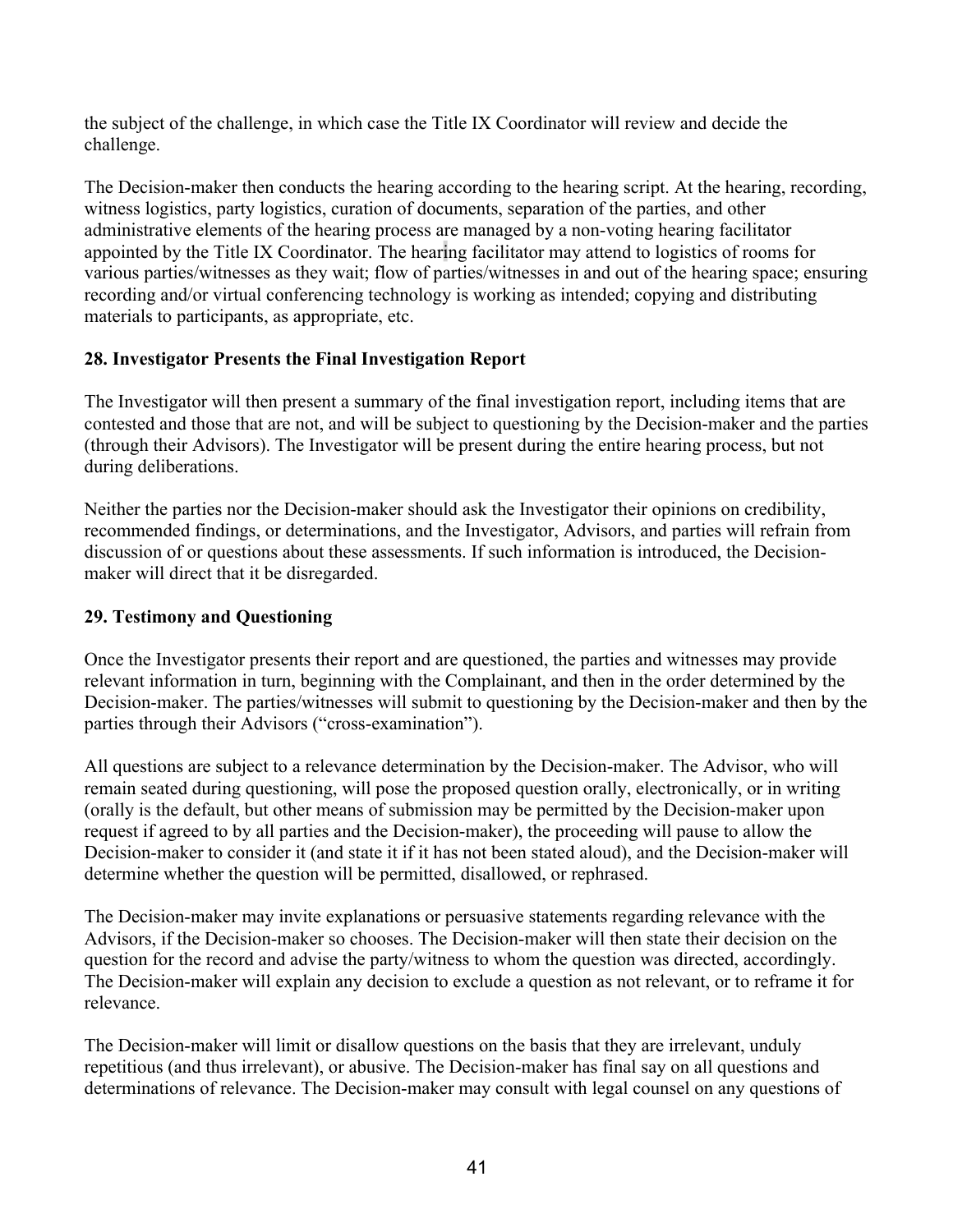the subject of the challenge, in which case the Title IX Coordinator will review and decide the challenge.

The Decision-maker then conducts the hearing according to the hearing script. At the hearing, recording, witness logistics, party logistics, curation of documents, separation of the parties, and other administrative elements of the hearing process are managed by a non-voting hearing facilitator appointed by the Title IX Coordinator. The hearing facilitator may attend to logistics of rooms for various parties/witnesses as they wait; flow of parties/witnesses in and out of the hearing space; ensuring recording and/or virtual conferencing technology is working as intended; copying and distributing materials to participants, as appropriate, etc.

**28. Investigator Presents the Final Investigation Report**

The Investigator will then present a summary of the final investigation report, including items that are contested and those that are not, and will be subject to questioning by the Decision-maker and the parties (through their Advisors). The Investigator will be present during the entire hearing process, but not during deliberations.

Neither the parties nor the Decision-maker should ask the Investigator their opinions on credibility, recommended findings, or determinations, and the Investigator, Advisors, and parties will refrain from discussion of or questions about these assessments. If such information is introduced, the Decision-maker will direct that it be disregarded.

**29. Testimony and Questioning**

Once the Investigator presents their report and are questioned, the parties and witnesses may provide relevant information in turn, beginning with the Complainant, and then in the order determined by the Decision-maker. The parties/witnesses will submit to questioning by the Decision-maker and then by the parties through their Advisors ("cross-examination").

All questions are subject to a relevance determination by the Decision-maker. The Advisor, who will remain seated during questioning, will pose the proposed question orally, electronically, or in writing (orally is the default, but other means of submission may be permitted by the Decision-maker upon request if agreed to by all parties and the Decision-maker), the proceeding will pause to allow the Decision-maker to consider it (and state it if it has not been stated aloud), and the Decision-maker will determine whether the question will be permitted, disallowed, or rephrased.

The Decision-maker may invite explanations or persuasive statements regarding relevance with the Advisors, if the Decision-maker so chooses. The Decision-maker will then state their decision on the question for the record and advise the party/witness to whom the question was directed, accordingly. The Decision-maker will explain any decision to exclude a question as not relevant, or to reframe it for relevance.

The Decision-maker will limit or disallow questions on the basis that they are irrelevant, unduly repetitious (and thus irrelevant), or abusive. The Decision-maker has final say on all questions and determinations of relevance. The Decision-maker may consult with legal counsel on any questions of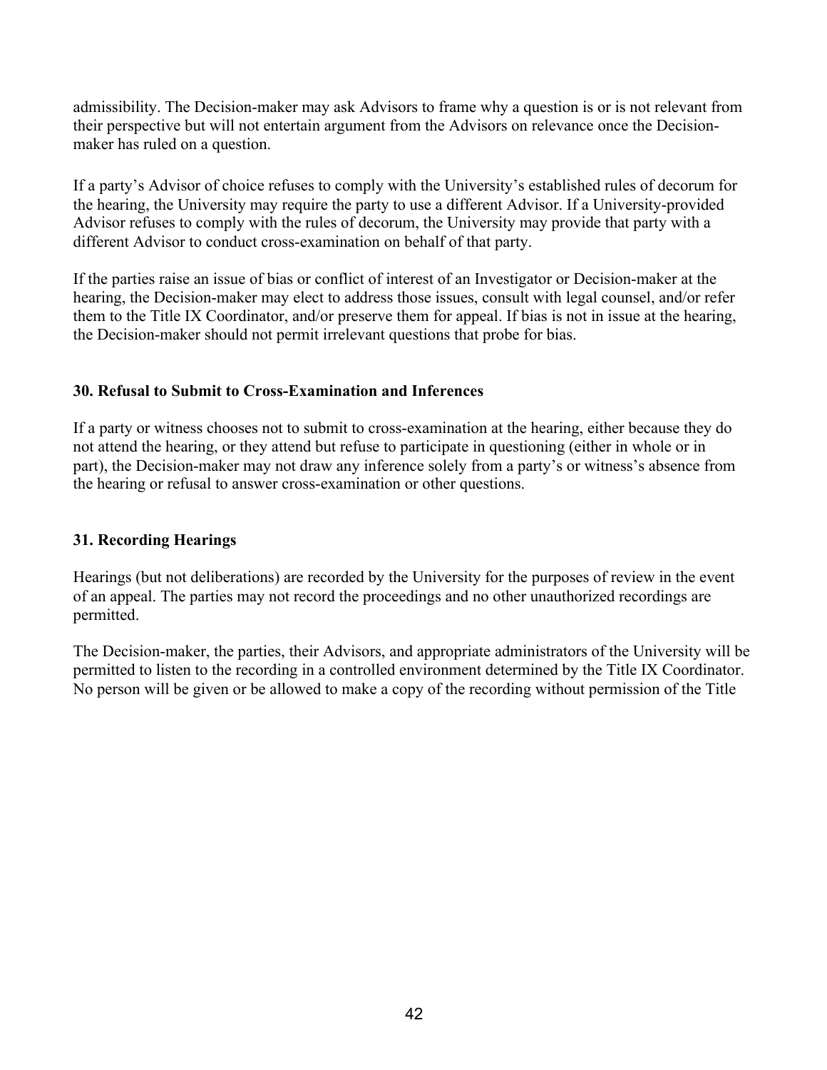admissibility. The Decision-maker may ask Advisors to frame why a question is or is not relevant from their perspective but will not entertain argument from the Advisors on relevance once the Decision-maker has ruled on a question.

If a party's Advisor of choice refuses to comply with the University's established rules of decorum for the hearing, the University may require the party to use a different Advisor. If a University-provided Advisor refuses to comply with the rules of decorum, the University may provide that party with a different Advisor to conduct cross-examination on behalf of that party.

If the parties raise an issue of bias or conflict of interest of an Investigator or Decision-maker at the hearing, the Decision-maker may elect to address those issues, consult with legal counsel, and/or refer them to the Title IX Coordinator, and/or preserve them for appeal. If bias is not in issue at the hearing, the Decision-maker should not permit irrelevant questions that probe for bias.

### 30. Refusal to Submit to Cross-Examination and Inferences

If a party or witness chooses not to submit to cross-examination at the hearing, either because they do not attend the hearing, or they attend but refuse to participate in questioning (either in whole or in part), the Decision-maker may not draw any inference solely from a party's or witness's absence from the hearing or refusal to answer cross-examination or other questions.

### 31. Recording Hearings

Hearings (but not deliberations) are recorded by the University for the purposes of review in the event of an appeal. The parties may not record the proceedings and no other unauthorized recordings are permitted.

The Decision-maker, the parties, their Advisors, and appropriate administrators of the University will be permitted to listen to the recording in a controlled environment determined by the Title IX Coordinator. No person will be given or be allowed to make a copy of the recording without permission of the Title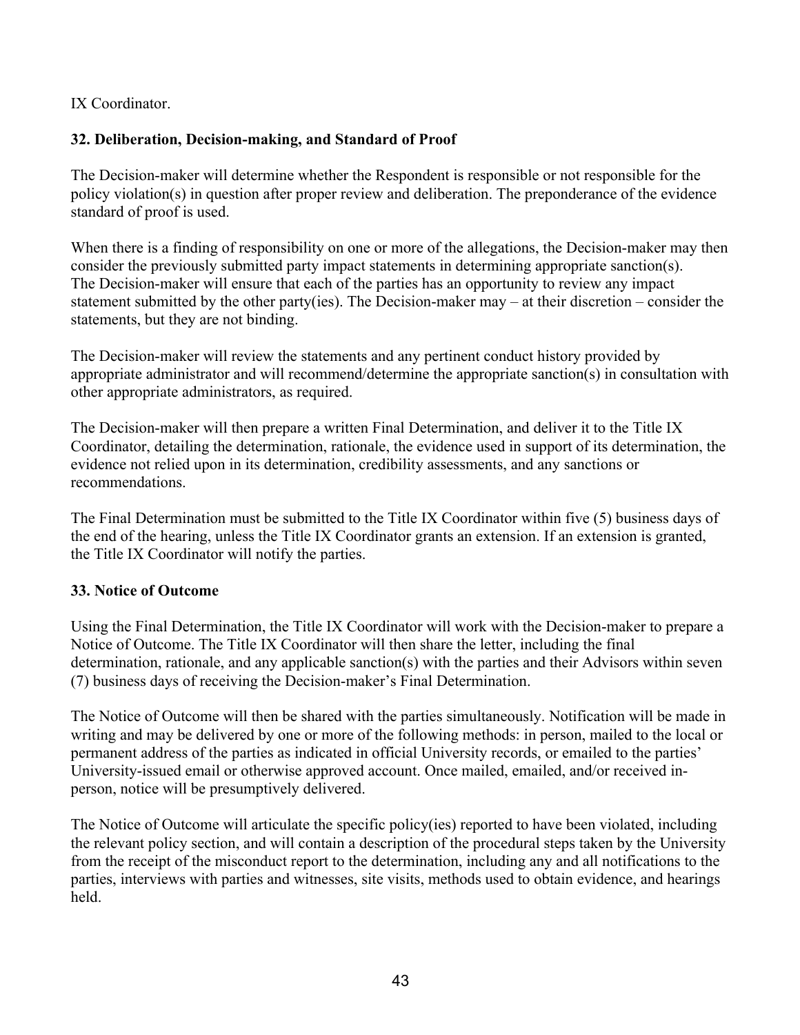IX Coordinator.

**32. Deliberation, Decision-making, and Standard of Proof**

The Decision-maker will determine whether the Respondent is responsible or not responsible for the policy violation(s) in question after proper review and deliberation. The preponderance of the evidence standard of proof is used.

When there is a finding of responsibility on one or more of the allegations, the Decision-maker may then consider the previously submitted party impact statements in determining appropriate sanction(s). The Decision-maker will ensure that each of the parties has an opportunity to review any impact statement submitted by the other party(ies). The Decision-maker may – at their discretion – consider the statements, but they are not binding.

The Decision-maker will review the statements and any pertinent conduct history provided by appropriate administrator and will recommend/determine the appropriate sanction(s) in consultation with other appropriate administrators, as required.

The Decision-maker will then prepare a written Final Determination, and deliver it to the Title IX Coordinator, detailing the determination, rationale, the evidence used in support of its determination, the evidence not relied upon in its determination, credibility assessments, and any sanctions or recommendations.

The Final Determination must be submitted to the Title IX Coordinator within five (5) business days of the end of the hearing, unless the Title IX Coordinator grants an extension. If an extension is granted, the Title IX Coordinator will notify the parties.

**33. Notice of Outcome**

Using the Final Determination, the Title IX Coordinator will work with the Decision-maker to prepare a Notice of Outcome. The Title IX Coordinator will then share the letter, including the final determination, rationale, and any applicable sanction(s) with the parties and their Advisors within seven (7) business days of receiving the Decision-maker's Final Determination.

The Notice of Outcome will then be shared with the parties simultaneously. Notification will be made in writing and may be delivered by one or more of the following methods: in person, mailed to the local or permanent address of the parties as indicated in official University records, or emailed to the parties' University-issued email or otherwise approved account. Once mailed, emailed, and/or received in-person, notice will be presumptively delivered.

The Notice of Outcome will articulate the specific policy(ies) reported to have been violated, including the relevant policy section, and will contain a description of the procedural steps taken by the University from the receipt of the misconduct report to the determination, including any and all notifications to the parties, interviews with parties and witnesses, site visits, methods used to obtain evidence, and hearings held.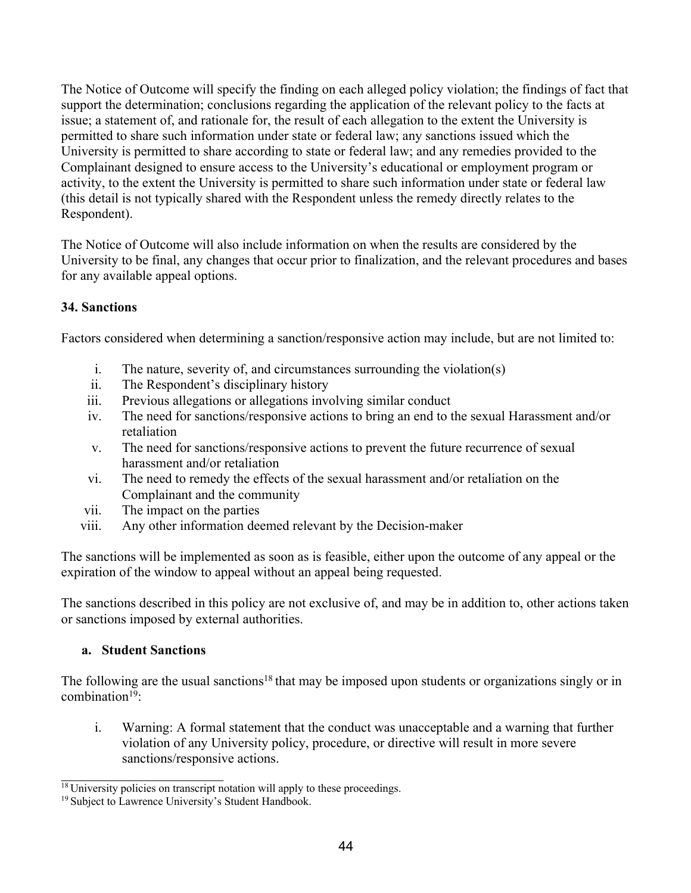The Notice of Outcome will specify the finding on each alleged policy violation; the findings of fact that support the determination; conclusions regarding the application of the relevant policy to the facts at issue; a statement of, and rationale for, the result of each allegation to the extent the University is permitted to share such information under state or federal law; any sanctions issued which the University is permitted to share according to state or federal law; and any remedies provided to the Complainant designed to ensure access to the University's educational or employment program or activity, to the extent the University is permitted to share such information under state or federal law (this detail is not typically shared with the Respondent unless the remedy directly relates to the Respondent).

The Notice of Outcome will also include information on when the results are considered by the University to be final, any changes that occur prior to finalization, and the relevant procedures and bases for any available appeal options.

### 34. Sanctions

Factors considered when determining a sanction/responsive action may include, but are not limited to:

- i. The nature, severity of, and circumstances surrounding the violation(s)
- ii. The Respondent's disciplinary history
- iii. Previous allegations or allegations involving similar conduct
- iv. The need for sanctions/responsive actions to bring an end to the sexual Harassment and/or retaliation
- v. The need for sanctions/responsive actions to prevent the future recurrence of sexual harassment and/or retaliation
- vi. The need to remedy the effects of the sexual harassment and/or retaliation on the Complainant and the community
- vii. The impact on the parties
- viii. Any other information deemed relevant by the Decision-maker

The sanctions will be implemented as soon as is feasible, either upon the outcome of any appeal or the expiration of the window to appeal without an appeal being requested.

The sanctions described in this policy are not exclusive of, and may be in addition to, other actions taken or sanctions imposed by external authorities.

#### a. Student Sanctions

The following are the usual sanctions[18] that may be imposed upon students or organizations singly or in combination[19]:

- i. Warning: A formal statement that the conduct was unacceptable and a warning that further violation of any University policy, procedure, or directive will result in more severe sanctions/responsive actions.

---

[18] University policies on transcript notation will apply to these proceedings.

[19] Subject to Lawrence University's Student Handbook.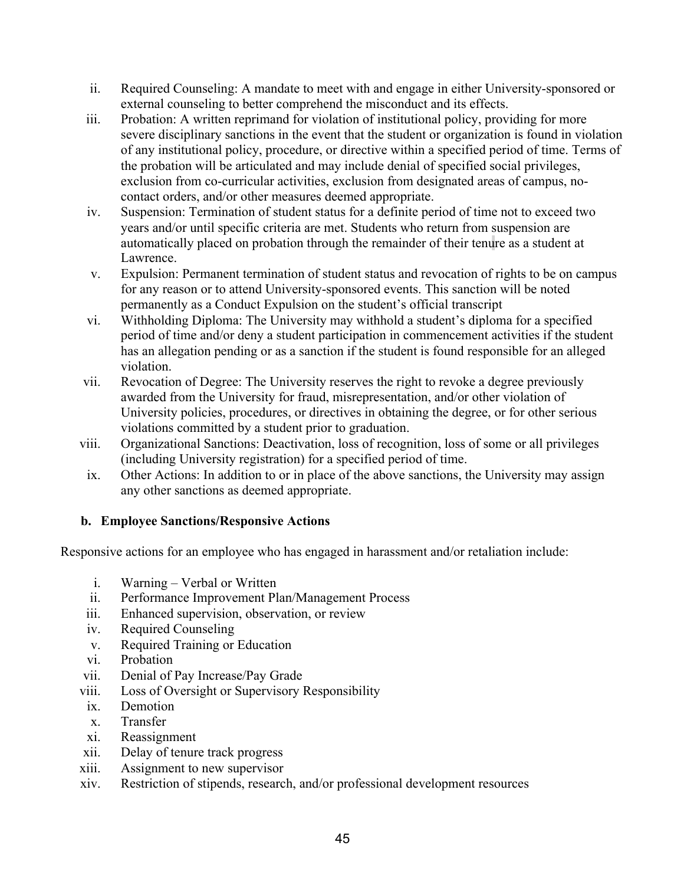ii. Required Counseling: A mandate to meet with and engage in either University-sponsored or external counseling to better comprehend the misconduct and its effects.

iii. Probation: A written reprimand for violation of institutional policy, providing for more severe disciplinary sanctions in the event that the student or organization is found in violation of any institutional policy, procedure, or directive within a specified period of time. Terms of the probation will be articulated and may include denial of specified social privileges, exclusion from co-curricular activities, exclusion from designated areas of campus, no-contact orders, and/or other measures deemed appropriate.

iv. Suspension: Termination of student status for a definite period of time not to exceed two years and/or until specific criteria are met. Students who return from suspension are automatically placed on probation through the remainder of their tenure as a student at Lawrence.

v. Expulsion: Permanent termination of student status and revocation of rights to be on campus for any reason or to attend University-sponsored events. This sanction will be noted permanently as a Conduct Expulsion on the student's official transcript

vi. Withholding Diploma: The University may withhold a student's diploma for a specified period of time and/or deny a student participation in commencement activities if the student has an allegation pending or as a sanction if the student is found responsible for an alleged violation.

vii. Revocation of Degree: The University reserves the right to revoke a degree previously awarded from the University for fraud, misrepresentation, and/or other violation of University policies, procedures, or directives in obtaining the degree, or for other serious violations committed by a student prior to graduation.

viii. Organizational Sanctions: Deactivation, loss of recognition, loss of some or all privileges (including University registration) for a specified period of time.

ix. Other Actions: In addition to or in place of the above sanctions, the University may assign any other sanctions as deemed appropriate.

### b. Employee Sanctions/Responsive Actions

Responsive actions for an employee who has engaged in harassment and/or retaliation include:

i. Warning – Verbal or Written
ii. Performance Improvement Plan/Management Process
iii. Enhanced supervision, observation, or review
iv. Required Counseling
v. Required Training or Education
vi. Probation
vii. Denial of Pay Increase/Pay Grade
viii. Loss of Oversight or Supervisory Responsibility
ix. Demotion
x. Transfer
xi. Reassignment
xii. Delay of tenure track progress
xiii. Assignment to new supervisor
xiv. Restriction of stipends, research, and/or professional development resources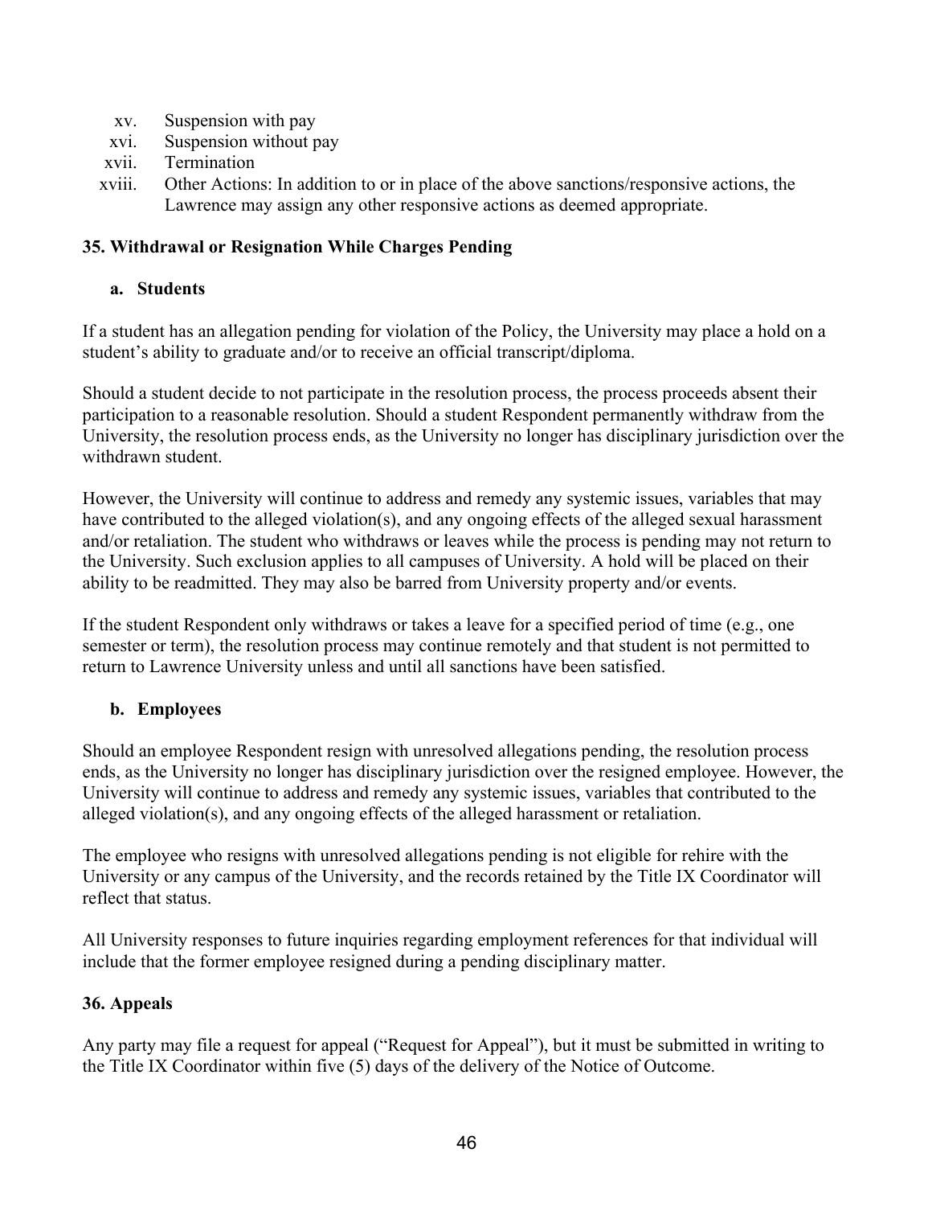xv. Suspension with pay
xvi. Suspension without pay
xvii. Termination
xviii. Other Actions: In addition to or in place of the above sanctions/responsive actions, the Lawrence may assign any other responsive actions as deemed appropriate.

**35. Withdrawal or Resignation While Charges Pending**

**a. Students**

If a student has an allegation pending for violation of the Policy, the University may place a hold on a student's ability to graduate and/or to receive an official transcript/diploma.

Should a student decide to not participate in the resolution process, the process proceeds absent their participation to a reasonable resolution. Should a student Respondent permanently withdraw from the University, the resolution process ends, as the University no longer has disciplinary jurisdiction over the withdrawn student.

However, the University will continue to address and remedy any systemic issues, variables that may have contributed to the alleged violation(s), and any ongoing effects of the alleged sexual harassment and/or retaliation. The student who withdraws or leaves while the process is pending may not return to the University. Such exclusion applies to all campuses of University. A hold will be placed on their ability to be readmitted. They may also be barred from University property and/or events.

If the student Respondent only withdraws or takes a leave for a specified period of time (e.g., one semester or term), the resolution process may continue remotely and that student is not permitted to return to Lawrence University unless and until all sanctions have been satisfied.

**b. Employees**

Should an employee Respondent resign with unresolved allegations pending, the resolution process ends, as the University no longer has disciplinary jurisdiction over the resigned employee. However, the University will continue to address and remedy any systemic issues, variables that contributed to the alleged violation(s), and any ongoing effects of the alleged harassment or retaliation.

The employee who resigns with unresolved allegations pending is not eligible for rehire with the University or any campus of the University, and the records retained by the Title IX Coordinator will reflect that status.

All University responses to future inquiries regarding employment references for that individual will include that the former employee resigned during a pending disciplinary matter.

**36. Appeals**

Any party may file a request for appeal ("Request for Appeal"), but it must be submitted in writing to the Title IX Coordinator within five (5) days of the delivery of the Notice of Outcome.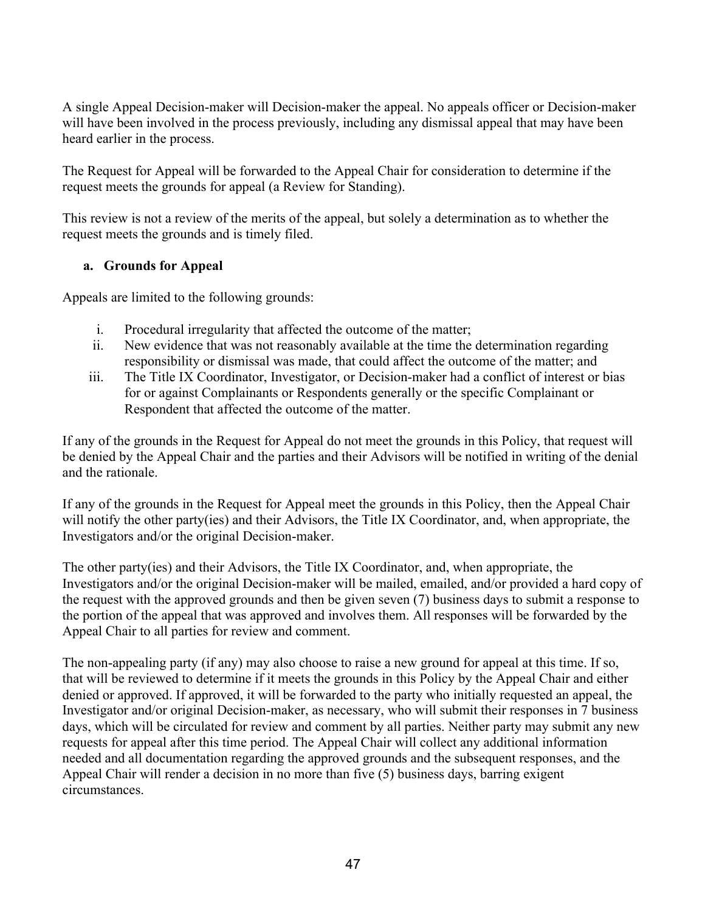A single Appeal Decision-maker will Decision-maker the appeal. No appeals officer or Decision-maker will have been involved in the process previously, including any dismissal appeal that may have been heard earlier in the process.

The Request for Appeal will be forwarded to the Appeal Chair for consideration to determine if the request meets the grounds for appeal (a Review for Standing).

This review is not a review of the merits of the appeal, but solely a determination as to whether the request meets the grounds and is timely filed.

**a. Grounds for Appeal**

Appeals are limited to the following grounds:

i. Procedural irregularity that affected the outcome of the matter;
ii. New evidence that was not reasonably available at the time the determination regarding responsibility or dismissal was made, that could affect the outcome of the matter; and
iii. The Title IX Coordinator, Investigator, or Decision-maker had a conflict of interest or bias for or against Complainants or Respondents generally or the specific Complainant or Respondent that affected the outcome of the matter.

If any of the grounds in the Request for Appeal do not meet the grounds in this Policy, that request will be denied by the Appeal Chair and the parties and their Advisors will be notified in writing of the denial and the rationale.

If any of the grounds in the Request for Appeal meet the grounds in this Policy, then the Appeal Chair will notify the other party(ies) and their Advisors, the Title IX Coordinator, and, when appropriate, the Investigators and/or the original Decision-maker.

The other party(ies) and their Advisors, the Title IX Coordinator, and, when appropriate, the Investigators and/or the original Decision-maker will be mailed, emailed, and/or provided a hard copy of the request with the approved grounds and then be given seven (7) business days to submit a response to the portion of the appeal that was approved and involves them. All responses will be forwarded by the Appeal Chair to all parties for review and comment.

The non-appealing party (if any) may also choose to raise a new ground for appeal at this time. If so, that will be reviewed to determine if it meets the grounds in this Policy by the Appeal Chair and either denied or approved. If approved, it will be forwarded to the party who initially requested an appeal, the Investigator and/or original Decision-maker, as necessary, who will submit their responses in 7 business days, which will be circulated for review and comment by all parties. Neither party may submit any new requests for appeal after this time period. The Appeal Chair will collect any additional information needed and all documentation regarding the approved grounds and the subsequent responses, and the Appeal Chair will render a decision in no more than five (5) business days, barring exigent circumstances.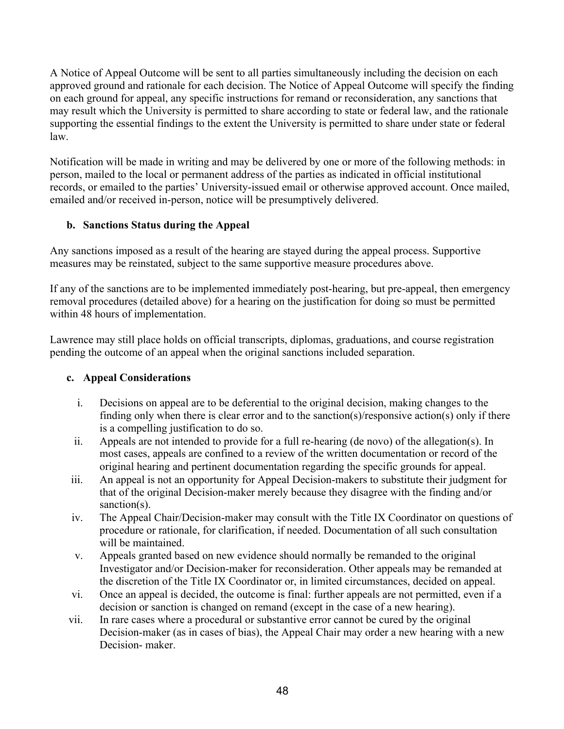A Notice of Appeal Outcome will be sent to all parties simultaneously including the decision on each approved ground and rationale for each decision. The Notice of Appeal Outcome will specify the finding on each ground for appeal, any specific instructions for remand or reconsideration, any sanctions that may result which the University is permitted to share according to state or federal law, and the rationale supporting the essential findings to the extent the University is permitted to share under state or federal law.

Notification will be made in writing and may be delivered by one or more of the following methods: in person, mailed to the local or permanent address of the parties as indicated in official institutional records, or emailed to the parties' University-issued email or otherwise approved account. Once mailed, emailed and/or received in-person, notice will be presumptively delivered.

**b. Sanctions Status during the Appeal**

Any sanctions imposed as a result of the hearing are stayed during the appeal process. Supportive measures may be reinstated, subject to the same supportive measure procedures above.

If any of the sanctions are to be implemented immediately post-hearing, but pre-appeal, then emergency removal procedures (detailed above) for a hearing on the justification for doing so must be permitted within 48 hours of implementation.

Lawrence may still place holds on official transcripts, diplomas, graduations, and course registration pending the outcome of an appeal when the original sanctions included separation.

**c. Appeal Considerations**

i. Decisions on appeal are to be deferential to the original decision, making changes to the finding only when there is clear error and to the sanction(s)/responsive action(s) only if there is a compelling justification to do so.
ii. Appeals are not intended to provide for a full re-hearing (de novo) of the allegation(s). In most cases, appeals are confined to a review of the written documentation or record of the original hearing and pertinent documentation regarding the specific grounds for appeal.
iii. An appeal is not an opportunity for Appeal Decision-makers to substitute their judgment for that of the original Decision-maker merely because they disagree with the finding and/or sanction(s).
iv. The Appeal Chair/Decision-maker may consult with the Title IX Coordinator on questions of procedure or rationale, for clarification, if needed. Documentation of all such consultation will be maintained.
v. Appeals granted based on new evidence should normally be remanded to the original Investigator and/or Decision-maker for reconsideration. Other appeals may be remanded at the discretion of the Title IX Coordinator or, in limited circumstances, decided on appeal.
vi. Once an appeal is decided, the outcome is final: further appeals are not permitted, even if a decision or sanction is changed on remand (except in the case of a new hearing).
vii. In rare cases where a procedural or substantive error cannot be cured by the original Decision-maker (as in cases of bias), the Appeal Chair may order a new hearing with a new Decision- maker.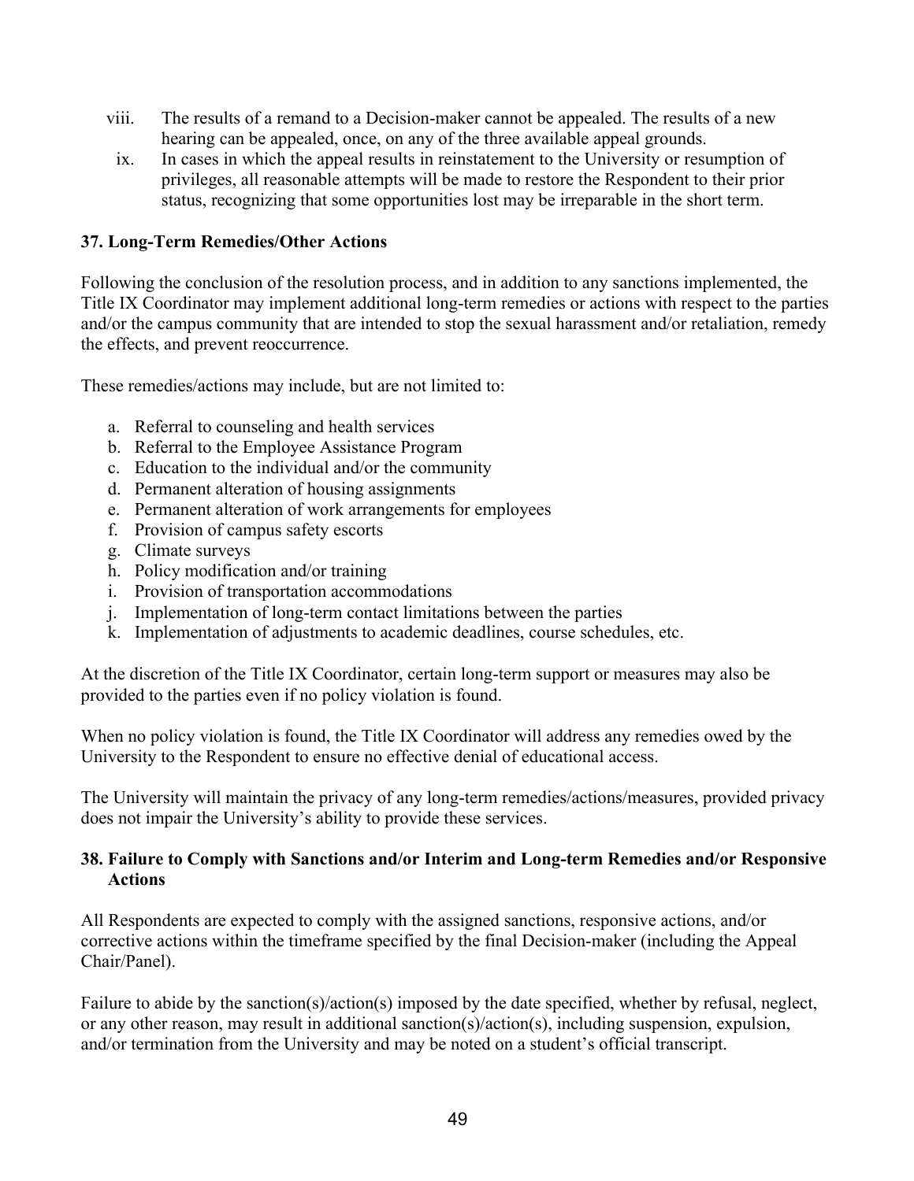viii. The results of a remand to a Decision-maker cannot be appealed. The results of a new hearing can be appealed, once, on any of the three available appeal grounds.

ix. In cases in which the appeal results in reinstatement to the University or resumption of privileges, all reasonable attempts will be made to restore the Respondent to their prior status, recognizing that some opportunities lost may be irreparable in the short term.

## 37. Long-Term Remedies/Other Actions

Following the conclusion of the resolution process, and in addition to any sanctions implemented, the Title IX Coordinator may implement additional long-term remedies or actions with respect to the parties and/or the campus community that are intended to stop the sexual harassment and/or retaliation, remedy the effects, and prevent reoccurrence.

These remedies/actions may include, but are not limited to:

a. Referral to counseling and health services
b. Referral to the Employee Assistance Program
c. Education to the individual and/or the community
d. Permanent alteration of housing assignments
e. Permanent alteration of work arrangements for employees
f. Provision of campus safety escorts
g. Climate surveys
h. Policy modification and/or training
i. Provision of transportation accommodations
j. Implementation of long-term contact limitations between the parties
k. Implementation of adjustments to academic deadlines, course schedules, etc.

At the discretion of the Title IX Coordinator, certain long-term support or measures may also be provided to the parties even if no policy violation is found.

When no policy violation is found, the Title IX Coordinator will address any remedies owed by the University to the Respondent to ensure no effective denial of educational access.

The University will maintain the privacy of any long-term remedies/actions/measures, provided privacy does not impair the University's ability to provide these services.

## 38. Failure to Comply with Sanctions and/or Interim and Long-term Remedies and/or Responsive Actions

All Respondents are expected to comply with the assigned sanctions, responsive actions, and/or corrective actions within the timeframe specified by the final Decision-maker (including the Appeal Chair/Panel).

Failure to abide by the sanction(s)/action(s) imposed by the date specified, whether by refusal, neglect, or any other reason, may result in additional sanction(s)/action(s), including suspension, expulsion, and/or termination from the University and may be noted on a student's official transcript.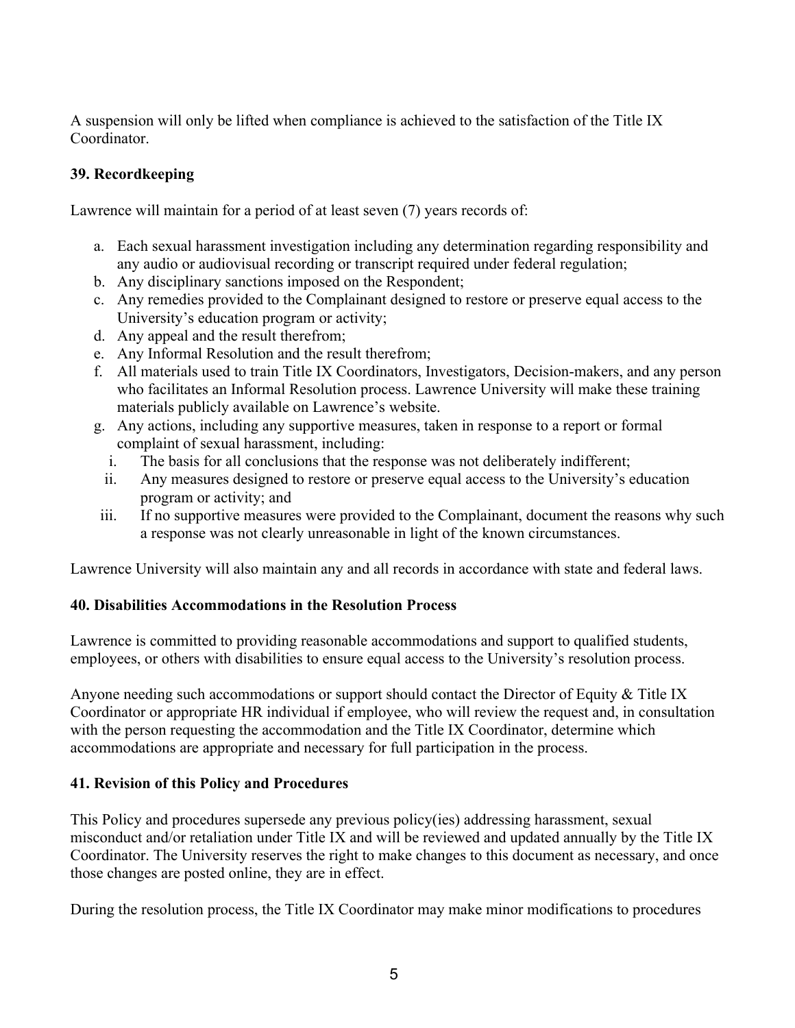A suspension will only be lifted when compliance is achieved to the satisfaction of the Title IX Coordinator.

### 39. Recordkeeping

Lawrence will maintain for a period of at least seven (7) years records of:

a. Each sexual harassment investigation including any determination regarding responsibility and any audio or audiovisual recording or transcript required under federal regulation;
b. Any disciplinary sanctions imposed on the Respondent;
c. Any remedies provided to the Complainant designed to restore or preserve equal access to the University's education program or activity;
d. Any appeal and the result therefrom;
e. Any Informal Resolution and the result therefrom;
f. All materials used to train Title IX Coordinators, Investigators, Decision-makers, and any person who facilitates an Informal Resolution process. Lawrence University will make these training materials publicly available on Lawrence's website.
g. Any actions, including any supportive measures, taken in response to a report or formal complaint of sexual harassment, including:
   i. The basis for all conclusions that the response was not deliberately indifferent;
   ii. Any measures designed to restore or preserve equal access to the University's education program or activity; and
   iii. If no supportive measures were provided to the Complainant, document the reasons why such a response was not clearly unreasonable in light of the known circumstances.

Lawrence University will also maintain any and all records in accordance with state and federal laws.

### 40. Disabilities Accommodations in the Resolution Process

Lawrence is committed to providing reasonable accommodations and support to qualified students, employees, or others with disabilities to ensure equal access to the University's resolution process.

Anyone needing such accommodations or support should contact the Director of Equity & Title IX Coordinator or appropriate HR individual if employee, who will review the request and, in consultation with the person requesting the accommodation and the Title IX Coordinator, determine which accommodations are appropriate and necessary for full participation in the process.

### 41. Revision of this Policy and Procedures

This Policy and procedures supersede any previous policy(ies) addressing harassment, sexual misconduct and/or retaliation under Title IX and will be reviewed and updated annually by the Title IX Coordinator. The University reserves the right to make changes to this document as necessary, and once those changes are posted online, they are in effect.

During the resolution process, the Title IX Coordinator may make minor modifications to procedures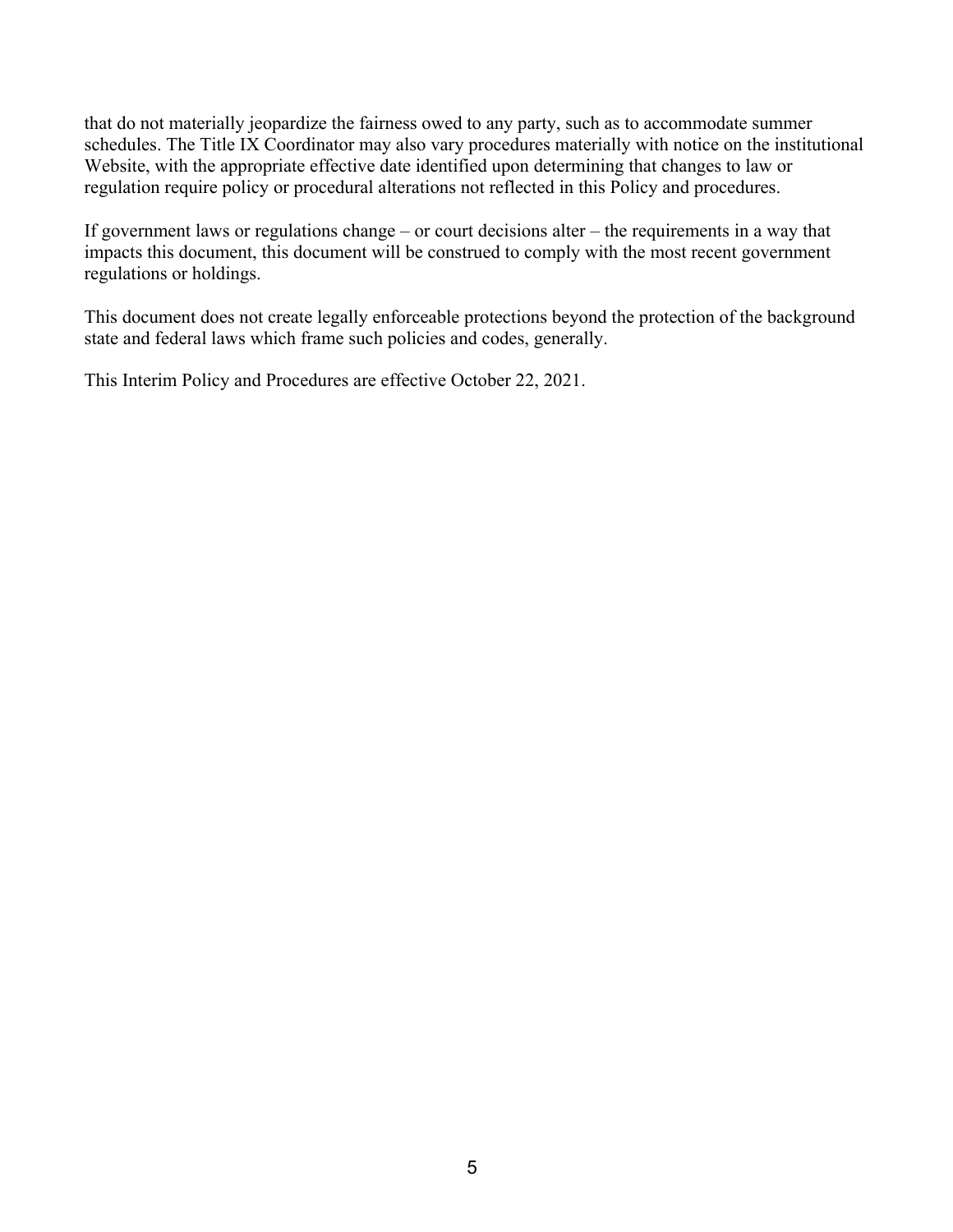that do not materially jeopardize the fairness owed to any party, such as to accommodate summer schedules. The Title IX Coordinator may also vary procedures materially with notice on the institutional Website, with the appropriate effective date identified upon determining that changes to law or regulation require policy or procedural alterations not reflected in this Policy and procedures.

If government laws or regulations change – or court decisions alter – the requirements in a way that impacts this document, this document will be construed to comply with the most recent government regulations or holdings.

This document does not create legally enforceable protections beyond the protection of the background state and federal laws which frame such policies and codes, generally.

This Interim Policy and Procedures are effective October 22, 2021.